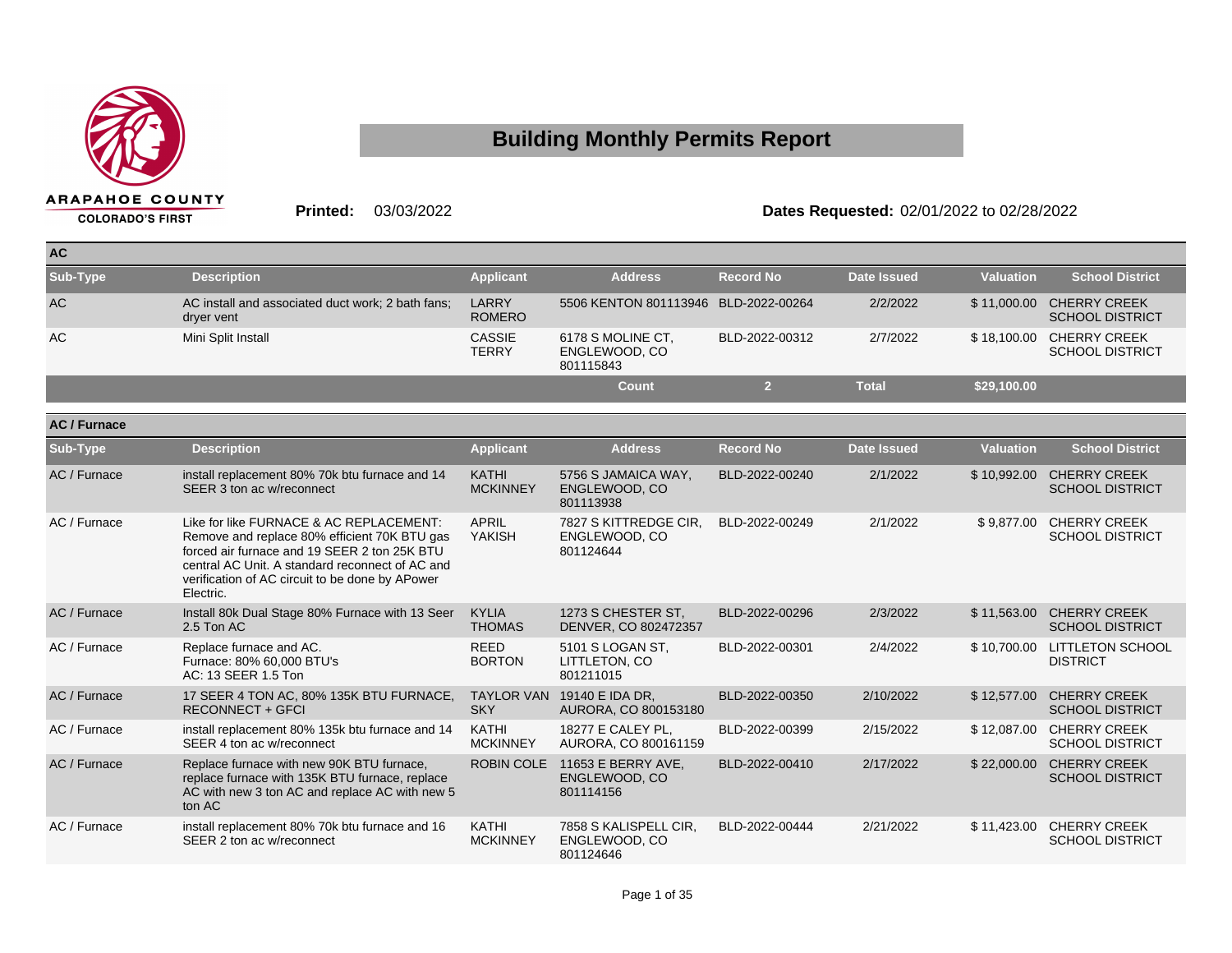ARAPAHOE COUNTY
COLORADO'S FIRST

# Building Monthly Permits Report

**Printed:** 03/03/2022

**Dates Requested:** 02/01/2022 to 02/28/2022

## AC

| Sub-Type | Description | Applicant | Address | Record No | Date Issued | Valuation | School District |
|---|---|---|---|---|---|---|---|
| AC | AC install and associated duct work; 2 bath fans; dryer vent | LARRY ROMERO | 5506 KENTON 801113946 | BLD-2022-00264 | 2/2/2022 | $ 11,000.00 | CHERRY CREEK SCHOOL DISTRICT |
| AC | Mini Split Install | CASSIE TERRY | 6178 S MOLINE CT, ENGLEWOOD, CO 801115843 | BLD-2022-00312 | 2/7/2022 | $ 18,100.00 | CHERRY CREEK SCHOOL DISTRICT |
| | | | **Count** | **2** | **Total** | **$29,100.00** | |

## AC / Furnace

| Sub-Type | Description | Applicant | Address | Record No | Date Issued | Valuation | School District |
|---|---|---|---|---|---|---|---|
| AC / Furnace | install replacement 80% 70k btu furnace and 14 SEER 3 ton ac w/reconnect | KATHI MCKINNEY | 5756 S JAMAICA WAY, ENGLEWOOD, CO 801113938 | BLD-2022-00240 | 2/1/2022 | $ 10,992.00 | CHERRY CREEK SCHOOL DISTRICT |
| AC / Furnace | Like for like FURNACE & AC REPLACEMENT: Remove and replace 80% efficient 70K BTU gas forced air furnace and 19 SEER 2 ton 25K BTU central AC Unit. A standard reconnect of AC and verification of AC circuit to be done by APower Electric. | APRIL YAKISH | 7827 S KITTREDGE CIR, ENGLEWOOD, CO 801124644 | BLD-2022-00249 | 2/1/2022 | $ 9,877.00 | CHERRY CREEK SCHOOL DISTRICT |
| AC / Furnace | Install 80k Dual Stage 80% Furnace with 13 Seer 2.5 Ton AC | KYLIA THOMAS | 1273 S CHESTER ST, DENVER, CO 802472357 | BLD-2022-00296 | 2/3/2022 | $ 11,563.00 | CHERRY CREEK SCHOOL DISTRICT |
| AC / Furnace | Replace furnace and AC. Furnace: 80% 60,000 BTU's AC: 13 SEER 1.5 Ton | REED BORTON | 5101 S LOGAN ST, LITTLETON, CO 801211015 | BLD-2022-00301 | 2/4/2022 | $ 10,700.00 | LITTLETON SCHOOL DISTRICT |
| AC / Furnace | 17 SEER 4 TON AC, 80% 135K BTU FURNACE, RECONNECT + GFCI | TAYLOR VAN SKY | 19140 E IDA DR, AURORA, CO 800153180 | BLD-2022-00350 | 2/10/2022 | $ 12,577.00 | CHERRY CREEK SCHOOL DISTRICT |
| AC / Furnace | install replacement 80% 135k btu furnace and 14 SEER 4 ton ac w/reconnect | KATHI MCKINNEY | 18277 E CALEY PL, AURORA, CO 800161159 | BLD-2022-00399 | 2/15/2022 | $ 12,087.00 | CHERRY CREEK SCHOOL DISTRICT |
| AC / Furnace | Replace furnace with new 90K BTU furnace, replace furnace with 135K BTU furnace, replace AC with new 3 ton AC and replace AC with new 5 ton AC | ROBIN COLE | 11653 E BERRY AVE, ENGLEWOOD, CO 801114156 | BLD-2022-00410 | 2/17/2022 | $ 22,000.00 | CHERRY CREEK SCHOOL DISTRICT |
| AC / Furnace | install replacement 80% 70k btu furnace and 16 SEER 2 ton ac w/reconnect | KATHI MCKINNEY | 7858 S KALISPELL CIR, ENGLEWOOD, CO 801124646 | BLD-2022-00444 | 2/21/2022 | $ 11,423.00 | CHERRY CREEK SCHOOL DISTRICT |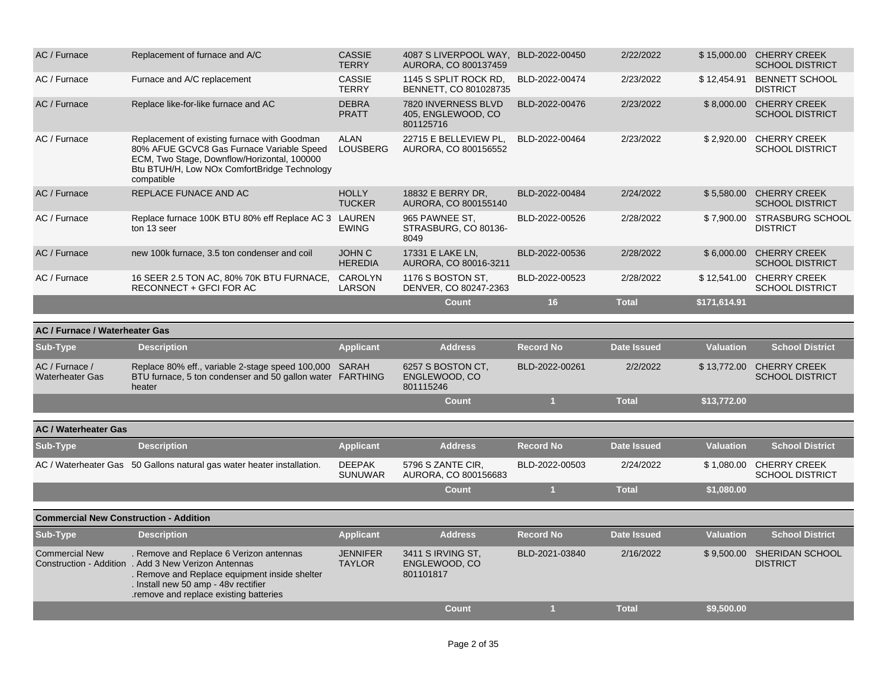| Sub-Type | Description | Applicant | Address | Record No | Date Issued | Valuation | School District |
|---|---|---|---|---|---|---|---|
| AC / Furnace | Replacement of furnace and A/C | CASSIE TERRY | 4087 S LIVERPOOL WAY, AURORA, CO 800137459 | BLD-2022-00450 | 2/22/2022 | $ 15,000.00 | CHERRY CREEK SCHOOL DISTRICT |
| AC / Furnace | Furnace and A/C replacement | CASSIE TERRY | 1145 S SPLIT ROCK RD, BENNETT, CO 801028735 | BLD-2022-00474 | 2/23/2022 | $ 12,454.91 | BENNETT SCHOOL DISTRICT |
| AC / Furnace | Replace like-for-like furnace and AC | DEBRA PRATT | 7820 INVERNESS BLVD 405, ENGLEWOOD, CO 801125716 | BLD-2022-00476 | 2/23/2022 | $ 8,000.00 | CHERRY CREEK SCHOOL DISTRICT |
| AC / Furnace | Replacement of existing furnace with Goodman 80% AFUE GCVC8 Gas Furnace Variable Speed ECM, Two Stage, Downflow/Horizontal, 100000 Btu BTUH/H, Low NOx ComfortBridge Technology compatible | ALAN LOUSBERG | 22715 E BELLEVIEW PL, AURORA, CO 800156552 | BLD-2022-00464 | 2/23/2022 | $ 2,920.00 | CHERRY CREEK SCHOOL DISTRICT |
| AC / Furnace | REPLACE FUNACE AND AC | HOLLY TUCKER | 18832 E BERRY DR, AURORA, CO 800155140 | BLD-2022-00484 | 2/24/2022 | $ 5,580.00 | CHERRY CREEK SCHOOL DISTRICT |
| AC / Furnace | Replace furnace 100K BTU 80% eff Replace AC 3 ton 13 seer | LAUREN EWING | 965 PAWNEE ST, STRASBURG, CO 80136-8049 | BLD-2022-00526 | 2/28/2022 | $ 7,900.00 | STRASBURG SCHOOL DISTRICT |
| AC / Furnace | new 100k furnace, 3.5 ton condenser and coil | JOHN C HEREDIA | 17331 E LAKE LN, AURORA, CO 80016-3211 | BLD-2022-00536 | 2/28/2022 | $ 6,000.00 | CHERRY CREEK SCHOOL DISTRICT |
| AC / Furnace | 16 SEER 2.5 TON AC, 80% 70K BTU FURNACE, RECONNECT + GFCI FOR AC | CAROLYN LARSON | 1176 S BOSTON ST, DENVER, CO 80247-2363 | BLD-2022-00523 | 2/28/2022 | $ 12,541.00 | CHERRY CREEK SCHOOL DISTRICT |
| | | | **Count** | **16** | **Total** | **$171,614.91** | |

**AC / Furnace / Waterheater Gas**

| Sub-Type | Description | Applicant | Address | Record No | Date Issued | Valuation | School District |
|---|---|---|---|---|---|---|---|
| AC / Furnace / Waterheater Gas | Replace 80% eff., variable 2-stage speed 100,000 BTU furnace, 5 ton condenser and 50 gallon water heater | SARAH FARTHING | 6257 S BOSTON CT, ENGLEWOOD, CO 801115246 | BLD-2022-00261 | 2/2/2022 | $ 13,772.00 | CHERRY CREEK SCHOOL DISTRICT |
| | | | **Count** | **1** | **Total** | **$13,772.00** | |

**AC / Waterheater Gas**

| Sub-Type | Description | Applicant | Address | Record No | Date Issued | Valuation | School District |
|---|---|---|---|---|---|---|---|
| AC / Waterheater Gas | 50 Gallons natural gas water heater installation. | DEEPAK SUNUWAR | 5796 S ZANTE CIR, AURORA, CO 800156683 | BLD-2022-00503 | 2/24/2022 | $ 1,080.00 | CHERRY CREEK SCHOOL DISTRICT |
| | | | **Count** | **1** | **Total** | **$1,080.00** | |

**Commercial New Construction - Addition**

| Sub-Type | Description | Applicant | Address | Record No | Date Issued | Valuation | School District |
|---|---|---|---|---|---|---|---|
| Commercial New Construction - Addition | . Remove and Replace 6 Verizon antennas<br>. Add 3 New Verizon Antennas<br>. Remove and Replace equipment inside shelter<br>. Install new 50 amp - 48v rectifier<br>.remove and replace existing batteries | JENNIFER TAYLOR | 3411 S IRVING ST, ENGLEWOOD, CO 801101817 | BLD-2021-03840 | 2/16/2022 | $ 9,500.00 | SHERIDAN SCHOOL DISTRICT |
| | | | **Count** | **1** | **Total** | **$9,500.00** | |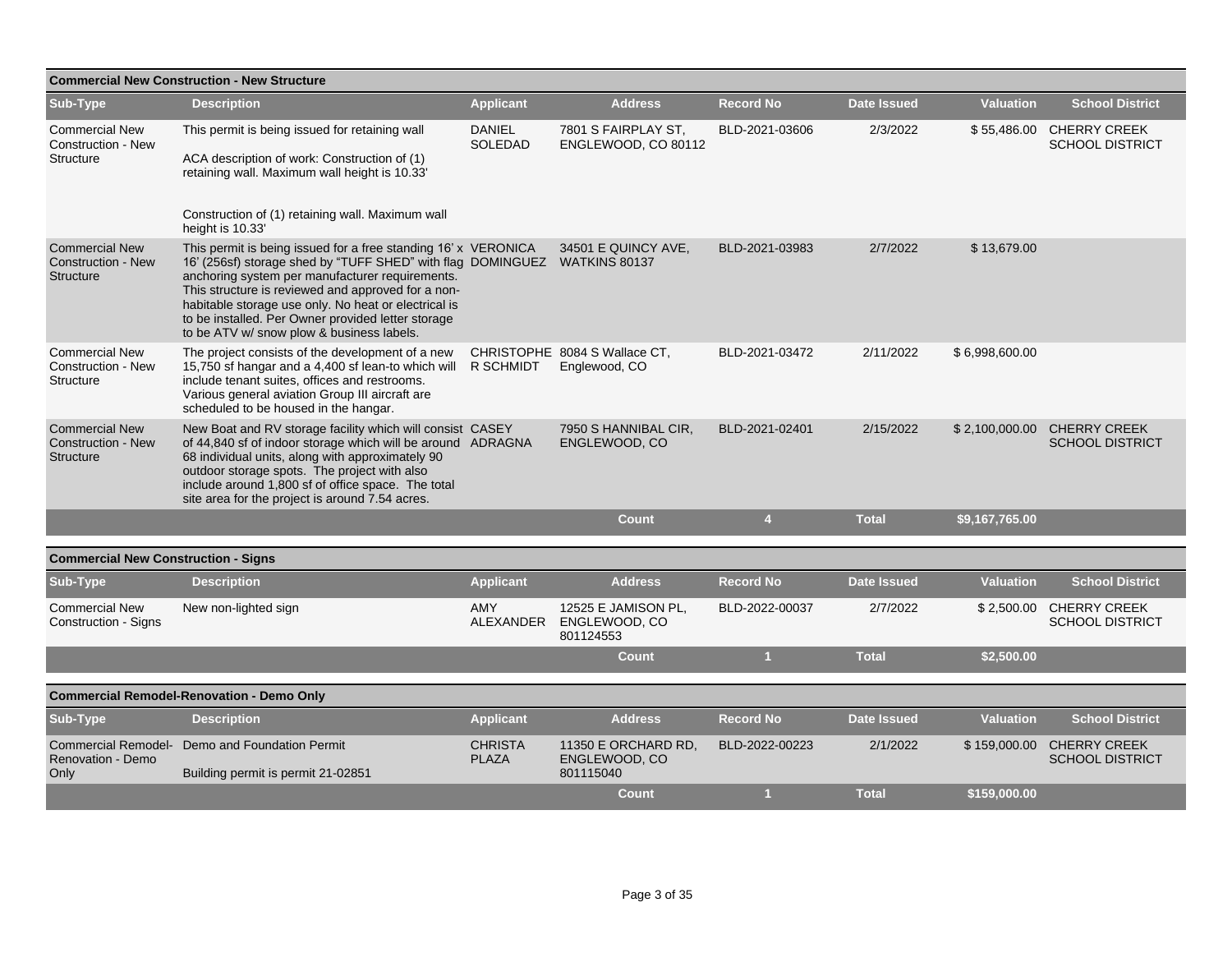## Commercial New Construction - New Structure

| Sub-Type | Description | Applicant | Address | Record No | Date Issued | Valuation | School District |
|---|---|---|---|---|---|---|---|
| Commercial New Construction - New Structure | This permit is being issued for retaining wall<br><br>ACA description of work: Construction of (1) retaining wall. Maximum wall height is 10.33'<br><br>Construction of (1) retaining wall. Maximum wall height is 10.33' | DANIEL SOLEDAD | 7801 S FAIRPLAY ST, ENGLEWOOD, CO 80112 | BLD-2021-03606 | 2/3/2022 | $ 55,486.00 | CHERRY CREEK SCHOOL DISTRICT |
| Commercial New Construction - New Structure | This permit is being issued for a free standing 16' x 16' (256sf) storage shed by "TUFF SHED" with flag anchoring system per manufacturer requirements. This structure is reviewed and approved for a non-habitable storage use only. No heat or electrical is to be installed. Per Owner provided letter storage to be ATV w/ snow plow & business labels. | VERONICA DOMINGUEZ | 34501 E QUINCY AVE, WATKINS 80137 | BLD-2021-03983 | 2/7/2022 | $ 13,679.00 | |
| Commercial New Construction - New Structure | The project consists of the development of a new 15,750 sf hangar and a 4,400 sf lean-to which will include tenant suites, offices and restrooms. Various general aviation Group III aircraft are scheduled to be housed in the hangar. | CHRISTOPHER SCHMIDT | 8084 S Wallace CT, Englewood, CO | BLD-2021-03472 | 2/11/2022 | $ 6,998,600.00 | |
| Commercial New Construction - New Structure | New Boat and RV storage facility which will consist of 44,840 sf of indoor storage which will be around 68 individual units, along with approximately 90 outdoor storage spots. The project with also include around 1,800 sf of office space. The total site area for the project is around 7.54 acres. | CASEY ADRAGNA | 7950 S HANNIBAL CIR, ENGLEWOOD, CO | BLD-2021-02401 | 2/15/2022 | $ 2,100,000.00 | CHERRY CREEK SCHOOL DISTRICT |
| | | | **Count** | **4** | **Total** | **$9,167,765.00** | |

## Commercial New Construction - Signs

| Sub-Type | Description | Applicant | Address | Record No | Date Issued | Valuation | School District |
|---|---|---|---|---|---|---|---|
| Commercial New Construction - Signs | New non-lighted sign | AMY ALEXANDER | 12525 E JAMISON PL, ENGLEWOOD, CO 801124553 | BLD-2022-00037 | 2/7/2022 | $ 2,500.00 | CHERRY CREEK SCHOOL DISTRICT |
| | | | **Count** | **1** | **Total** | **$2,500.00** | |

## Commercial Remodel-Renovation - Demo Only

| Sub-Type | Description | Applicant | Address | Record No | Date Issued | Valuation | School District |
|---|---|---|---|---|---|---|---|
| Commercial Remodel-Renovation - Demo Only | Demo and Foundation Permit<br><br>Building permit is permit 21-02851 | CHRISTA PLAZA | 11350 E ORCHARD RD, ENGLEWOOD, CO 801115040 | BLD-2022-00223 | 2/1/2022 | $ 159,000.00 | CHERRY CREEK SCHOOL DISTRICT |
| | | | **Count** | **1** | **Total** | **$159,000.00** | |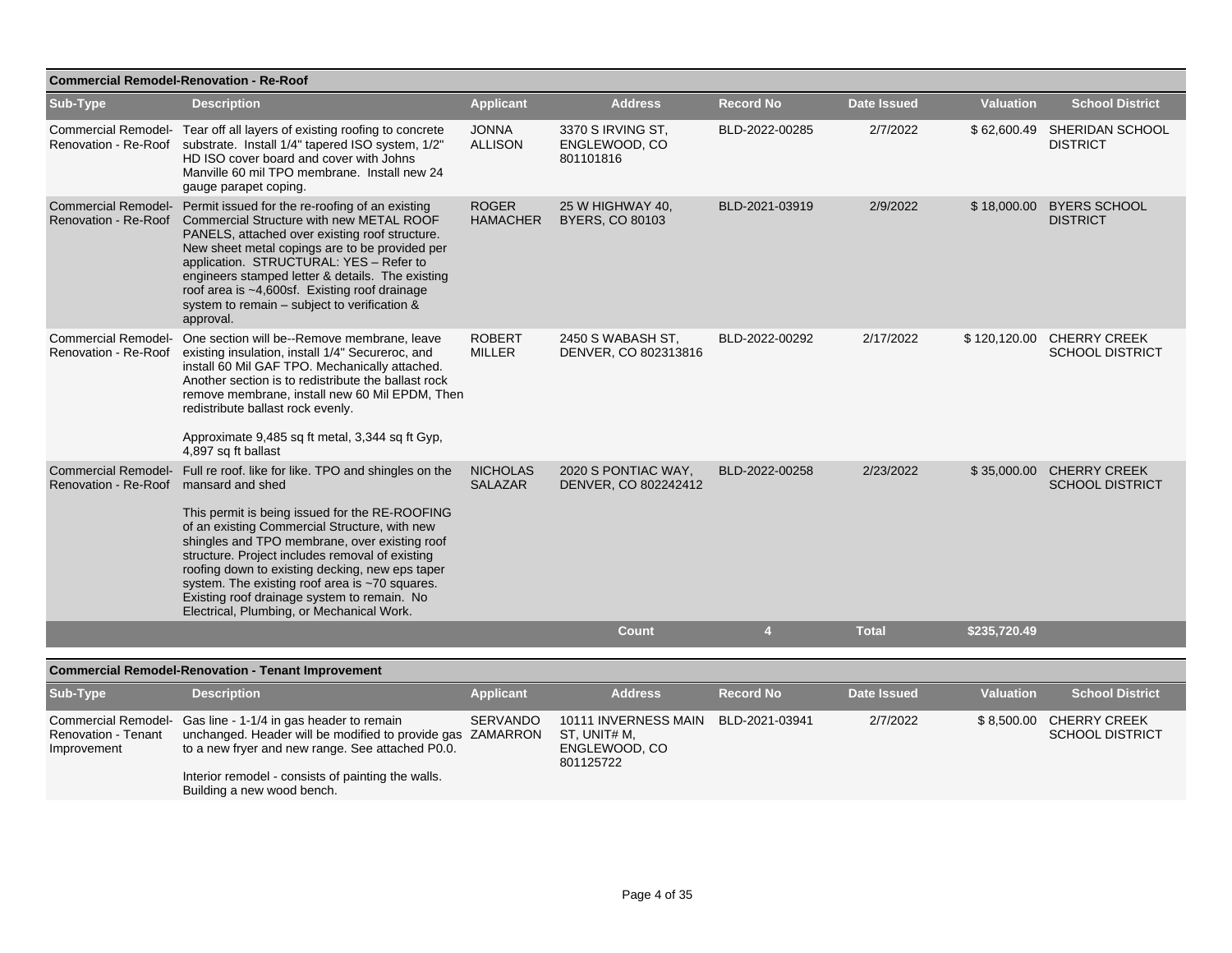### Commercial Remodel-Renovation - Re-Roof

| Sub-Type | Description | Applicant | Address | Record No | Date Issued | Valuation | School District |
|---|---|---|---|---|---|---|---|
| Commercial Remodel-Renovation - Re-Roof | Tear off all layers of existing roofing to concrete substrate. Install 1/4" tapered ISO system, 1/2" HD ISO cover board and cover with Johns Manville 60 mil TPO membrane. Install new 24 gauge parapet coping. | JONNA ALLISON | 3370 S IRVING ST, ENGLEWOOD, CO 801101816 | BLD-2022-00285 | 2/7/2022 | $ 62,600.49 | SHERIDAN SCHOOL DISTRICT |
| Commercial Remodel-Renovation - Re-Roof | Permit issued for the re-roofing of an existing Commercial Structure with new METAL ROOF PANELS, attached over existing roof structure. New sheet metal copings are to be provided per application. STRUCTURAL: YES – Refer to engineers stamped letter & details. The existing roof area is ~4,600sf. Existing roof drainage system to remain – subject to verification & approval. | ROGER HAMACHER | 25 W HIGHWAY 40, BYERS, CO 80103 | BLD-2021-03919 | 2/9/2022 | $ 18,000.00 | BYERS SCHOOL DISTRICT |
| Commercial Remodel-Renovation - Re-Roof | One section will be--Remove membrane, leave existing insulation, install 1/4" Secureroc, and install 60 Mil GAF TPO. Mechanically attached. Another section is to redistribute the ballast rock remove membrane, install new 60 Mil EPDM, Then redistribute ballast rock evenly.<br><br>Approximate 9,485 sq ft metal, 3,344 sq ft Gyp, 4,897 sq ft ballast | ROBERT MILLER | 2450 S WABASH ST, DENVER, CO 802313816 | BLD-2022-00292 | 2/17/2022 | $ 120,120.00 | CHERRY CREEK SCHOOL DISTRICT |
| Commercial Remodel-Renovation - Re-Roof | Full re roof. like for like. TPO and shingles on the mansard and shed<br><br>This permit is being issued for the RE-ROOFING of an existing Commercial Structure, with new shingles and TPO membrane, over existing roof structure. Project includes removal of existing roofing down to existing decking, new eps taper system. The existing roof area is ~70 squares. Existing roof drainage system to remain. No Electrical, Plumbing, or Mechanical Work. | NICHOLAS SALAZAR | 2020 S PONTIAC WAY, DENVER, CO 802242412 | BLD-2022-00258 | 2/23/2022 | $ 35,000.00 | CHERRY CREEK SCHOOL DISTRICT |
| | | | Count | 4 | Total | $235,720.49 | |

### Commercial Remodel-Renovation - Tenant Improvement

| Sub-Type | Description | Applicant | Address | Record No | Date Issued | Valuation | School District |
|---|---|---|---|---|---|---|---|
| Commercial Remodel-Renovation - Tenant Improvement | Gas line - 1-1/4 in gas header to remain unchanged. Header will be modified to provide gas to a new fryer and new range. See attached P0.0.<br><br>Interior remodel - consists of painting the walls. Building a new wood bench. | SERVANDO ZAMARRON | 10111 INVERNESS MAIN ST, UNIT# M, ENGLEWOOD, CO 801125722 | BLD-2021-03941 | 2/7/2022 | $ 8,500.00 | CHERRY CREEK SCHOOL DISTRICT |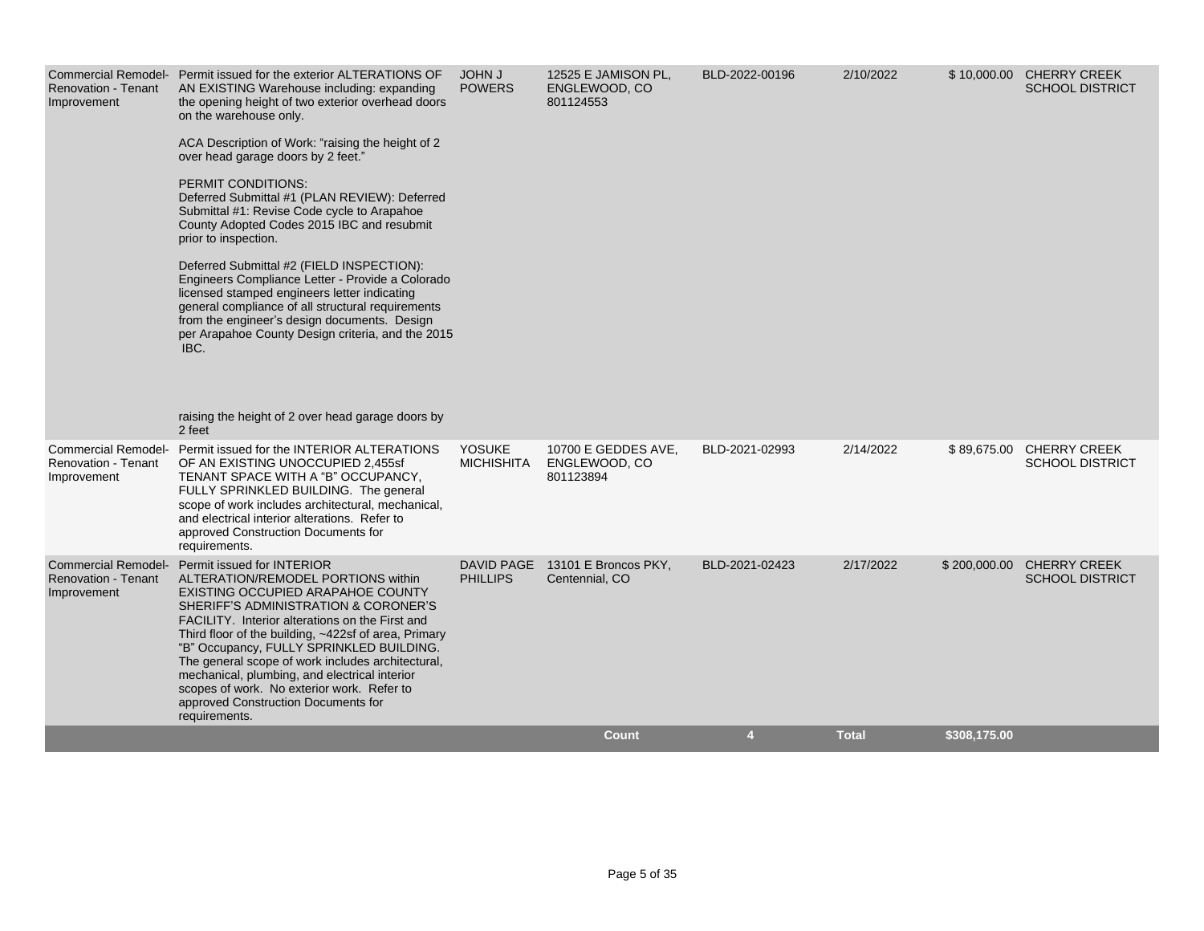| | | | | | | | |
|---|---|---|---|---|---|---|---|
| Commercial Remodel-Renovation - Tenant Improvement | Permit issued for the exterior ALTERATIONS OF AN EXISTING Warehouse including: expanding the opening height of two exterior overhead doors on the warehouse only.<br><br>ACA Description of Work: "raising the height of 2 over head garage doors by 2 feet."<br><br>PERMIT CONDITIONS:<br>Deferred Submittal #1 (PLAN REVIEW): Deferred Submittal #1: Revise Code cycle to Arapahoe County Adopted Codes 2015 IBC and resubmit prior to inspection.<br><br>Deferred Submittal #2 (FIELD INSPECTION): Engineers Compliance Letter - Provide a Colorado licensed stamped engineers letter indicating general compliance of all structural requirements from the engineer's design documents. Design per Arapahoe County Design criteria, and the 2015 IBC.<br><br>raising the height of 2 over head garage doors by 2 feet | JOHN J POWERS | 12525 E JAMISON PL, ENGLEWOOD, CO 801124553 | BLD-2022-00196 | 2/10/2022 | $ 10,000.00 | CHERRY CREEK SCHOOL DISTRICT |
| Commercial Remodel-Renovation - Tenant Improvement | Permit issued for the INTERIOR ALTERATIONS OF AN EXISTING UNOCCUPIED 2,455sf TENANT SPACE WITH A "B" OCCUPANCY, FULLY SPRINKLED BUILDING. The general scope of work includes architectural, mechanical, and electrical interior alterations. Refer to approved Construction Documents for requirements. | YOSUKE MICHISHITA | 10700 E GEDDES AVE, ENGLEWOOD, CO 801123894 | BLD-2021-02993 | 2/14/2022 | $ 89,675.00 | CHERRY CREEK SCHOOL DISTRICT |
| Commercial Remodel-Renovation - Tenant Improvement | Permit issued for INTERIOR ALTERATION/REMODEL PORTIONS within EXISTING OCCUPIED ARAPAHOE COUNTY SHERIFF'S ADMINISTRATION & CORONER'S FACILITY. Interior alterations on the First and Third floor of the building, ~422sf of area, Primary "B" Occupancy, FULLY SPRINKLED BUILDING. The general scope of work includes architectural, mechanical, plumbing, and electrical interior scopes of work. No exterior work. Refer to approved Construction Documents for requirements. | DAVID PAGE PHILLIPS | 13101 E Broncos PKY, Centennial, CO | BLD-2021-02423 | 2/17/2022 | $ 200,000.00 | CHERRY CREEK SCHOOL DISTRICT |
| | | | **Count** | **4** | **Total** | **$308,175.00** | |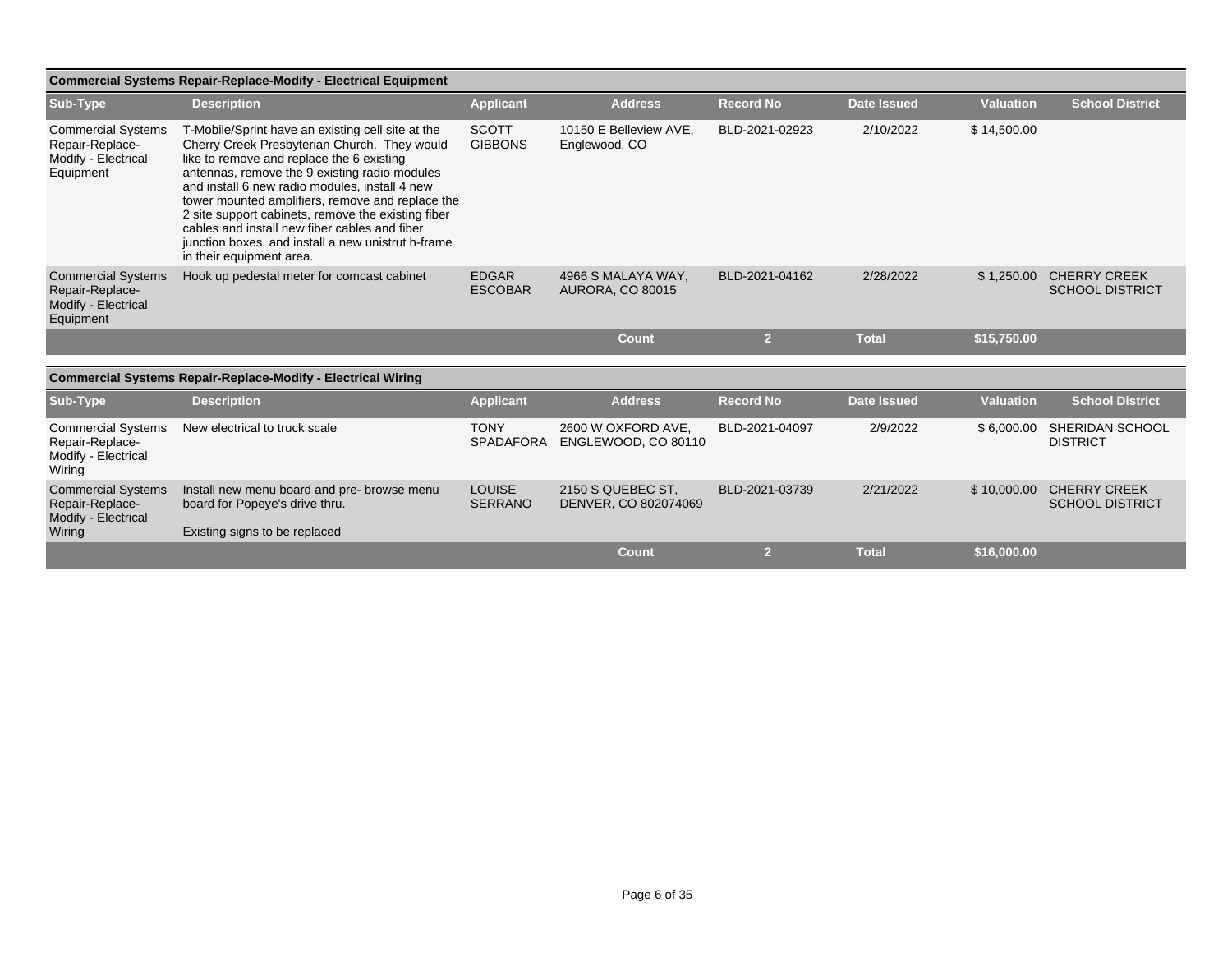## Commercial Systems Repair-Replace-Modify - Electrical Equipment

| Sub-Type | Description | Applicant | Address | Record No | Date Issued | Valuation | School District |
|---|---|---|---|---|---|---|---|
| Commercial Systems Repair-Replace-Modify - Electrical Equipment | T-Mobile/Sprint have an existing cell site at the Cherry Creek Presbyterian Church. They would like to remove and replace the 6 existing antennas, remove the 9 existing radio modules and install 6 new radio modules, install 4 new tower mounted amplifiers, remove and replace the 2 site support cabinets, remove the existing fiber cables and install new fiber cables and fiber junction boxes, and install a new unistrut h-frame in their equipment area. | SCOTT GIBBONS | 10150 E Belleview AVE, Englewood, CO | BLD-2021-02923 | 2/10/2022 | $ 14,500.00 | |
| Commercial Systems Repair-Replace-Modify - Electrical Equipment | Hook up pedestal meter for comcast cabinet | EDGAR ESCOBAR | 4966 S MALAYA WAY, AURORA, CO 80015 | BLD-2021-04162 | 2/28/2022 | $ 1,250.00 | CHERRY CREEK SCHOOL DISTRICT |
| | | | **Count** | **2** | **Total** | **$15,750.00** | |

## Commercial Systems Repair-Replace-Modify - Electrical Wiring

| Sub-Type | Description | Applicant | Address | Record No | Date Issued | Valuation | School District |
|---|---|---|---|---|---|---|---|
| Commercial Systems Repair-Replace-Modify - Electrical Wiring | New electrical to truck scale | TONY SPADAFORA | 2600 W OXFORD AVE, ENGLEWOOD, CO 80110 | BLD-2021-04097 | 2/9/2022 | $ 6,000.00 | SHERIDAN SCHOOL DISTRICT |
| Commercial Systems Repair-Replace-Modify - Electrical Wiring | Install new menu board and pre- browse menu board for Popeye's drive thru.<br><br>Existing signs to be replaced | LOUISE SERRANO | 2150 S QUEBEC ST, DENVER, CO 802074069 | BLD-2021-03739 | 2/21/2022 | $ 10,000.00 | CHERRY CREEK SCHOOL DISTRICT |
| | | | **Count** | **2** | **Total** | **$16,000.00** | |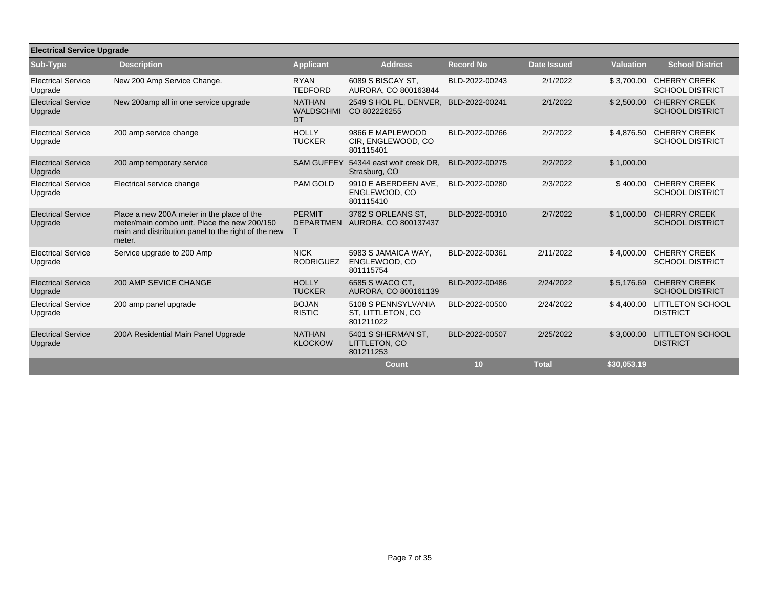## Electrical Service Upgrade

| Sub-Type | Description | Applicant | Address | Record No | Date Issued | Valuation | School District |
|---|---|---|---|---|---|---|---|
| Electrical Service Upgrade | New 200 Amp Service Change. | RYAN TEDFORD | 6089 S BISCAY ST, AURORA, CO 800163844 | BLD-2022-00243 | 2/1/2022 | $ 3,700.00 | CHERRY CREEK SCHOOL DISTRICT |
| Electrical Service Upgrade | New 200amp all in one service upgrade | NATHAN WALDSCHMIDT | 2549 S HOL PL, DENVER, CO 802226255 | BLD-2022-00241 | 2/1/2022 | $ 2,500.00 | CHERRY CREEK SCHOOL DISTRICT |
| Electrical Service Upgrade | 200 amp service change | HOLLY TUCKER | 9866 E MAPLEWOOD CIR, ENGLEWOOD, CO 801115401 | BLD-2022-00266 | 2/2/2022 | $ 4,876.50 | CHERRY CREEK SCHOOL DISTRICT |
| Electrical Service Upgrade | 200 amp temporary service | SAM GUFFEY | 54344 east wolf creek DR, Strasburg, CO | BLD-2022-00275 | 2/2/2022 | $ 1,000.00 | |
| Electrical Service Upgrade | Electrical service change | PAM GOLD | 9910 E ABERDEEN AVE, ENGLEWOOD, CO 801115410 | BLD-2022-00280 | 2/3/2022 | $ 400.00 | CHERRY CREEK SCHOOL DISTRICT |
| Electrical Service Upgrade | Place a new 200A meter in the place of the meter/main combo unit. Place the new 200/150 main and distribution panel to the right of the new meter. | PERMIT DEPARTMENT | 3762 S ORLEANS ST, AURORA, CO 800137437 | BLD-2022-00310 | 2/7/2022 | $ 1,000.00 | CHERRY CREEK SCHOOL DISTRICT |
| Electrical Service Upgrade | Service upgrade to 200 Amp | NICK RODRIGUEZ | 5983 S JAMAICA WAY, ENGLEWOOD, CO 801115754 | BLD-2022-00361 | 2/11/2022 | $ 4,000.00 | CHERRY CREEK SCHOOL DISTRICT |
| Electrical Service Upgrade | 200 AMP SEVICE CHANGE | HOLLY TUCKER | 6585 S WACO CT, AURORA, CO 800161139 | BLD-2022-00486 | 2/24/2022 | $ 5,176.69 | CHERRY CREEK SCHOOL DISTRICT |
| Electrical Service Upgrade | 200 amp panel upgrade | BOJAN RISTIC | 5108 S PENNSYLVANIA ST, LITTLETON, CO 801211022 | BLD-2022-00500 | 2/24/2022 | $ 4,400.00 | LITTLETON SCHOOL DISTRICT |
| Electrical Service Upgrade | 200A Residential Main Panel Upgrade | NATHAN KLOCKOW | 5401 S SHERMAN ST, LITTLETON, CO 801211253 | BLD-2022-00507 | 2/25/2022 | $ 3,000.00 | LITTLETON SCHOOL DISTRICT |
| | | | **Count** | **10** | **Total** | **$30,053.19** | |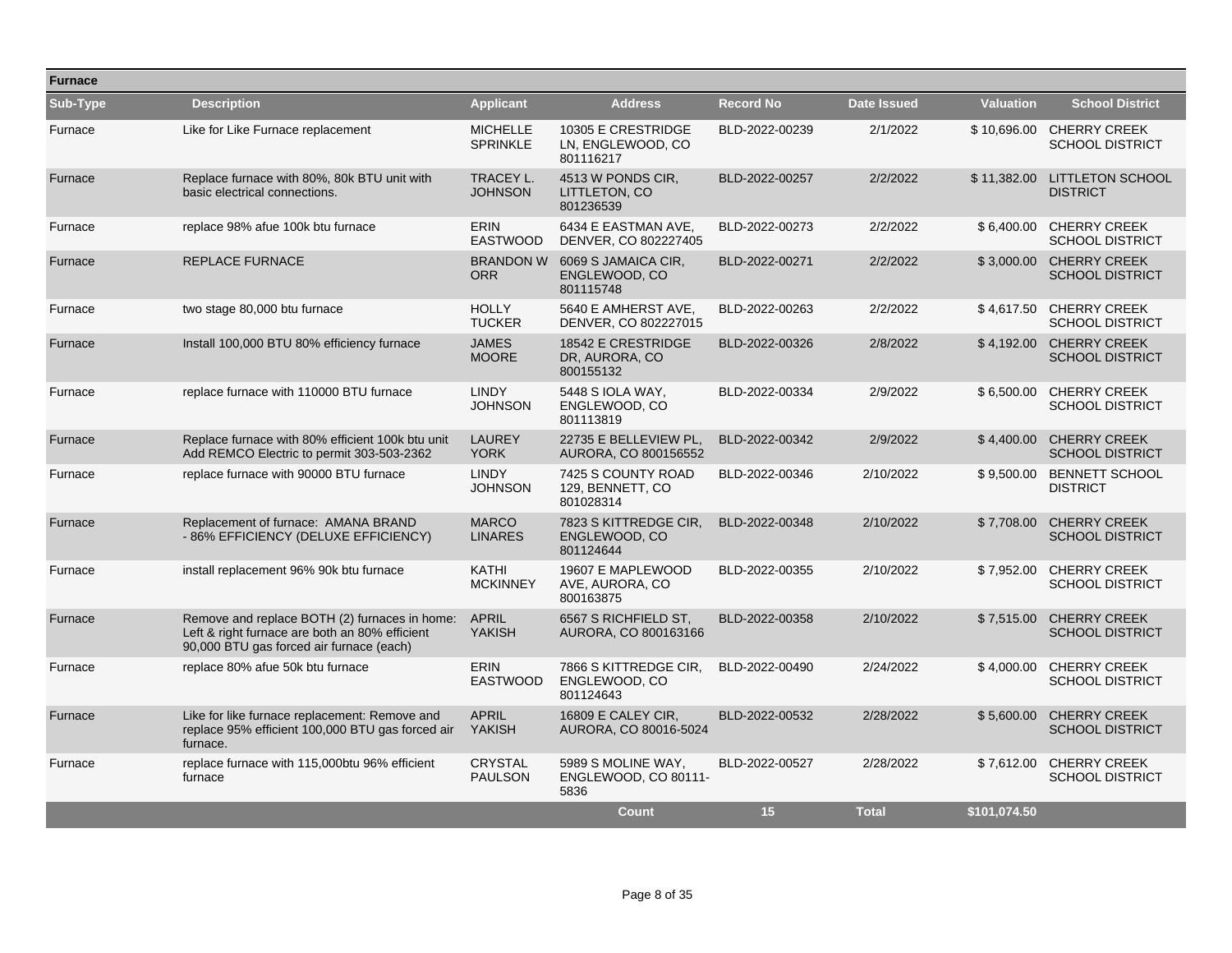## Furnace

| Sub-Type | Description | Applicant | Address | Record No | Date Issued | Valuation | School District |
|---|---|---|---|---|---|---|---|
| Furnace | Like for Like Furnace replacement | MICHELLE SPRINKLE | 10305 E CRESTRIDGE LN, ENGLEWOOD, CO 801116217 | BLD-2022-00239 | 2/1/2022 | $ 10,696.00 | CHERRY CREEK SCHOOL DISTRICT |
| Furnace | Replace furnace with 80%, 80k BTU unit with basic electrical connections. | TRACEY L. JOHNSON | 4513 W PONDS CIR, LITTLETON, CO 801236539 | BLD-2022-00257 | 2/2/2022 | $ 11,382.00 | LITTLETON SCHOOL DISTRICT |
| Furnace | replace 98% afue 100k btu furnace | ERIN EASTWOOD | 6434 E EASTMAN AVE, DENVER, CO 802227405 | BLD-2022-00273 | 2/2/2022 | $ 6,400.00 | CHERRY CREEK SCHOOL DISTRICT |
| Furnace | REPLACE FURNACE | BRANDON W ORR | 6069 S JAMAICA CIR, ENGLEWOOD, CO 801115748 | BLD-2022-00271 | 2/2/2022 | $ 3,000.00 | CHERRY CREEK SCHOOL DISTRICT |
| Furnace | two stage 80,000 btu furnace | HOLLY TUCKER | 5640 E AMHERST AVE, DENVER, CO 802227015 | BLD-2022-00263 | 2/2/2022 | $ 4,617.50 | CHERRY CREEK SCHOOL DISTRICT |
| Furnace | Install 100,000 BTU 80% efficiency furnace | JAMES MOORE | 18542 E CRESTRIDGE DR, AURORA, CO 800155132 | BLD-2022-00326 | 2/8/2022 | $ 4,192.00 | CHERRY CREEK SCHOOL DISTRICT |
| Furnace | replace furnace with 110000 BTU furnace | LINDY JOHNSON | 5448 S IOLA WAY, ENGLEWOOD, CO 801113819 | BLD-2022-00334 | 2/9/2022 | $ 6,500.00 | CHERRY CREEK SCHOOL DISTRICT |
| Furnace | Replace furnace with 80% efficient 100k btu unit Add REMCO Electric to permit 303-503-2362 | LAUREY YORK | 22735 E BELLEVIEW PL, AURORA, CO 800156552 | BLD-2022-00342 | 2/9/2022 | $ 4,400.00 | CHERRY CREEK SCHOOL DISTRICT |
| Furnace | replace furnace with 90000 BTU furnace | LINDY JOHNSON | 7425 S COUNTY ROAD 129, BENNETT, CO 801028314 | BLD-2022-00346 | 2/10/2022 | $ 9,500.00 | BENNETT SCHOOL DISTRICT |
| Furnace | Replacement of furnace: AMANA BRAND - 86% EFFICIENCY (DELUXE EFFICIENCY) | MARCO LINARES | 7823 S KITTREDGE CIR, ENGLEWOOD, CO 801124644 | BLD-2022-00348 | 2/10/2022 | $ 7,708.00 | CHERRY CREEK SCHOOL DISTRICT |
| Furnace | install replacement 96% 90k btu furnace | KATHI MCKINNEY | 19607 E MAPLEWOOD AVE, AURORA, CO 800163875 | BLD-2022-00355 | 2/10/2022 | $ 7,952.00 | CHERRY CREEK SCHOOL DISTRICT |
| Furnace | Remove and replace BOTH (2) furnaces in home: Left & right furnace are both an 80% efficient 90,000 BTU gas forced air furnace (each) | APRIL YAKISH | 6567 S RICHFIELD ST, AURORA, CO 800163166 | BLD-2022-00358 | 2/10/2022 | $ 7,515.00 | CHERRY CREEK SCHOOL DISTRICT |
| Furnace | replace 80% afue 50k btu furnace | ERIN EASTWOOD | 7866 S KITTREDGE CIR, ENGLEWOOD, CO 801124643 | BLD-2022-00490 | 2/24/2022 | $ 4,000.00 | CHERRY CREEK SCHOOL DISTRICT |
| Furnace | Like for like furnace replacement: Remove and replace 95% efficient 100,000 BTU gas forced air furnace. | APRIL YAKISH | 16809 E CALEY CIR, AURORA, CO 80016-5024 | BLD-2022-00532 | 2/28/2022 | $ 5,600.00 | CHERRY CREEK SCHOOL DISTRICT |
| Furnace | replace furnace with 115,000btu 96% efficient furnace | CRYSTAL PAULSON | 5989 S MOLINE WAY, ENGLEWOOD, CO 80111-5836 | BLD-2022-00527 | 2/28/2022 | $ 7,612.00 | CHERRY CREEK SCHOOL DISTRICT |
| | | | **Count** | **15** | **Total** | **$101,074.50** | |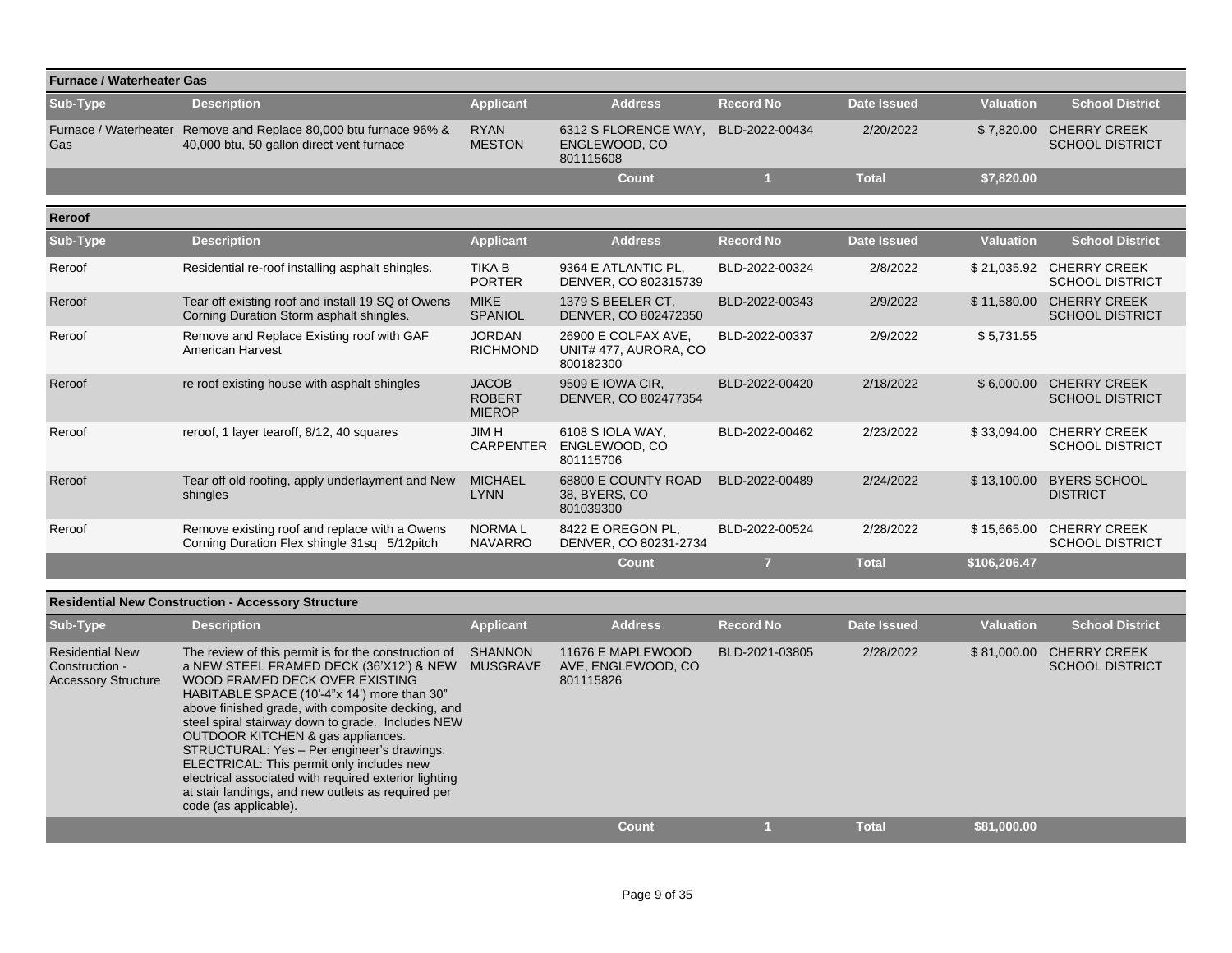## Furnace / Waterheater Gas

| Sub-Type | Description | Applicant | Address | Record No | Date Issued | Valuation | School District |
|---|---|---|---|---|---|---|---|
| Furnace / Waterheater Gas | Remove and Replace 80,000 btu furnace 96% & 40,000 btu, 50 gallon direct vent furnace | RYAN MESTON | 6312 S FLORENCE WAY, ENGLEWOOD, CO 801115608 | BLD-2022-00434 | 2/20/2022 | $ 7,820.00 | CHERRY CREEK SCHOOL DISTRICT |
| | | | Count | 1 | Total | $7,820.00 | |

## Reroof

| Sub-Type | Description | Applicant | Address | Record No | Date Issued | Valuation | School District |
|---|---|---|---|---|---|---|---|
| Reroof | Residential re-roof installing asphalt shingles. | TIKA B PORTER | 9364 E ATLANTIC PL, DENVER, CO 802315739 | BLD-2022-00324 | 2/8/2022 | $ 21,035.92 | CHERRY CREEK SCHOOL DISTRICT |
| Reroof | Tear off existing roof and install 19 SQ of Owens Corning Duration Storm asphalt shingles. | MIKE SPANIOL | 1379 S BEELER CT, DENVER, CO 802472350 | BLD-2022-00343 | 2/9/2022 | $ 11,580.00 | CHERRY CREEK SCHOOL DISTRICT |
| Reroof | Remove and Replace Existing roof with GAF American Harvest | JORDAN RICHMOND | 26900 E COLFAX AVE, UNIT# 477, AURORA, CO 800182300 | BLD-2022-00337 | 2/9/2022 | $ 5,731.55 | |
| Reroof | re roof existing house with asphalt shingles | JACOB ROBERT MIEROP | 9509 E IOWA CIR, DENVER, CO 802477354 | BLD-2022-00420 | 2/18/2022 | $ 6,000.00 | CHERRY CREEK SCHOOL DISTRICT |
| Reroof | reroof, 1 layer tearoff, 8/12, 40 squares | JIM H CARPENTER | 6108 S IOLA WAY, ENGLEWOOD, CO 801115706 | BLD-2022-00462 | 2/23/2022 | $ 33,094.00 | CHERRY CREEK SCHOOL DISTRICT |
| Reroof | Tear off old roofing, apply underlayment and New shingles | MICHAEL LYNN | 68800 E COUNTY ROAD 38, BYERS, CO 801039300 | BLD-2022-00489 | 2/24/2022 | $ 13,100.00 | BYERS SCHOOL DISTRICT |
| Reroof | Remove existing roof and replace with a Owens Corning Duration Flex shingle 31sq 5/12pitch | NORMA L NAVARRO | 8422 E OREGON PL, DENVER, CO 80231-2734 | BLD-2022-00524 | 2/28/2022 | $ 15,665.00 | CHERRY CREEK SCHOOL DISTRICT |
| | | | Count | 7 | Total | $106,206.47 | |

## Residential New Construction - Accessory Structure

| Sub-Type | Description | Applicant | Address | Record No | Date Issued | Valuation | School District |
|---|---|---|---|---|---|---|---|
| Residential New Construction - Accessory Structure | The review of this permit is for the construction of a NEW STEEL FRAMED DECK (36'X12') & NEW WOOD FRAMED DECK OVER EXISTING HABITABLE SPACE (10'-4"x 14') more than 30" above finished grade, with composite decking, and steel spiral stairway down to grade. Includes NEW OUTDOOR KITCHEN & gas appliances. STRUCTURAL: Yes – Per engineer's drawings. ELECTRICAL: This permit only includes new electrical associated with required exterior lighting at stair landings, and new outlets as required per code (as applicable). | SHANNON MUSGRAVE | 11676 E MAPLEWOOD AVE, ENGLEWOOD, CO 801115826 | BLD-2021-03805 | 2/28/2022 | $ 81,000.00 | CHERRY CREEK SCHOOL DISTRICT |
| | | | Count | 1 | Total | $81,000.00 | |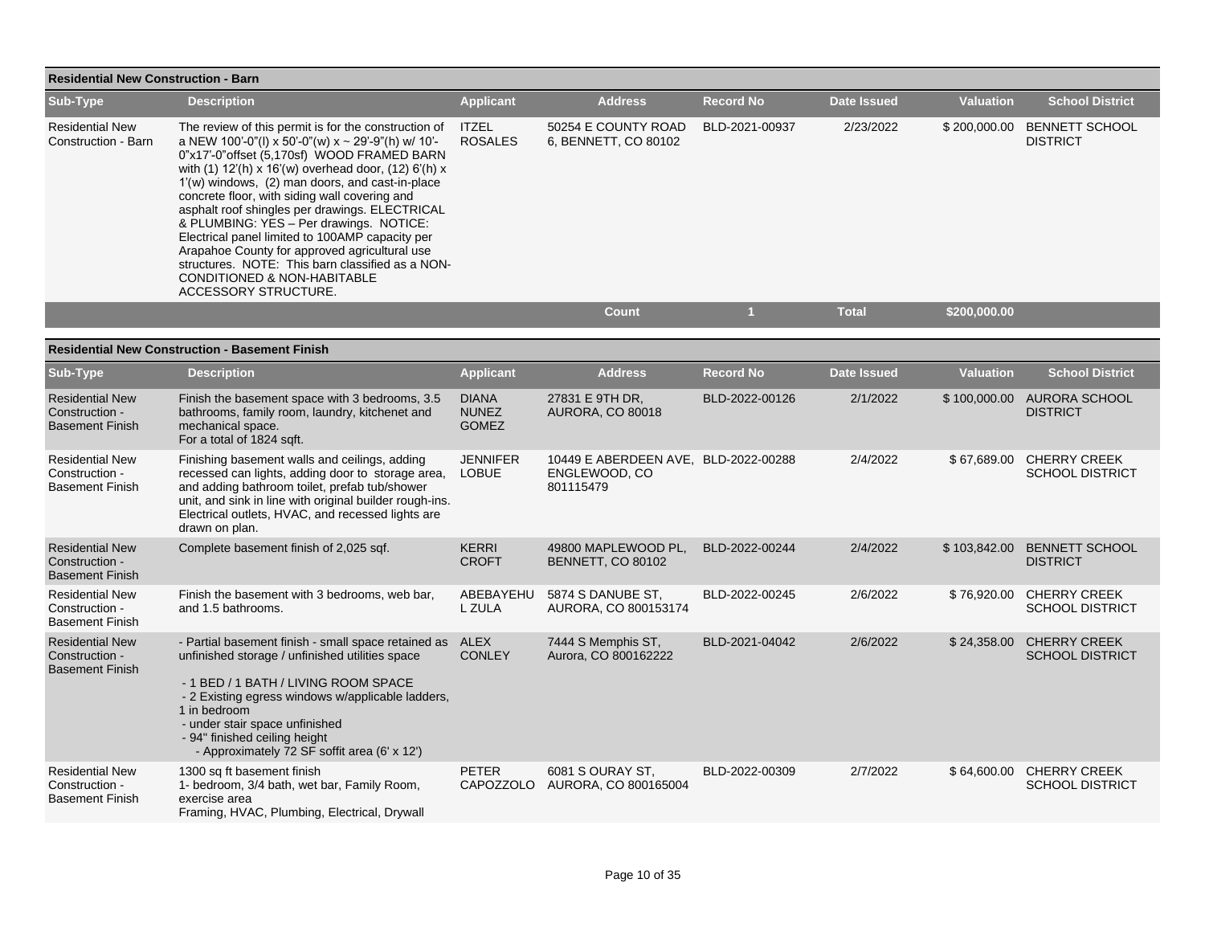### Residential New Construction - Barn

| Sub-Type | Description | Applicant | Address | Record No | Date Issued | Valuation | School District |
|---|---|---|---|---|---|---|---|
| Residential New Construction - Barn | The review of this permit is for the construction of a NEW 100'-0"(l) x 50'-0"(w) x ~ 29'-9"(h) w/ 10'-0"x17'-0"offset (5,170sf) WOOD FRAMED BARN with (1) 12'(h) x 16'(w) overhead door, (12) 6'(h) x 1'(w) windows, (2) man doors, and cast-in-place concrete floor, with siding wall covering and asphalt roof shingles per drawings. ELECTRICAL & PLUMBING: YES – Per drawings. NOTICE: Electrical panel limited to 100AMP capacity per Arapahoe County for approved agricultural use structures. NOTE: This barn classified as a NON-CONDITIONED & NON-HABITABLE ACCESSORY STRUCTURE. | ITZEL ROSALES | 50254 E COUNTY ROAD 6, BENNETT, CO 80102 | BLD-2021-00937 | 2/23/2022 | $ 200,000.00 | BENNETT SCHOOL DISTRICT |
| | | | Count | 1 | Total | $200,000.00 | |

### Residential New Construction - Basement Finish

| Sub-Type | Description | Applicant | Address | Record No | Date Issued | Valuation | School District |
|---|---|---|---|---|---|---|---|
| Residential New Construction - Basement Finish | Finish the basement space with 3 bedrooms, 3.5 bathrooms, family room, laundry, kitchenet and mechanical space. For a total of 1824 sqft. | DIANA NUNEZ GOMEZ | 27831 E 9TH DR, AURORA, CO 80018 | BLD-2022-00126 | 2/1/2022 | $ 100,000.00 | AURORA SCHOOL DISTRICT |
| Residential New Construction - Basement Finish | Finishing basement walls and ceilings, adding recessed can lights, adding door to storage area, and adding bathroom toilet, prefab tub/shower unit, and sink in line with original builder rough-ins. Electrical outlets, HVAC, and recessed lights are drawn on plan. | JENNIFER LOBUE | 10449 E ABERDEEN AVE, ENGLEWOOD, CO 801115479 | BLD-2022-00288 | 2/4/2022 | $ 67,689.00 | CHERRY CREEK SCHOOL DISTRICT |
| Residential New Construction - Basement Finish | Complete basement finish of 2,025 sqf. | KERRI CROFT | 49800 MAPLEWOOD PL, BENNETT, CO 80102 | BLD-2022-00244 | 2/4/2022 | $ 103,842.00 | BENNETT SCHOOL DISTRICT |
| Residential New Construction - Basement Finish | Finish the basement with 3 bedrooms, web bar, and 1.5 bathrooms. | ABEBAYEHU L ZULA | 5874 S DANUBE ST, AURORA, CO 800153174 | BLD-2022-00245 | 2/6/2022 | $ 76,920.00 | CHERRY CREEK SCHOOL DISTRICT |
| Residential New Construction - Basement Finish | - Partial basement finish - small space retained as unfinished storage / unfinished utilities space<br>- 1 BED / 1 BATH / LIVING ROOM SPACE<br>- 2 Existing egress windows w/applicable ladders, 1 in bedroom<br>- under stair space unfinished<br>- 94" finished ceiling height<br>- Approximately 72 SF soffit area (6' x 12') | ALEX CONLEY | 7444 S Memphis ST, Aurora, CO 800162222 | BLD-2021-04042 | 2/6/2022 | $ 24,358.00 | CHERRY CREEK SCHOOL DISTRICT |
| Residential New Construction - Basement Finish | 1300 sq ft basement finish<br>1- bedroom, 3/4 bath, wet bar, Family Room, exercise area<br>Framing, HVAC, Plumbing, Electrical, Drywall | PETER CAPOZZOLO | 6081 S OURAY ST, AURORA, CO 800165004 | BLD-2022-00309 | 2/7/2022 | $ 64,600.00 | CHERRY CREEK SCHOOL DISTRICT |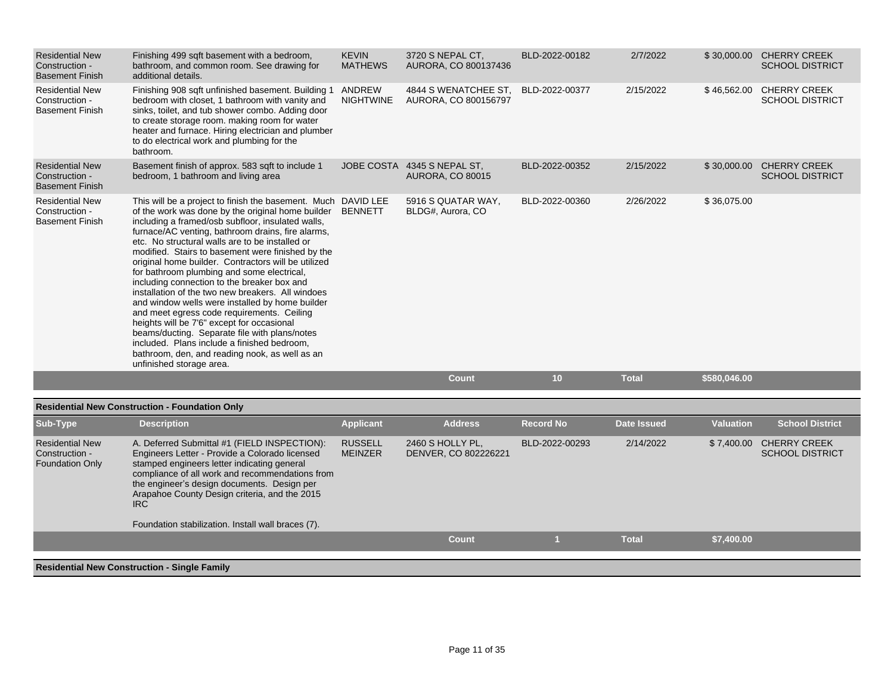| Sub-Type | Description | Applicant | Address | Record No | Date Issued | Valuation | School District |
|---|---|---|---|---|---|---|---|
| Residential New Construction - Basement Finish | Finishing 499 sqft basement with a bedroom, bathroom, and common room. See drawing for additional details. | KEVIN MATHEWS | 3720 S NEPAL CT, AURORA, CO 800137436 | BLD-2022-00182 | 2/7/2022 | $ 30,000.00 | CHERRY CREEK SCHOOL DISTRICT |
| Residential New Construction - Basement Finish | Finishing 908 sqft unfinished basement. Building 1 bedroom with closet, 1 bathroom with vanity and sinks, toilet, and tub shower combo. Adding door to create storage room. making room for water heater and furnace. Hiring electrician and plumber to do electrical work and plumbing for the bathroom. | ANDREW NIGHTWINE | 4844 S WENATCHEE ST, AURORA, CO 800156797 | BLD-2022-00377 | 2/15/2022 | $ 46,562.00 | CHERRY CREEK SCHOOL DISTRICT |
| Residential New Construction - Basement Finish | Basement finish of approx. 583 sqft to include 1 bedroom, 1 bathroom and living area | JOBE COSTA | 4345 S NEPAL ST, AURORA, CO 80015 | BLD-2022-00352 | 2/15/2022 | $ 30,000.00 | CHERRY CREEK SCHOOL DISTRICT |
| Residential New Construction - Basement Finish | This will be a project to finish the basement. Much of the work was done by the original home builder including a framed/osb subfloor, insulated walls, furnace/AC venting, bathroom drains, fire alarms, etc. No structural walls are to be installed or modified. Stairs to basement were finished by the original home builder. Contractors will be utilized for bathroom plumbing and some electrical, including connection to the breaker box and installation of the two new breakers. All windoes and window wells were installed by home builder and meet egress code requirements. Ceiling heights will be 7'6" except for occasional beams/ducting. Separate file with plans/notes included. Plans include a finished bedroom, bathroom, den, and reading nook, as well as an unfinished storage area. | DAVID LEE BENNETT | 5916 S QUATAR WAY, BLDG#, Aurora, CO | BLD-2022-00360 | 2/26/2022 | $ 36,075.00 | |
| | | | **Count** | **10** | **Total** | **$580,046.00** | |

## Residential New Construction - Foundation Only

| Sub-Type | Description | Applicant | Address | Record No | Date Issued | Valuation | School District |
|---|---|---|---|---|---|---|---|
| Residential New Construction - Foundation Only | A. Deferred Submittal #1 (FIELD INSPECTION): Engineers Letter - Provide a Colorado licensed stamped engineers letter indicating general compliance of all work and recommendations from the engineer's design documents. Design per Arapahoe County Design criteria, and the 2015 IRC<br><br>Foundation stabilization. Install wall braces (7). | RUSSELL MEINZER | 2460 S HOLLY PL, DENVER, CO 802226221 | BLD-2022-00293 | 2/14/2022 | $ 7,400.00 | CHERRY CREEK SCHOOL DISTRICT |
| | | | **Count** | **1** | **Total** | **$7,400.00** | |

## Residential New Construction - Single Family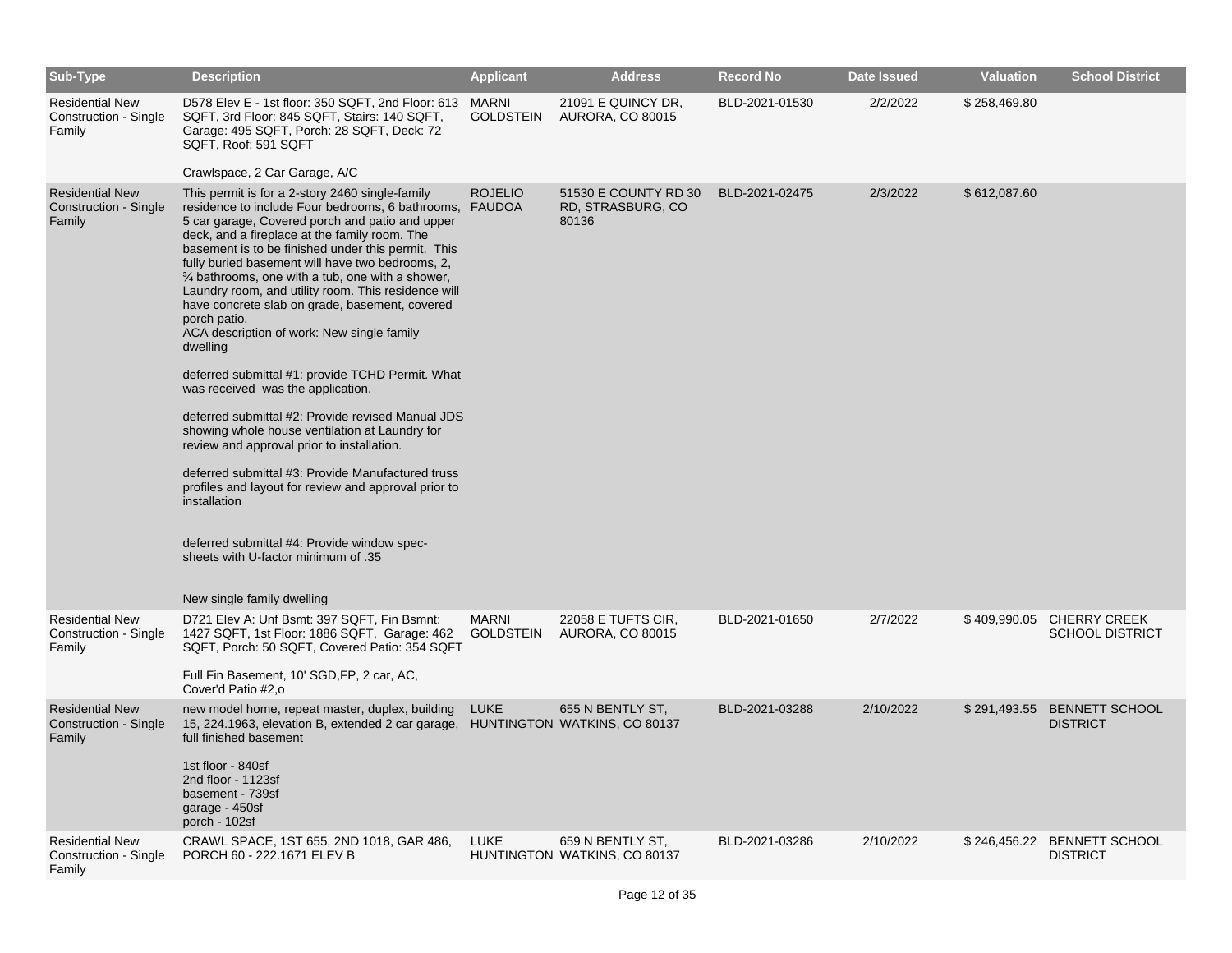| Sub-Type | Description | Applicant | Address | Record No | Date Issued | Valuation | School District |
|---|---|---|---|---|---|---|---|
| Residential New Construction - Single Family | D578 Elev E - 1st floor: 350 SQFT, 2nd Floor: 613 SQFT, 3rd Floor: 845 SQFT, Stairs: 140 SQFT, Garage: 495 SQFT, Porch: 28 SQFT, Deck: 72 SQFT, Roof: 591 SQFT<br><br>Crawlspace, 2 Car Garage, A/C | MARNI GOLDSTEIN | 21091 E QUINCY DR, AURORA, CO 80015 | BLD-2021-01530 | 2/2/2022 | $ 258,469.80 | |
| Residential New Construction - Single Family | This permit is for a 2-story 2460 single-family residence to include Four bedrooms, 6 bathrooms, 5 car garage, Covered porch and patio and upper deck, and a fireplace at the family room. The basement is to be finished under this permit. This fully buried basement will have two bedrooms, 2, ¾ bathrooms, one with a tub, one with a shower, Laundry room, and utility room. This residence will have concrete slab on grade, basement, covered porch patio.<br>ACA description of work: New single family dwelling<br><br>deferred submittal #1: provide TCHD Permit. What was received was the application.<br><br>deferred submittal #2: Provide revised Manual JDS showing whole house ventilation at Laundry for review and approval prior to installation.<br><br>deferred submittal #3: Provide Manufactured truss profiles and layout for review and approval prior to installation<br><br>deferred submittal #4: Provide window spec-sheets with U-factor minimum of .35<br><br>New single family dwelling | ROJELIO FAUDOA | 51530 E COUNTY RD 30 RD, STRASBURG, CO 80136 | BLD-2021-02475 | 2/3/2022 | $ 612,087.60 | |
| Residential New Construction - Single Family | D721 Elev A: Unf Bsmt: 397 SQFT, Fin Bsmnt: 1427 SQFT, 1st Floor: 1886 SQFT, Garage: 462 SQFT, Porch: 50 SQFT, Covered Patio: 354 SQFT<br><br>Full Fin Basement, 10' SGD,FP, 2 car, AC, Cover'd Patio #2,o | MARNI GOLDSTEIN | 22058 E TUFTS CIR, AURORA, CO 80015 | BLD-2021-01650 | 2/7/2022 | $ 409,990.05 | CHERRY CREEK SCHOOL DISTRICT |
| Residential New Construction - Single Family | new model home, repeat master, duplex, building 15, 224.1963, elevation B, extended 2 car garage, full finished basement<br><br>1st floor - 840sf<br>2nd floor - 1123sf<br>basement - 739sf<br>garage - 450sf<br>porch - 102sf | LUKE HUNTINGTON | 655 N BENTLY ST, WATKINS, CO 80137 | BLD-2021-03288 | 2/10/2022 | $ 291,493.55 | BENNETT SCHOOL DISTRICT |
| Residential New Construction - Single Family | CRAWL SPACE, 1ST 655, 2ND 1018, GAR 486, PORCH 60 - 222.1671 ELEV B | LUKE HUNTINGTON | 659 N BENTLY ST, WATKINS, CO 80137 | BLD-2021-03286 | 2/10/2022 | $ 246,456.22 | BENNETT SCHOOL DISTRICT |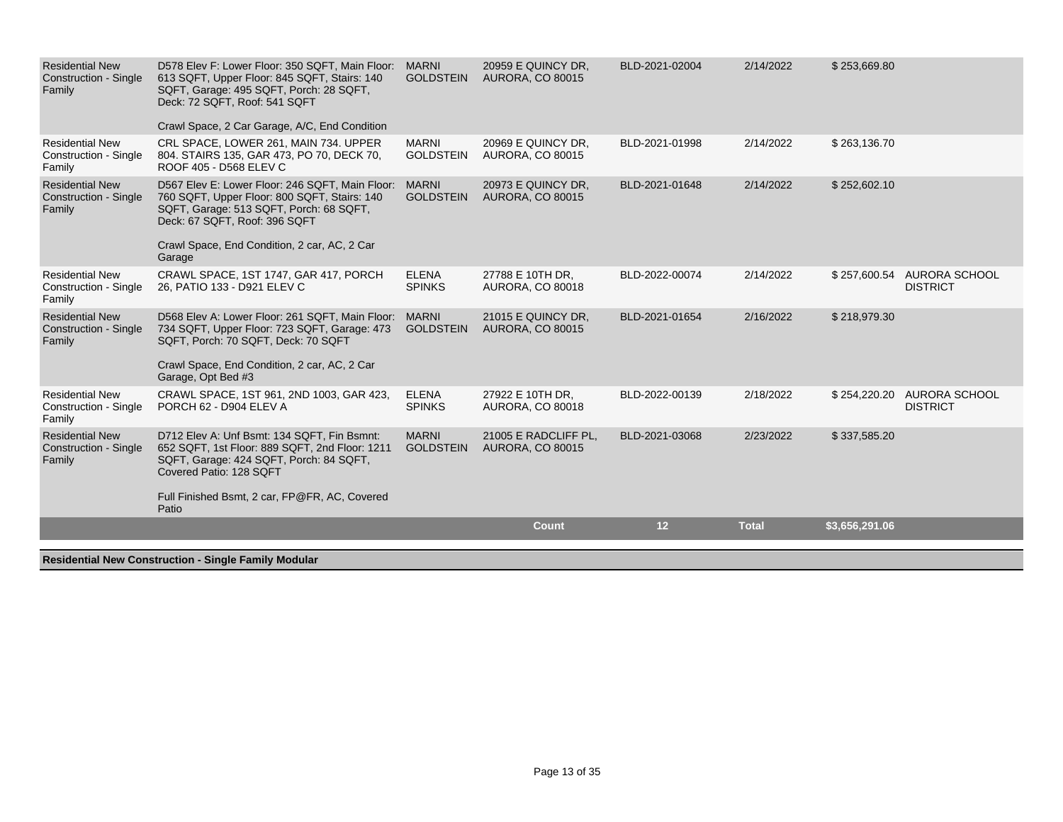| | | | | | | | |
|---|---|---|---|---|---|---|---|
| Residential New Construction - Single Family | D578 Elev F: Lower Floor: 350 SQFT, Main Floor: 613 SQFT, Upper Floor: 845 SQFT, Stairs: 140 SQFT, Garage: 495 SQFT, Porch: 28 SQFT, Deck: 72 SQFT, Roof: 541 SQFT<br><br>Crawl Space, 2 Car Garage, A/C, End Condition | MARNI GOLDSTEIN | 20959 E QUINCY DR, AURORA, CO 80015 | BLD-2021-02004 | 2/14/2022 | $ 253,669.80 | |
| Residential New Construction - Single Family | CRL SPACE, LOWER 261, MAIN 734. UPPER 804. STAIRS 135, GAR 473, PO 70, DECK 70, ROOF 405 - D568 ELEV C | MARNI GOLDSTEIN | 20969 E QUINCY DR, AURORA, CO 80015 | BLD-2021-01998 | 2/14/2022 | $ 263,136.70 | |
| Residential New Construction - Single Family | D567 Elev E: Lower Floor: 246 SQFT, Main Floor: 760 SQFT, Upper Floor: 800 SQFT, Stairs: 140 SQFT, Garage: 513 SQFT, Porch: 68 SQFT, Deck: 67 SQFT, Roof: 396 SQFT<br><br>Crawl Space, End Condition, 2 car, AC, 2 Car Garage | MARNI GOLDSTEIN | 20973 E QUINCY DR, AURORA, CO 80015 | BLD-2021-01648 | 2/14/2022 | $ 252,602.10 | |
| Residential New Construction - Single Family | CRAWL SPACE, 1ST 1747, GAR 417, PORCH 26, PATIO 133 - D921 ELEV C | ELENA SPINKS | 27788 E 10TH DR, AURORA, CO 80018 | BLD-2022-00074 | 2/14/2022 | $ 257,600.54 | AURORA SCHOOL DISTRICT |
| Residential New Construction - Single Family | D568 Elev A: Lower Floor: 261 SQFT, Main Floor: 734 SQFT, Upper Floor: 723 SQFT, Garage: 473 SQFT, Porch: 70 SQFT, Deck: 70 SQFT<br><br>Crawl Space, End Condition, 2 car, AC, 2 Car Garage, Opt Bed #3 | MARNI GOLDSTEIN | 21015 E QUINCY DR, AURORA, CO 80015 | BLD-2021-01654 | 2/16/2022 | $ 218,979.30 | |
| Residential New Construction - Single Family | CRAWL SPACE, 1ST 961, 2ND 1003, GAR 423, PORCH 62 - D904 ELEV A | ELENA SPINKS | 27922 E 10TH DR, AURORA, CO 80018 | BLD-2022-00139 | 2/18/2022 | $ 254,220.20 | AURORA SCHOOL DISTRICT |
| Residential New Construction - Single Family | D712 Elev A: Unf Bsmt: 134 SQFT, Fin Bsmnt: 652 SQFT, 1st Floor: 889 SQFT, 2nd Floor: 1211 SQFT, Garage: 424 SQFT, Porch: 84 SQFT, Covered Patio: 128 SQFT<br><br>Full Finished Bsmt, 2 car, FP@FR, AC, Covered Patio | MARNI GOLDSTEIN | 21005 E RADCLIFF PL, AURORA, CO 80015 | BLD-2021-03068 | 2/23/2022 | $ 337,585.20 | |
| | | | **Count** | **12** | **Total** | **$3,656,291.06** | |

**Residential New Construction - Single Family Modular**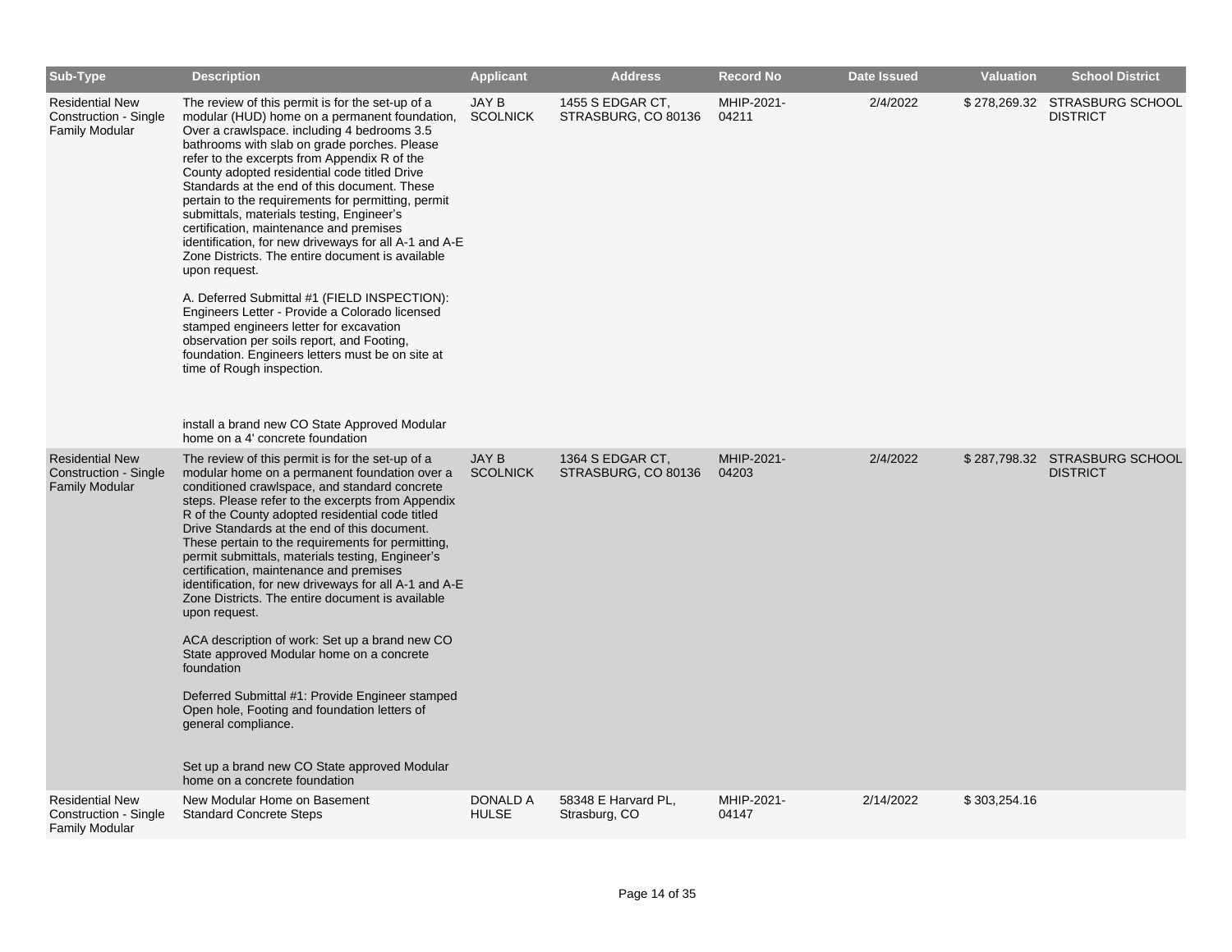| Sub-Type | Description | Applicant | Address | Record No | Date Issued | Valuation | School District |
|---|---|---|---|---|---|---|---|
| Residential New Construction - Single Family Modular | The review of this permit is for the set-up of a modular (HUD) home on a permanent foundation, Over a crawlspace. including 4 bedrooms 3.5 bathrooms with slab on grade porches. Please refer to the excerpts from Appendix R of the County adopted residential code titled Drive Standards at the end of this document. These pertain to the requirements for permitting, permit submittals, materials testing, Engineer's certification, maintenance and premises identification, for new driveways for all A-1 and A-E Zone Districts. The entire document is available upon request.<br><br>A. Deferred Submittal #1 (FIELD INSPECTION): Engineers Letter - Provide a Colorado licensed stamped engineers letter for excavation observation per soils report, and Footing, foundation. Engineers letters must be on site at time of Rough inspection.<br><br>install a brand new CO State Approved Modular home on a 4' concrete foundation | JAY B SCOLNICK | 1455 S EDGAR CT, STRASBURG, CO 80136 | MHIP-2021-04211 | 2/4/2022 | $ 278,269.32 | STRASBURG SCHOOL DISTRICT |
| Residential New Construction - Single Family Modular | The review of this permit is for the set-up of a modular home on a permanent foundation over a conditioned crawlspace, and standard concrete steps. Please refer to the excerpts from Appendix R of the County adopted residential code titled Drive Standards at the end of this document. These pertain to the requirements for permitting, permit submittals, materials testing, Engineer's certification, maintenance and premises identification, for new driveways for all A-1 and A-E Zone Districts. The entire document is available upon request.<br><br>ACA description of work: Set up a brand new CO State approved Modular home on a concrete foundation<br><br>Deferred Submittal #1: Provide Engineer stamped Open hole, Footing and foundation letters of general compliance.<br><br>Set up a brand new CO State approved Modular home on a concrete foundation | JAY B SCOLNICK | 1364 S EDGAR CT, STRASBURG, CO 80136 | MHIP-2021-04203 | 2/4/2022 | $ 287,798.32 | STRASBURG SCHOOL DISTRICT |
| Residential New Construction - Single Family Modular | New Modular Home on Basement<br>Standard Concrete Steps | DONALD A HULSE | 58348 E Harvard PL, Strasburg, CO | MHIP-2021-04147 | 2/14/2022 | $ 303,254.16 | |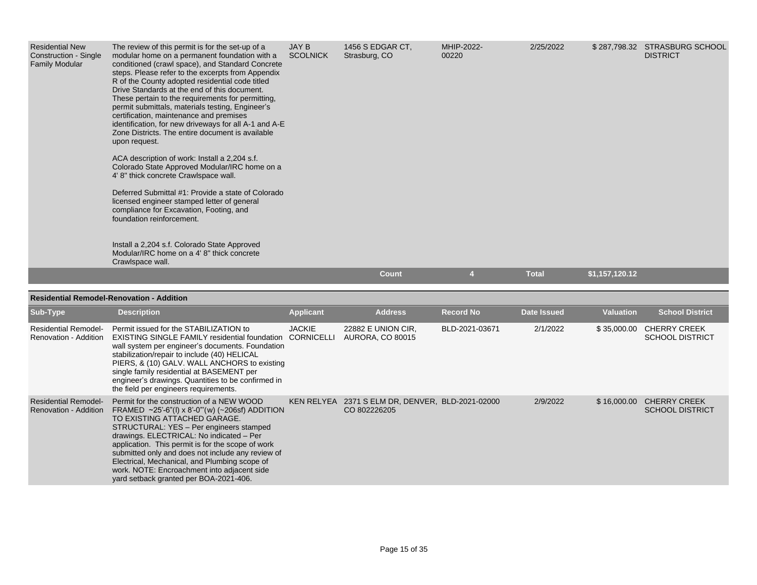| Sub-Type | Description | Applicant | Address | Record No | Date Issued | Valuation | School District |
|---|---|---|---|---|---|---|---|
| Residential New Construction - Single Family Modular | The review of this permit is for the set-up of a modular home on a permanent foundation with a conditioned (crawl space), and Standard Concrete steps. Please refer to the excerpts from Appendix R of the County adopted residential code titled Drive Standards at the end of this document. These pertain to the requirements for permitting, permit submittals, materials testing, Engineer's certification, maintenance and premises identification, for new driveways for all A-1 and A-E Zone Districts. The entire document is available upon request.<br><br>ACA description of work: Install a 2,204 s.f. Colorado State Approved Modular/IRC home on a 4' 8" thick concrete Crawlspace wall.<br><br>Deferred Submittal #1: Provide a state of Colorado licensed engineer stamped letter of general compliance for Excavation, Footing, and foundation reinforcement.<br><br>Install a 2,204 s.f. Colorado State Approved Modular/IRC home on a 4' 8" thick concrete Crawlspace wall. | JAY B SCOLNICK | 1456 S EDGAR CT, Strasburg, CO | MHIP-2022-00220 | 2/25/2022 | $ 287,798.32 | STRASBURG SCHOOL DISTRICT |
| | | | **Count** | **4** | **Total** | **$1,157,120.12** | |

**Residential Remodel-Renovation - Addition**

| Sub-Type | Description | Applicant | Address | Record No | Date Issued | Valuation | School District |
|---|---|---|---|---|---|---|---|
| Residential Remodel-Renovation - Addition | Permit issued for the STABILIZATION to EXISTING SINGLE FAMILY residential foundation wall system per engineer's documents. Foundation stabilization/repair to include (40) HELICAL PIERS, & (10) GALV. WALL ANCHORS to existing single family residential at BASEMENT per engineer's drawings. Quantities to be confirmed in the field per engineers requirements. | JACKIE CORNICELLI | 22882 E UNION CIR, AURORA, CO 80015 | BLD-2021-03671 | 2/1/2022 | $ 35,000.00 | CHERRY CREEK SCHOOL DISTRICT |
| Residential Remodel-Renovation - Addition | Permit for the construction of a NEW WOOD FRAMED ~25'-6"(l) x 8'-0"'(w) (~206sf) ADDITION TO EXISTING ATTACHED GARAGE. STRUCTURAL: YES – Per engineers stamped drawings. ELECTRICAL: No indicated – Per application. This permit is for the scope of work submitted only and does not include any review of Electrical, Mechanical, and Plumbing scope of work. NOTE: Encroachment into adjacent side yard setback granted per BOA-2021-406. | KEN RELYEA | 2371 S ELM DR, DENVER, CO 802226205 | BLD-2021-02000 | 2/9/2022 | $ 16,000.00 | CHERRY CREEK SCHOOL DISTRICT |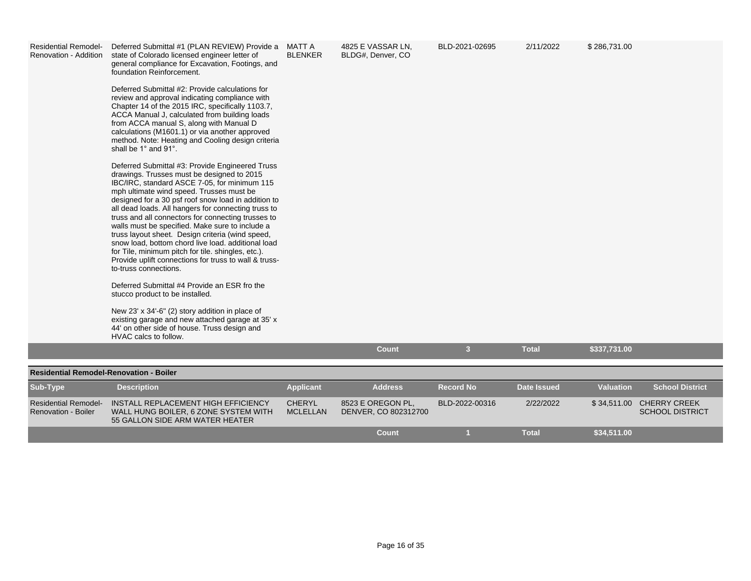| | | | | | | | |
|---|---|---|---|---|---|---|---|
| Residential Remodel-Renovation - Addition | Deferred Submittal #1 (PLAN REVIEW) Provide a state of Colorado licensed engineer letter of general compliance for Excavation, Footings, and foundation Reinforcement.<br><br>Deferred Submittal #2: Provide calculations for review and approval indicating compliance with Chapter 14 of the 2015 IRC, specifically 1103.7, ACCA Manual J, calculated from building loads from ACCA manual S, along with Manual D calculations (M1601.1) or via another approved method. Note: Heating and Cooling design criteria shall be 1° and 91°.<br><br>Deferred Submittal #3: Provide Engineered Truss drawings. Trusses must be designed to 2015 IBC/IRC, standard ASCE 7-05, for minimum 115 mph ultimate wind speed. Trusses must be designed for a 30 psf roof snow load in addition to all dead loads. All hangers for connecting truss to truss and all connectors for connecting trusses to walls must be specified. Make sure to include a truss layout sheet. Design criteria (wind speed, snow load, bottom chord live load. additional load for Tile, minimum pitch for tile. shingles, etc.). Provide uplift connections for truss to wall & truss-to-truss connections.<br><br>Deferred Submittal #4 Provide an ESR fro the stucco product to be installed.<br><br>New 23' x 34'-6" (2) story addition in place of existing garage and new attached garage at 35' x 44' on other side of house. Truss design and HVAC calcs to follow. | MATT A BLENKER | 4825 E VASSAR LN, BLDG#, Denver, CO | BLD-2021-02695 | 2/11/2022 | $ 286,731.00 | |
| | | | **Count** | **3** | **Total** | **$337,731.00** | |

**Residential Remodel-Renovation - Boiler**

| Sub-Type | Description | Applicant | Address | Record No | Date Issued | Valuation | School District |
|---|---|---|---|---|---|---|---|
| Residential Remodel-Renovation - Boiler | INSTALL REPLACEMENT HIGH EFFICIENCY WALL HUNG BOILER, 6 ZONE SYSTEM WITH 55 GALLON SIDE ARM WATER HEATER | CHERYL MCLELLAN | 8523 E OREGON PL, DENVER, CO 802312700 | BLD-2022-00316 | 2/22/2022 | $ 34,511.00 | CHERRY CREEK SCHOOL DISTRICT |
| | | | **Count** | **1** | **Total** | **$34,511.00** | |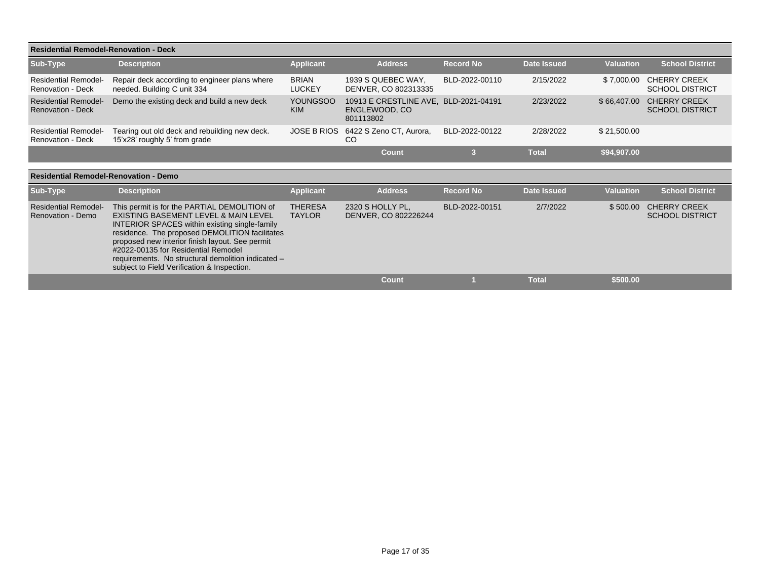## Residential Remodel-Renovation - Deck

| Sub-Type | Description | Applicant | Address | Record No | Date Issued | Valuation | School District |
|---|---|---|---|---|---|---|---|
| Residential Remodel-Renovation - Deck | Repair deck according to engineer plans where needed. Building C unit 334 | BRIAN LUCKEY | 1939 S QUEBEC WAY, DENVER, CO 802313335 | BLD-2022-00110 | 2/15/2022 | $ 7,000.00 | CHERRY CREEK SCHOOL DISTRICT |
| Residential Remodel-Renovation - Deck | Demo the existing deck and build a new deck | YOUNGSOO KIM | 10913 E CRESTLINE AVE, ENGLEWOOD, CO 801113802 | BLD-2021-04191 | 2/23/2022 | $ 66,407.00 | CHERRY CREEK SCHOOL DISTRICT |
| Residential Remodel-Renovation - Deck | Tearing out old deck and rebuilding new deck. 15'x28' roughly 5' from grade | JOSE B RIOS | 6422 S Zeno CT, Aurora, CO | BLD-2022-00122 | 2/28/2022 | $ 21,500.00 | |
| | | | **Count** | **3** | **Total** | **$94,907.00** | |

## Residential Remodel-Renovation - Demo

| Sub-Type | Description | Applicant | Address | Record No | Date Issued | Valuation | School District |
|---|---|---|---|---|---|---|---|
| Residential Remodel-Renovation - Demo | This permit is for the PARTIAL DEMOLITION of EXISTING BASEMENT LEVEL & MAIN LEVEL INTERIOR SPACES within existing single-family residence. The proposed DEMOLITION facilitates proposed new interior finish layout. See permit #2022-00135 for Residential Remodel requirements. No structural demolition indicated – subject to Field Verification & Inspection. | THERESA TAYLOR | 2320 S HOLLY PL, DENVER, CO 802226244 | BLD-2022-00151 | 2/7/2022 | $ 500.00 | CHERRY CREEK SCHOOL DISTRICT |
| | | | **Count** | **1** | **Total** | **$500.00** | |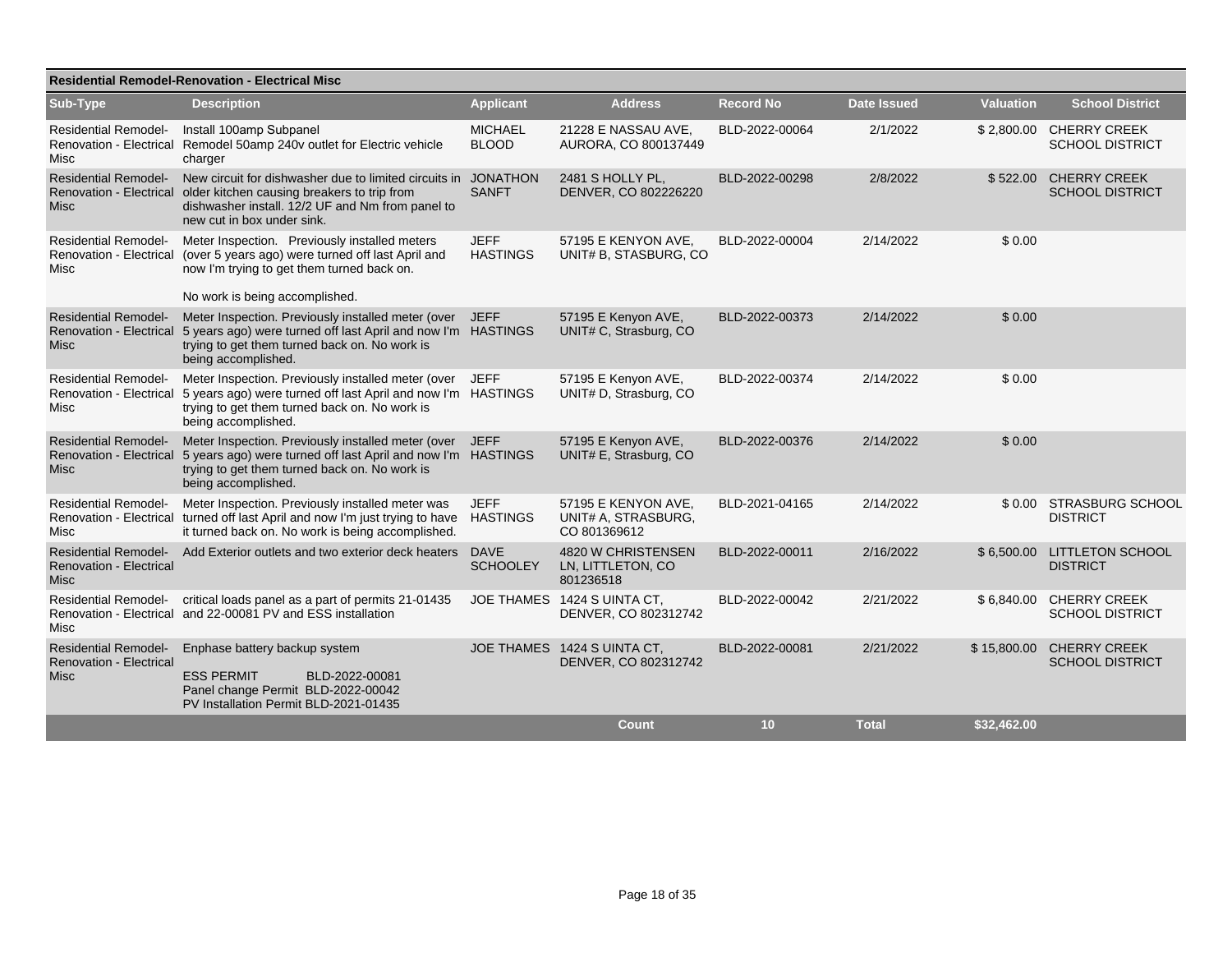## Residential Remodel-Renovation - Electrical Misc

| Sub-Type | Description | Applicant | Address | Record No | Date Issued | Valuation | School District |
|---|---|---|---|---|---|---|---|
| Residential Remodel-Renovation - Electrical Misc | Install 100amp Subpanel Remodel 50amp 240v outlet for Electric vehicle charger | MICHAEL BLOOD | 21228 E NASSAU AVE, AURORA, CO 800137449 | BLD-2022-00064 | 2/1/2022 | $ 2,800.00 | CHERRY CREEK SCHOOL DISTRICT |
| Residential Remodel-Renovation - Electrical Misc | New circuit for dishwasher due to limited circuits in older kitchen causing breakers to trip from dishwasher install. 12/2 UF and Nm from panel to new cut in box under sink. | JONATHON SANFT | 2481 S HOLLY PL, DENVER, CO 802226220 | BLD-2022-00298 | 2/8/2022 | $ 522.00 | CHERRY CREEK SCHOOL DISTRICT |
| Residential Remodel-Renovation - Electrical Misc | Meter Inspection. Previously installed meters (over 5 years ago) were turned off last April and now I'm trying to get them turned back on. No work is being accomplished. | JEFF HASTINGS | 57195 E KENYON AVE, UNIT# B, STASBURG, CO | BLD-2022-00004 | 2/14/2022 | $ 0.00 | |
| Residential Remodel-Renovation - Electrical Misc | Meter Inspection. Previously installed meter (over 5 years ago) were turned off last April and now I'm trying to get them turned back on. No work is being accomplished. | JEFF HASTINGS | 57195 E Kenyon AVE, UNIT# C, Strasburg, CO | BLD-2022-00373 | 2/14/2022 | $ 0.00 | |
| Residential Remodel-Renovation - Electrical Misc | Meter Inspection. Previously installed meter (over 5 years ago) were turned off last April and now I'm trying to get them turned back on. No work is being accomplished. | JEFF HASTINGS | 57195 E Kenyon AVE, UNIT# D, Strasburg, CO | BLD-2022-00374 | 2/14/2022 | $ 0.00 | |
| Residential Remodel-Renovation - Electrical Misc | Meter Inspection. Previously installed meter (over 5 years ago) were turned off last April and now I'm trying to get them turned back on. No work is being accomplished. | JEFF HASTINGS | 57195 E Kenyon AVE, UNIT# E, Strasburg, CO | BLD-2022-00376 | 2/14/2022 | $ 0.00 | |
| Residential Remodel-Renovation - Electrical Misc | Meter Inspection. Previously installed meter was turned off last April and now I'm just trying to have it turned back on. No work is being accomplished. | JEFF HASTINGS | 57195 E KENYON AVE, UNIT# A, STRASBURG, CO 801369612 | BLD-2021-04165 | 2/14/2022 | $ 0.00 | STRASBURG SCHOOL DISTRICT |
| Residential Remodel-Renovation - Electrical Misc | Add Exterior outlets and two exterior deck heaters | DAVE SCHOOLEY | 4820 W CHRISTENSEN LN, LITTLETON, CO 801236518 | BLD-2022-00011 | 2/16/2022 | $ 6,500.00 | LITTLETON SCHOOL DISTRICT |
| Residential Remodel-Renovation - Electrical Misc | critical loads panel as a part of permits 21-01435 and 22-00081 PV and ESS installation | JOE THAMES | 1424 S UINTA CT, DENVER, CO 802312742 | BLD-2022-00042 | 2/21/2022 | $ 6,840.00 | CHERRY CREEK SCHOOL DISTRICT |
| Residential Remodel-Renovation - Electrical Misc | Enphase battery backup system ESS PERMIT BLD-2022-00081 Panel change Permit BLD-2022-00042 PV Installation Permit BLD-2021-01435 | JOE THAMES | 1424 S UINTA CT, DENVER, CO 802312742 | BLD-2022-00081 | 2/21/2022 | $ 15,800.00 | CHERRY CREEK SCHOOL DISTRICT |
| | | | **Count** | **10** | **Total** | **$32,462.00** | |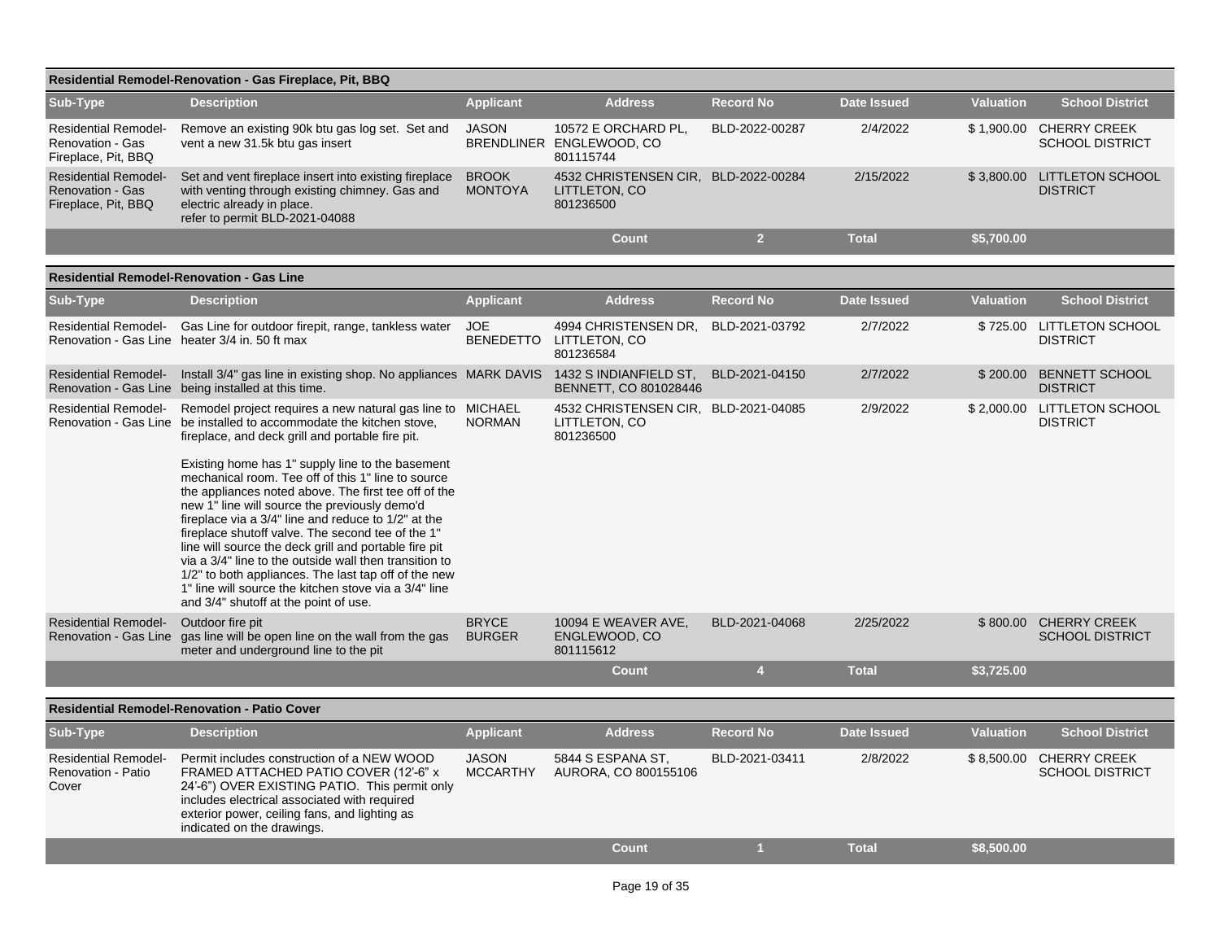### Residential Remodel-Renovation - Gas Fireplace, Pit, BBQ

| Sub-Type | Description | Applicant | Address | Record No | Date Issued | Valuation | School District |
|---|---|---|---|---|---|---|---|
| Residential Remodel-Renovation - Gas Fireplace, Pit, BBQ | Remove an existing 90k btu gas log set. Set and vent a new 31.5k btu gas insert | JASON BRENDLINER | 10572 E ORCHARD PL, ENGLEWOOD, CO 801115744 | BLD-2022-00287 | 2/4/2022 | $ 1,900.00 | CHERRY CREEK SCHOOL DISTRICT |
| Residential Remodel-Renovation - Gas Fireplace, Pit, BBQ | Set and vent fireplace insert into existing fireplace with venting through existing chimney. Gas and electric already in place. refer to permit BLD-2021-04088 | BROOK MONTOYA | 4532 CHRISTENSEN CIR, LITTLETON, CO 801236500 | BLD-2022-00284 | 2/15/2022 | $ 3,800.00 | LITTLETON SCHOOL DISTRICT |
| | | | Count | 2 | Total | $5,700.00 | |

### Residential Remodel-Renovation - Gas Line

| Sub-Type | Description | Applicant | Address | Record No | Date Issued | Valuation | School District |
|---|---|---|---|---|---|---|---|
| Residential Remodel-Renovation - Gas Line | Gas Line for outdoor firepit, range, tankless water heater 3/4 in. 50 ft max | JOE BENEDETTO | 4994 CHRISTENSEN DR, LITTLETON, CO 801236584 | BLD-2021-03792 | 2/7/2022 | $ 725.00 | LITTLETON SCHOOL DISTRICT |
| Residential Remodel-Renovation - Gas Line | Install 3/4" gas line in existing shop. No appliances being installed at this time. | MARK DAVIS | 1432 S INDIANFIELD ST, BENNETT, CO 801028446 | BLD-2021-04150 | 2/7/2022 | $ 200.00 | BENNETT SCHOOL DISTRICT |
| Residential Remodel-Renovation - Gas Line | Remodel project requires a new natural gas line to be installed to accommodate the kitchen stove, fireplace, and deck grill and portable fire pit.<br><br>Existing home has 1" supply line to the basement mechanical room. Tee off of this 1" line to source the appliances noted above. The first tee off of the new 1" line will source the previously demo'd fireplace via a 3/4" line and reduce to 1/2" at the fireplace shutoff valve. The second tee of the 1" line will source the deck grill and portable fire pit via a 3/4" line to the outside wall then transition to 1/2" to both appliances. The last tap off of the new 1" line will source the kitchen stove via a 3/4" line and 3/4" shutoff at the point of use. | MICHAEL NORMAN | 4532 CHRISTENSEN CIR, LITTLETON, CO 801236500 | BLD-2021-04085 | 2/9/2022 | $ 2,000.00 | LITTLETON SCHOOL DISTRICT |
| Residential Remodel-Renovation - Gas Line | Outdoor fire pit gas line will be open line on the wall from the gas meter and underground line to the pit | BRYCE BURGER | 10094 E WEAVER AVE, ENGLEWOOD, CO 801115612 | BLD-2021-04068 | 2/25/2022 | $ 800.00 | CHERRY CREEK SCHOOL DISTRICT |
| | | | Count | 4 | Total | $3,725.00 | |

### Residential Remodel-Renovation - Patio Cover

| Sub-Type | Description | Applicant | Address | Record No | Date Issued | Valuation | School District |
|---|---|---|---|---|---|---|---|
| Residential Remodel-Renovation - Patio Cover | Permit includes construction of a NEW WOOD FRAMED ATTACHED PATIO COVER (12'-6" x 24'-6") OVER EXISTING PATIO. This permit only includes electrical associated with required exterior power, ceiling fans, and lighting as indicated on the drawings. | JASON MCCARTHY | 5844 S ESPANA ST, AURORA, CO 800155106 | BLD-2021-03411 | 2/8/2022 | $ 8,500.00 | CHERRY CREEK SCHOOL DISTRICT |
| | | | Count | 1 | Total | $8,500.00 | |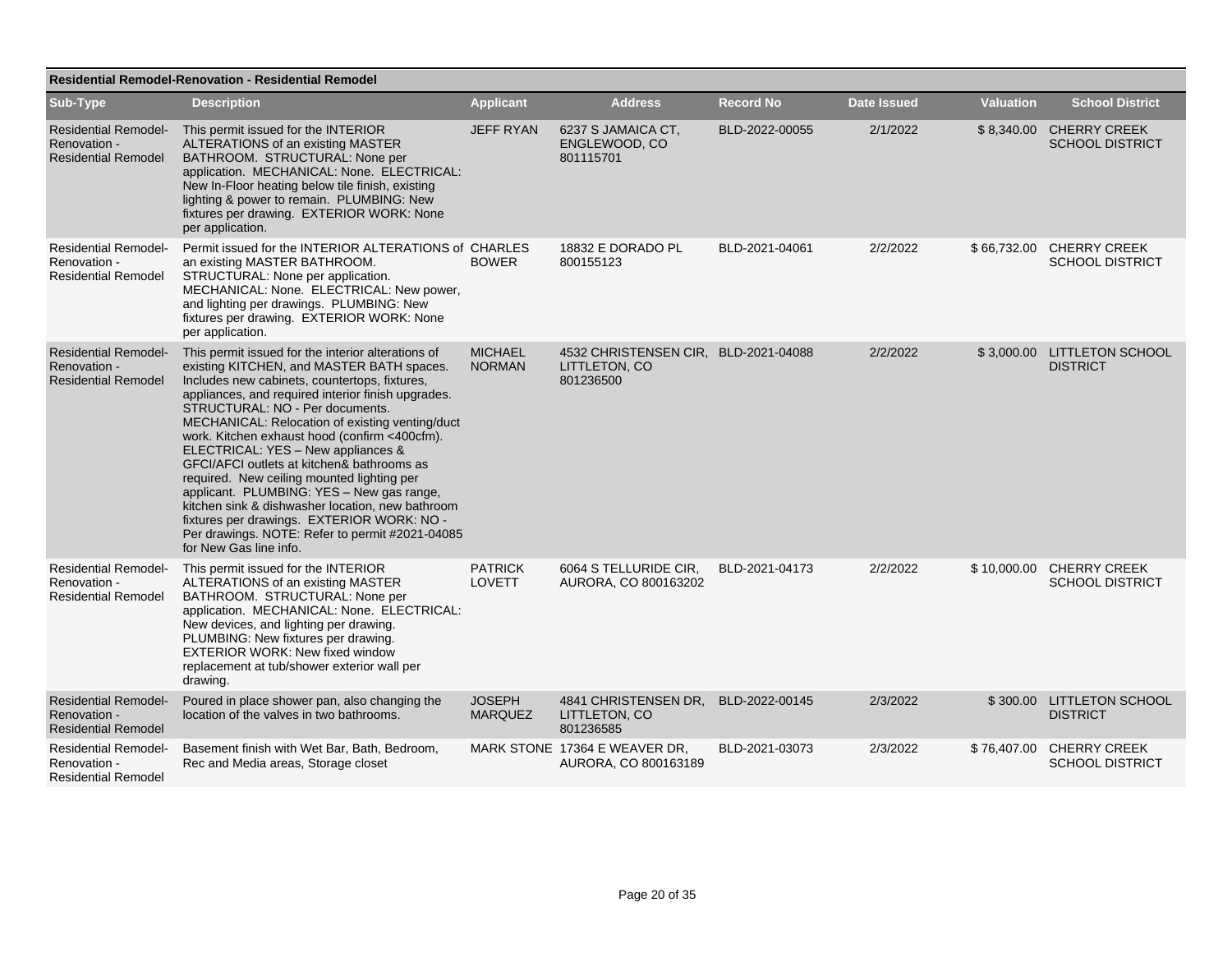## Residential Remodel-Renovation - Residential Remodel

| Sub-Type | Description | Applicant | Address | Record No | Date Issued | Valuation | School District |
|---|---|---|---|---|---|---|---|
| Residential Remodel-Renovation - Residential Remodel | This permit issued for the INTERIOR ALTERATIONS of an existing MASTER BATHROOM. STRUCTURAL: None per application. MECHANICAL: None. ELECTRICAL: New In-Floor heating below tile finish, existing lighting & power to remain. PLUMBING: New fixtures per drawing. EXTERIOR WORK: None per application. | JEFF RYAN | 6237 S JAMAICA CT, ENGLEWOOD, CO 801115701 | BLD-2022-00055 | 2/1/2022 | $ 8,340.00 | CHERRY CREEK SCHOOL DISTRICT |
| Residential Remodel-Renovation - Residential Remodel | Permit issued for the INTERIOR ALTERATIONS of an existing MASTER BATHROOM. STRUCTURAL: None per application. MECHANICAL: None. ELECTRICAL: New power, and lighting per drawings. PLUMBING: New fixtures per drawing. EXTERIOR WORK: None per application. | CHARLES BOWER | 18832 E DORADO PL 800155123 | BLD-2021-04061 | 2/2/2022 | $ 66,732.00 | CHERRY CREEK SCHOOL DISTRICT |
| Residential Remodel-Renovation - Residential Remodel | This permit issued for the interior alterations of existing KITCHEN, and MASTER BATH spaces. Includes new cabinets, countertops, fixtures, appliances, and required interior finish upgrades. STRUCTURAL: NO - Per documents. MECHANICAL: Relocation of existing venting/duct work. Kitchen exhaust hood (confirm <400cfm). ELECTRICAL: YES – New appliances & GFCI/AFCI outlets at kitchen& bathrooms as required. New ceiling mounted lighting per applicant. PLUMBING: YES – New gas range, kitchen sink & dishwasher location, new bathroom fixtures per drawings. EXTERIOR WORK: NO - Per drawings. NOTE: Refer to permit #2021-04085 for New Gas line info. | MICHAEL NORMAN | 4532 CHRISTENSEN CIR, LITTLETON, CO 801236500 | BLD-2021-04088 | 2/2/2022 | $ 3,000.00 | LITTLETON SCHOOL DISTRICT |
| Residential Remodel-Renovation - Residential Remodel | This permit issued for the INTERIOR ALTERATIONS of an existing MASTER BATHROOM. STRUCTURAL: None per application. MECHANICAL: None. ELECTRICAL: New devices, and lighting per drawing. PLUMBING: New fixtures per drawing. EXTERIOR WORK: New fixed window replacement at tub/shower exterior wall per drawing. | PATRICK LOVETT | 6064 S TELLURIDE CIR, AURORA, CO 800163202 | BLD-2021-04173 | 2/2/2022 | $ 10,000.00 | CHERRY CREEK SCHOOL DISTRICT |
| Residential Remodel-Renovation - Residential Remodel | Poured in place shower pan, also changing the location of the valves in two bathrooms. | JOSEPH MARQUEZ | 4841 CHRISTENSEN DR, LITTLETON, CO 801236585 | BLD-2022-00145 | 2/3/2022 | $ 300.00 | LITTLETON SCHOOL DISTRICT |
| Residential Remodel-Renovation - Residential Remodel | Basement finish with Wet Bar, Bath, Bedroom, Rec and Media areas, Storage closet | MARK STONE | 17364 E WEAVER DR, AURORA, CO 800163189 | BLD-2021-03073 | 2/3/2022 | $ 76,407.00 | CHERRY CREEK SCHOOL DISTRICT |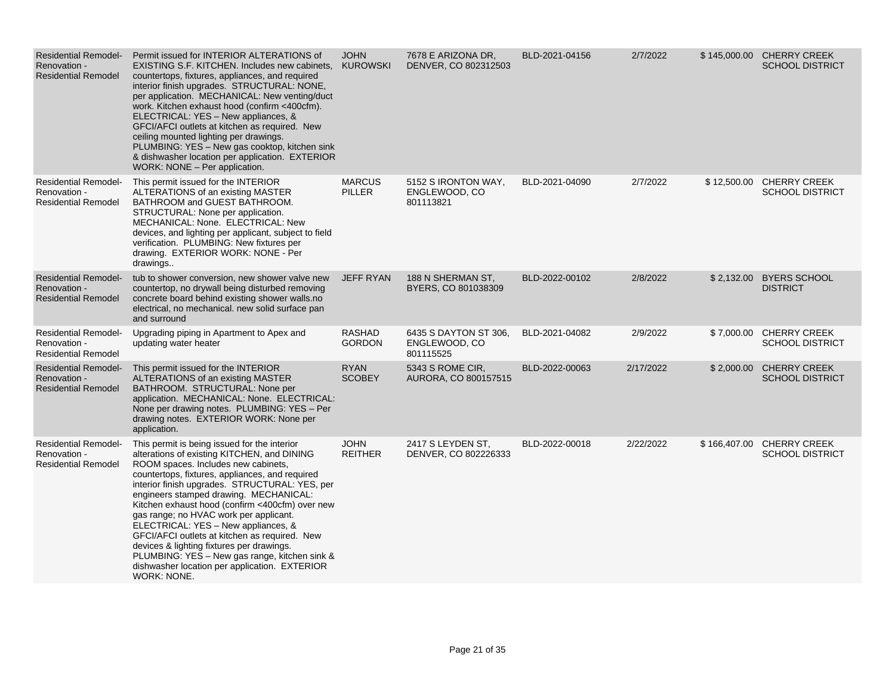| Residential Remodel-Renovation - Residential Remodel | Permit issued for INTERIOR ALTERATIONS of EXISTING S.F. KITCHEN. Includes new cabinets, countertops, fixtures, appliances, and required interior finish upgrades. STRUCTURAL: NONE, per application. MECHANICAL: New venting/duct work. Kitchen exhaust hood (confirm <400cfm). ELECTRICAL: YES – New appliances, & GFCI/AFCI outlets at kitchen as required. New ceiling mounted lighting per drawings. PLUMBING: YES – New gas cooktop, kitchen sink & dishwasher location per application. EXTERIOR WORK: NONE – Per application. | JOHN KUROWSKI | 7678 E ARIZONA DR, DENVER, CO 802312503 | BLD-2021-04156 | 2/7/2022 | $ 145,000.00 | CHERRY CREEK SCHOOL DISTRICT |
|---|---|---|---|---|---|---|---|
| Residential Remodel-Renovation - Residential Remodel | This permit issued for the INTERIOR ALTERATIONS of an existing MASTER BATHROOM and GUEST BATHROOM. STRUCTURAL: None per application. MECHANICAL: None. ELECTRICAL: New devices, and lighting per applicant, subject to field verification. PLUMBING: New fixtures per drawing. EXTERIOR WORK: NONE - Per drawings.. | MARCUS PILLER | 5152 S IRONTON WAY, ENGLEWOOD, CO 801113821 | BLD-2021-04090 | 2/7/2022 | $ 12,500.00 | CHERRY CREEK SCHOOL DISTRICT |
| Residential Remodel-Renovation - Residential Remodel | tub to shower conversion, new shower valve new countertop, no drywall being disturbed removing concrete board behind existing shower walls.no electrical, no mechanical. new solid surface pan and surround | JEFF RYAN | 188 N SHERMAN ST, BYERS, CO 801038309 | BLD-2022-00102 | 2/8/2022 | $ 2,132.00 | BYERS SCHOOL DISTRICT |
| Residential Remodel-Renovation - Residential Remodel | Upgrading piping in Apartment to Apex and updating water heater | RASHAD GORDON | 6435 S DAYTON ST 306, ENGLEWOOD, CO 801115525 | BLD-2021-04082 | 2/9/2022 | $ 7,000.00 | CHERRY CREEK SCHOOL DISTRICT |
| Residential Remodel-Renovation - Residential Remodel | This permit issued for the INTERIOR ALTERATIONS of an existing MASTER BATHROOM. STRUCTURAL: None per application. MECHANICAL: None. ELECTRICAL: None per drawing notes. PLUMBING: YES – Per drawing notes. EXTERIOR WORK: None per application. | RYAN SCOBEY | 5343 S ROME CIR, AURORA, CO 800157515 | BLD-2022-00063 | 2/17/2022 | $ 2,000.00 | CHERRY CREEK SCHOOL DISTRICT |
| Residential Remodel-Renovation - Residential Remodel | This permit is being issued for the interior alterations of existing KITCHEN, and DINING ROOM spaces. Includes new cabinets, countertops, fixtures, appliances, and required interior finish upgrades. STRUCTURAL: YES, per engineers stamped drawing. MECHANICAL: Kitchen exhaust hood (confirm <400cfm) over new gas range; no HVAC work per applicant. ELECTRICAL: YES – New appliances, & GFCI/AFCI outlets at kitchen as required. New devices & lighting fixtures per drawings. PLUMBING: YES – New gas range, kitchen sink & dishwasher location per application. EXTERIOR WORK: NONE. | JOHN REITHER | 2417 S LEYDEN ST, DENVER, CO 802226333 | BLD-2022-00018 | 2/22/2022 | $ 166,407.00 | CHERRY CREEK SCHOOL DISTRICT |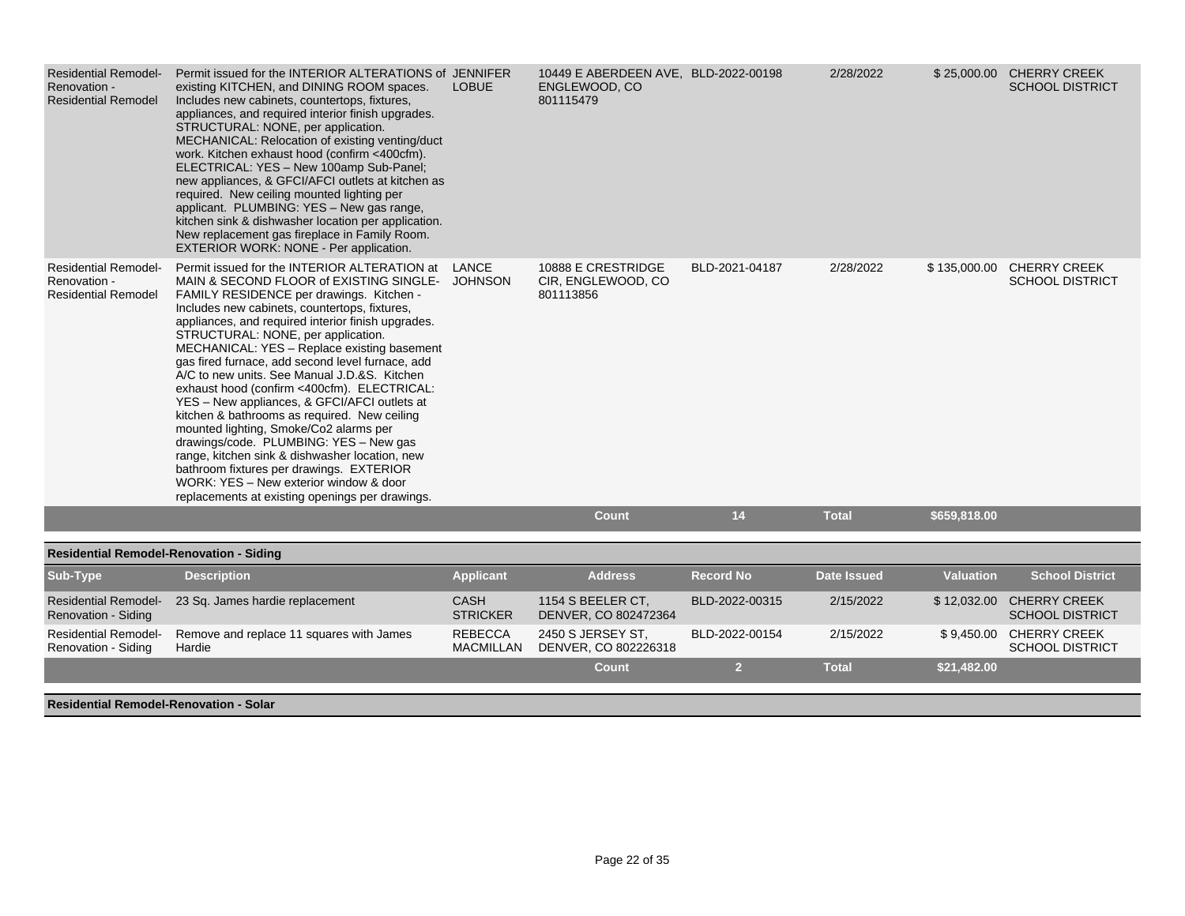| Sub-Type | Description | Applicant | Address | Record No | Date Issued | Valuation | School District |
|---|---|---|---|---|---|---|---|
| Residential Remodel-Renovation - Residential Remodel | Permit issued for the INTERIOR ALTERATIONS of existing KITCHEN, and DINING ROOM spaces. Includes new cabinets, countertops, fixtures, appliances, and required interior finish upgrades. STRUCTURAL: NONE, per application. MECHANICAL: Relocation of existing venting/duct work. Kitchen exhaust hood (confirm <400cfm). ELECTRICAL: YES – New 100amp Sub-Panel; new appliances, & GFCI/AFCI outlets at kitchen as required. New ceiling mounted lighting per applicant. PLUMBING: YES – New gas range, kitchen sink & dishwasher location per application. New replacement gas fireplace in Family Room. EXTERIOR WORK: NONE - Per application. | JENNIFER LOBUE | 10449 E ABERDEEN AVE, ENGLEWOOD, CO 801115479 | BLD-2022-00198 | 2/28/2022 | $ 25,000.00 | CHERRY CREEK SCHOOL DISTRICT |
| Residential Remodel-Renovation - Residential Remodel | Permit issued for the INTERIOR ALTERATION at MAIN & SECOND FLOOR of EXISTING SINGLE-FAMILY RESIDENCE per drawings. Kitchen - Includes new cabinets, countertops, fixtures, appliances, and required interior finish upgrades. STRUCTURAL: NONE, per application. MECHANICAL: YES – Replace existing basement gas fired furnace, add second level furnace, add A/C to new units. See Manual J.D.&S. Kitchen exhaust hood (confirm <400cfm). ELECTRICAL: YES – New appliances, & GFCI/AFCI outlets at kitchen & bathrooms as required. New ceiling mounted lighting, Smoke/Co2 alarms per drawings/code. PLUMBING: YES – New gas range, kitchen sink & dishwasher location, new bathroom fixtures per drawings. EXTERIOR WORK: YES – New exterior window & door replacements at existing openings per drawings. | LANCE JOHNSON | 10888 E CRESTRIDGE CIR, ENGLEWOOD, CO 801113856 | BLD-2021-04187 | 2/28/2022 | $ 135,000.00 | CHERRY CREEK SCHOOL DISTRICT |
| | | | **Count** | **14** | **Total** | **$659,818.00** | |

**Residential Remodel-Renovation - Siding**

| Sub-Type | Description | Applicant | Address | Record No | Date Issued | Valuation | School District |
|---|---|---|---|---|---|---|---|
| Residential Remodel-Renovation - Siding | 23 Sq. James hardie replacement | CASH STRICKER | 1154 S BEELER CT, DENVER, CO 802472364 | BLD-2022-00315 | 2/15/2022 | $ 12,032.00 | CHERRY CREEK SCHOOL DISTRICT |
| Residential Remodel-Renovation - Siding | Remove and replace 11 squares with James Hardie | REBECCA MACMILLAN | 2450 S JERSEY ST, DENVER, CO 802226318 | BLD-2022-00154 | 2/15/2022 | $ 9,450.00 | CHERRY CREEK SCHOOL DISTRICT |
| | | | **Count** | **2** | **Total** | **$21,482.00** | |

**Residential Remodel-Renovation - Solar**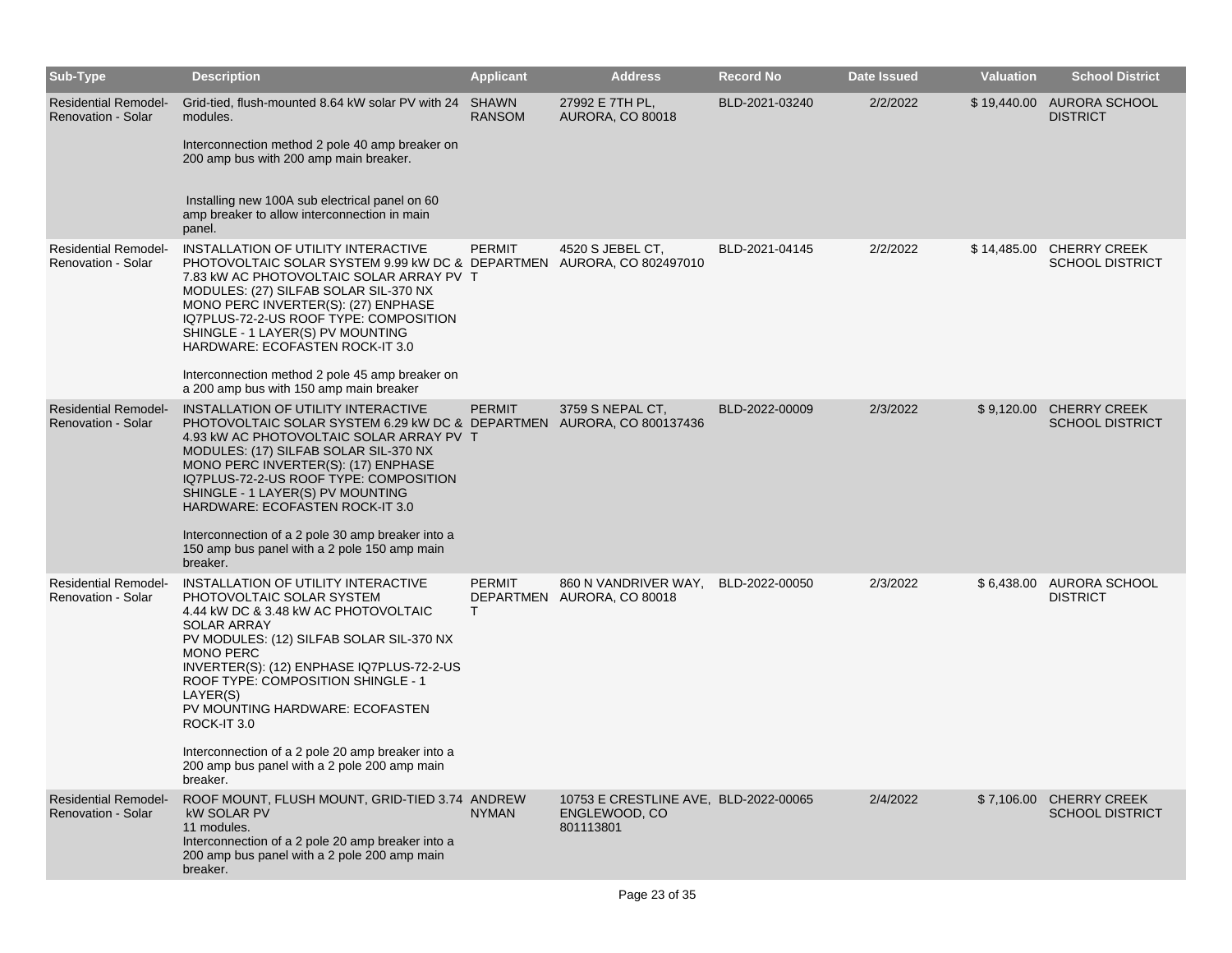| Sub-Type | Description | Applicant | Address | Record No | Date Issued | Valuation | School District |
|---|---|---|---|---|---|---|---|
| Residential Remodel-Renovation - Solar | Grid-tied, flush-mounted 8.64 kW solar PV with 24 modules.<br><br>Interconnection method 2 pole 40 amp breaker on 200 amp bus with 200 amp main breaker.<br><br>Installing new 100A sub electrical panel on 60 amp breaker to allow interconnection in main panel. | SHAWN RANSOM | 27992 E 7TH PL, AURORA, CO 80018 | BLD-2021-03240 | 2/2/2022 | $ 19,440.00 | AURORA SCHOOL DISTRICT |
| Residential Remodel-Renovation - Solar | INSTALLATION OF UTILITY INTERACTIVE PHOTOVOLTAIC SOLAR SYSTEM 9.99 kW DC & 7.83 kW AC PHOTOVOLTAIC SOLAR ARRAY PV MODULES: (27) SILFAB SOLAR SIL-370 NX MONO PERC INVERTER(S): (27) ENPHASE IQ7PLUS-72-2-US ROOF TYPE: COMPOSITION SHINGLE - 1 LAYER(S) PV MOUNTING HARDWARE: ECOFASTEN ROCK-IT 3.0<br><br>Interconnection method 2 pole 45 amp breaker on a 200 amp bus with 150 amp main breaker | PERMIT DEPARTMENT | 4520 S JEBEL CT, AURORA, CO 802497010 | BLD-2021-04145 | 2/2/2022 | $ 14,485.00 | CHERRY CREEK SCHOOL DISTRICT |
| Residential Remodel-Renovation - Solar | INSTALLATION OF UTILITY INTERACTIVE PHOTOVOLTAIC SOLAR SYSTEM 6.29 kW DC & 4.93 kW AC PHOTOVOLTAIC SOLAR ARRAY PV MODULES: (17) SILFAB SOLAR SIL-370 NX MONO PERC INVERTER(S): (17) ENPHASE IQ7PLUS-72-2-US ROOF TYPE: COMPOSITION SHINGLE - 1 LAYER(S) PV MOUNTING HARDWARE: ECOFASTEN ROCK-IT 3.0<br><br>Interconnection of a 2 pole 30 amp breaker into a 150 amp bus panel with a 2 pole 150 amp main breaker. | PERMIT DEPARTMENT | 3759 S NEPAL CT, AURORA, CO 800137436 | BLD-2022-00009 | 2/3/2022 | $ 9,120.00 | CHERRY CREEK SCHOOL DISTRICT |
| Residential Remodel-Renovation - Solar | INSTALLATION OF UTILITY INTERACTIVE PHOTOVOLTAIC SOLAR SYSTEM<br>4.44 kW DC & 3.48 kW AC PHOTOVOLTAIC SOLAR ARRAY<br>PV MODULES: (12) SILFAB SOLAR SIL-370 NX MONO PERC<br>INVERTER(S): (12) ENPHASE IQ7PLUS-72-2-US<br>ROOF TYPE: COMPOSITION SHINGLE - 1 LAYER(S)<br>PV MOUNTING HARDWARE: ECOFASTEN ROCK-IT 3.0<br><br>Interconnection of a 2 pole 20 amp breaker into a 200 amp bus panel with a 2 pole 200 amp main breaker. | PERMIT DEPARTMENT | 860 N VANDRIVER WAY, AURORA, CO 80018 | BLD-2022-00050 | 2/3/2022 | $ 6,438.00 | AURORA SCHOOL DISTRICT |
| Residential Remodel-Renovation - Solar | ROOF MOUNT, FLUSH MOUNT, GRID-TIED 3.74 kW SOLAR PV<br>11 modules.<br>Interconnection of a 2 pole 20 amp breaker into a 200 amp bus panel with a 2 pole 200 amp main breaker. | ANDREW NYMAN | 10753 E CRESTLINE AVE, ENGLEWOOD, CO 801113801 | BLD-2022-00065 | 2/4/2022 | $ 7,106.00 | CHERRY CREEK SCHOOL DISTRICT |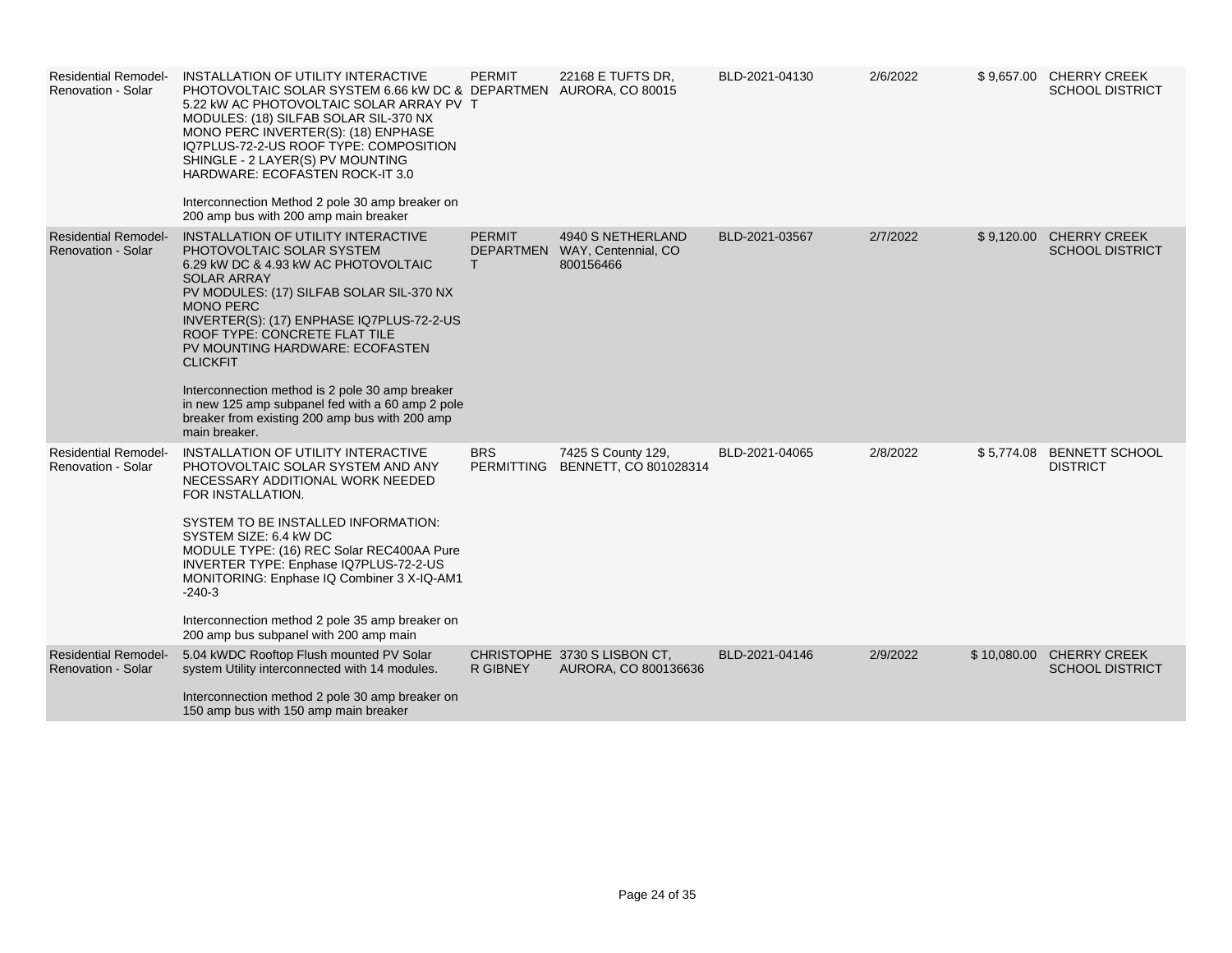| | | | | | | | |
|---|---|---|---|---|---|---|---|
| Residential Remodel-Renovation - Solar | INSTALLATION OF UTILITY INTERACTIVE PHOTOVOLTAIC SOLAR SYSTEM 6.66 kW DC & 5.22 kW AC PHOTOVOLTAIC SOLAR ARRAY PV MODULES: (18) SILFAB SOLAR SIL-370 NX MONO PERC INVERTER(S): (18) ENPHASE IQ7PLUS-72-2-US ROOF TYPE: COMPOSITION SHINGLE - 2 LAYER(S) PV MOUNTING HARDWARE: ECOFASTEN ROCK-IT 3.0<br><br>Interconnection Method 2 pole 30 amp breaker on 200 amp bus with 200 amp main breaker | PERMIT DEPARTMENT | 22168 E TUFTS DR, AURORA, CO 80015 | BLD-2021-04130 | 2/6/2022 | $ 9,657.00 | CHERRY CREEK SCHOOL DISTRICT |
| Residential Remodel-Renovation - Solar | INSTALLATION OF UTILITY INTERACTIVE PHOTOVOLTAIC SOLAR SYSTEM<br>6.29 kW DC & 4.93 kW AC PHOTOVOLTAIC SOLAR ARRAY<br>PV MODULES: (17) SILFAB SOLAR SIL-370 NX MONO PERC<br>INVERTER(S): (17) ENPHASE IQ7PLUS-72-2-US<br>ROOF TYPE: CONCRETE FLAT TILE<br>PV MOUNTING HARDWARE: ECOFASTEN CLICKFIT<br><br>Interconnection method is 2 pole 30 amp breaker in new 125 amp subpanel fed with a 60 amp 2 pole breaker from existing 200 amp bus with 200 amp main breaker. | PERMIT DEPARTMENT | 4940 S NETHERLAND WAY, Centennial, CO 800156466 | BLD-2021-03567 | 2/7/2022 | $ 9,120.00 | CHERRY CREEK SCHOOL DISTRICT |
| Residential Remodel-Renovation - Solar | INSTALLATION OF UTILITY INTERACTIVE PHOTOVOLTAIC SOLAR SYSTEM AND ANY NECESSARY ADDITIONAL WORK NEEDED FOR INSTALLATION.<br><br>SYSTEM TO BE INSTALLED INFORMATION:<br>SYSTEM SIZE: 6.4 kW DC<br>MODULE TYPE: (16) REC Solar REC400AA Pure<br>INVERTER TYPE: Enphase IQ7PLUS-72-2-US<br>MONITORING: Enphase IQ Combiner 3 X-IQ-AM1 -240-3<br><br>Interconnection method 2 pole 35 amp breaker on 200 amp bus subpanel with 200 amp main | BRS PERMITTING | 7425 S County 129, BENNETT, CO 801028314 | BLD-2021-04065 | 2/8/2022 | $ 5,774.08 | BENNETT SCHOOL DISTRICT |
| Residential Remodel-Renovation - Solar | 5.04 kWDC Rooftop Flush mounted PV Solar system Utility interconnected with 14 modules.<br><br>Interconnection method 2 pole 30 amp breaker on 150 amp bus with 150 amp main breaker | CHRISTOPHER GIBNEY | 3730 S LISBON CT, AURORA, CO 800136636 | BLD-2021-04146 | 2/9/2022 | $ 10,080.00 | CHERRY CREEK SCHOOL DISTRICT |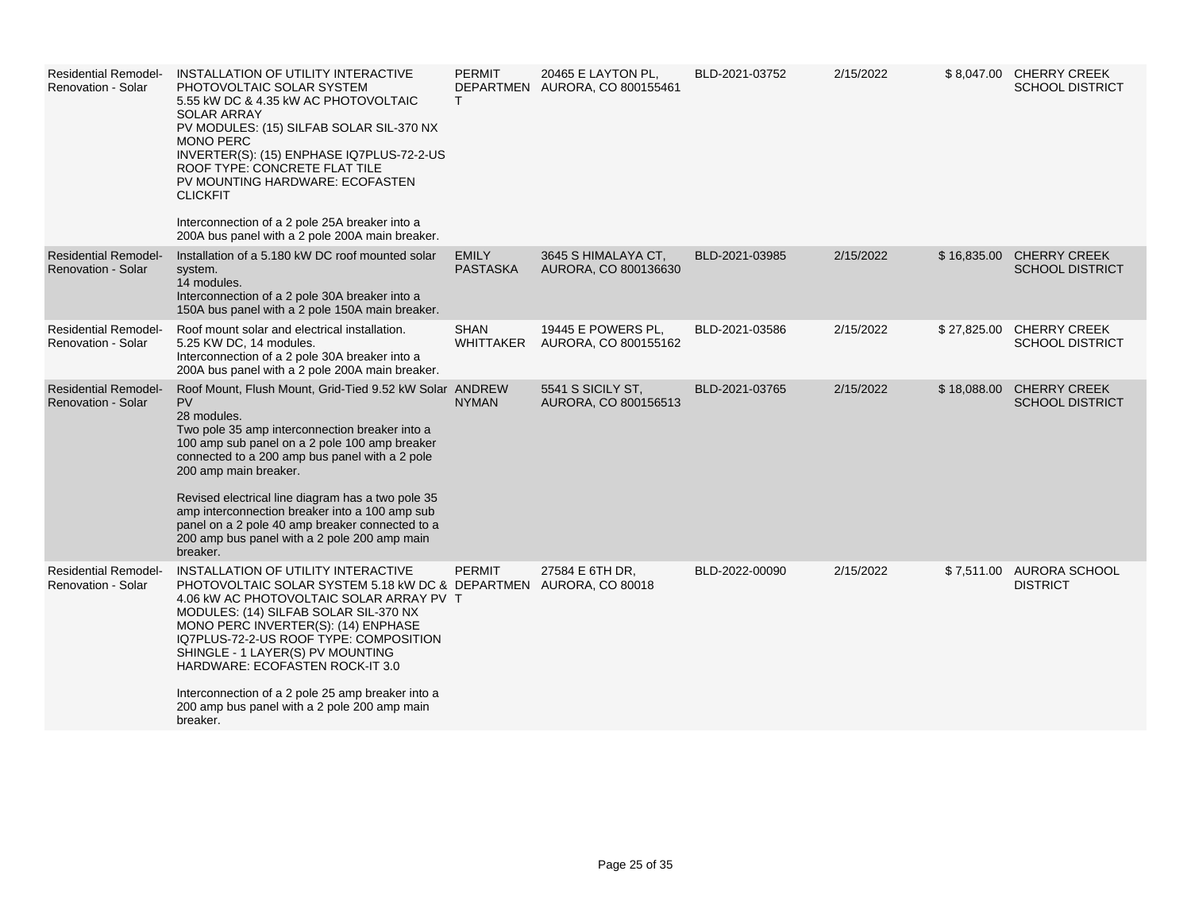| Residential Remodel-Renovation - Solar | INSTALLATION OF UTILITY INTERACTIVE PHOTOVOLTAIC SOLAR SYSTEM 5.55 kW DC & 4.35 kW AC PHOTOVOLTAIC SOLAR ARRAY PV MODULES: (15) SILFAB SOLAR SIL-370 NX MONO PERC INVERTER(S): (15) ENPHASE IQ7PLUS-72-2-US ROOF TYPE: CONCRETE FLAT TILE PV MOUNTING HARDWARE: ECOFASTEN CLICKFIT<br><br>Interconnection of a 2 pole 25A breaker into a 200A bus panel with a 2 pole 200A main breaker. | PERMIT DEPARTMENT | 20465 E LAYTON PL, AURORA, CO 800155461 | BLD-2021-03752 | 2/15/2022 | $ 8,047.00 | CHERRY CREEK SCHOOL DISTRICT |
|---|---|---|---|---|---|---|---|
| Residential Remodel-Renovation - Solar | Installation of a 5.180 kW DC roof mounted solar system.<br>14 modules.<br>Interconnection of a 2 pole 30A breaker into a 150A bus panel with a 2 pole 150A main breaker. | EMILY PASTASKA | 3645 S HIMALAYA CT, AURORA, CO 800136630 | BLD-2021-03985 | 2/15/2022 | $ 16,835.00 | CHERRY CREEK SCHOOL DISTRICT |
| Residential Remodel-Renovation - Solar | Roof mount solar and electrical installation.<br>5.25 KW DC, 14 modules.<br>Interconnection of a 2 pole 30A breaker into a 200A bus panel with a 2 pole 200A main breaker. | SHAN WHITTAKER | 19445 E POWERS PL, AURORA, CO 800155162 | BLD-2021-03586 | 2/15/2022 | $ 27,825.00 | CHERRY CREEK SCHOOL DISTRICT |
| Residential Remodel-Renovation - Solar | Roof Mount, Flush Mount, Grid-Tied 9.52 kW Solar PV<br>28 modules.<br>Two pole 35 amp interconnection breaker into a 100 amp sub panel on a 2 pole 100 amp breaker connected to a 200 amp bus panel with a 2 pole 200 amp main breaker.<br><br>Revised electrical line diagram has a two pole 35 amp interconnection breaker into a 100 amp sub panel on a 2 pole 40 amp breaker connected to a 200 amp bus panel with a 2 pole 200 amp main breaker. | ANDREW NYMAN | 5541 S SICILY ST, AURORA, CO 800156513 | BLD-2021-03765 | 2/15/2022 | $ 18,088.00 | CHERRY CREEK SCHOOL DISTRICT |
| Residential Remodel-Renovation - Solar | INSTALLATION OF UTILITY INTERACTIVE PHOTOVOLTAIC SOLAR SYSTEM 5.18 kW DC & 4.06 kW AC PHOTOVOLTAIC SOLAR ARRAY PV MODULES: (14) SILFAB SOLAR SIL-370 NX MONO PERC INVERTER(S): (14) ENPHASE IQ7PLUS-72-2-US ROOF TYPE: COMPOSITION SHINGLE - 1 LAYER(S) PV MOUNTING HARDWARE: ECOFASTEN ROCK-IT 3.0<br><br>Interconnection of a 2 pole 25 amp breaker into a 200 amp bus panel with a 2 pole 200 amp main breaker. | PERMIT DEPARTMENT | 27584 E 6TH DR, AURORA, CO 80018 | BLD-2022-00090 | 2/15/2022 | $ 7,511.00 | AURORA SCHOOL DISTRICT |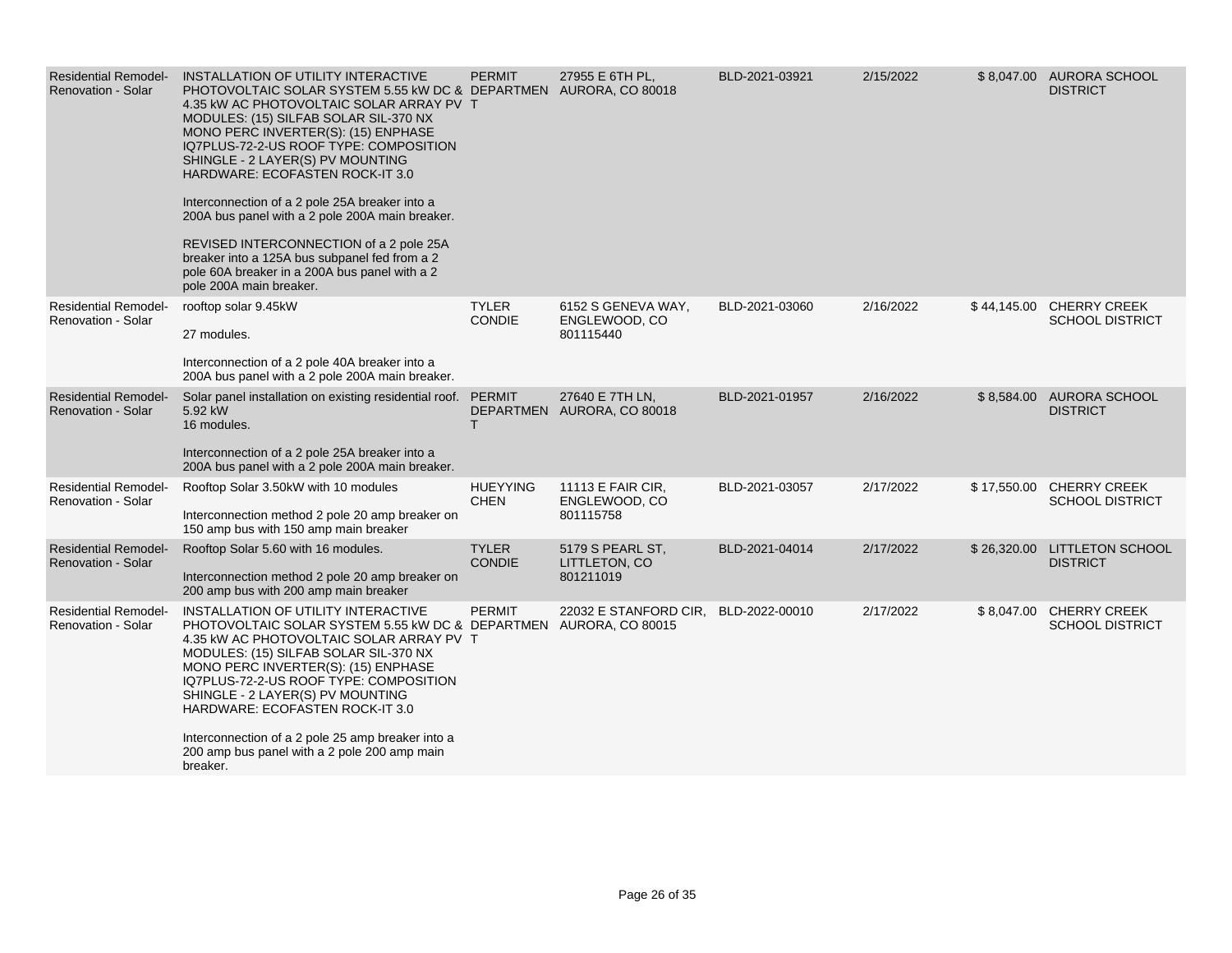| | | | | | | | |
|---|---|---|---|---|---|---|---|
| Residential Remodel-Renovation - Solar | INSTALLATION OF UTILITY INTERACTIVE PHOTOVOLTAIC SOLAR SYSTEM 5.55 kW DC & 4.35 kW AC PHOTOVOLTAIC SOLAR ARRAY PV MODULES: (15) SILFAB SOLAR SIL-370 NX MONO PERC INVERTER(S): (15) ENPHASE IQ7PLUS-72-2-US ROOF TYPE: COMPOSITION SHINGLE - 2 LAYER(S) PV MOUNTING HARDWARE: ECOFASTEN ROCK-IT 3.0<br><br>Interconnection of a 2 pole 25A breaker into a 200A bus panel with a 2 pole 200A main breaker.<br><br>REVISED INTERCONNECTION of a 2 pole 25A breaker into a 125A bus subpanel fed from a 2 pole 60A breaker in a 200A bus panel with a 2 pole 200A main breaker. | PERMIT DEPARTMENT | 27955 E 6TH PL, AURORA, CO 80018 | BLD-2021-03921 | 2/15/2022 | $ 8,047.00 | AURORA SCHOOL DISTRICT |
| Residential Remodel-Renovation - Solar | rooftop solar 9.45kW<br><br>27 modules.<br><br>Interconnection of a 2 pole 40A breaker into a 200A bus panel with a 2 pole 200A main breaker. | TYLER CONDIE | 6152 S GENEVA WAY, ENGLEWOOD, CO 801115440 | BLD-2021-03060 | 2/16/2022 | $ 44,145.00 | CHERRY CREEK SCHOOL DISTRICT |
| Residential Remodel-Renovation - Solar | Solar panel installation on existing residential roof. 5.92 kW<br>16 modules.<br><br>Interconnection of a 2 pole 25A breaker into a 200A bus panel with a 2 pole 200A main breaker. | PERMIT DEPARTMENT | 27640 E 7TH LN, AURORA, CO 80018 | BLD-2021-01957 | 2/16/2022 | $ 8,584.00 | AURORA SCHOOL DISTRICT |
| Residential Remodel-Renovation - Solar | Rooftop Solar 3.50kW with 10 modules<br><br>Interconnection method 2 pole 20 amp breaker on 150 amp bus with 150 amp main breaker | HUEYYING CHEN | 11113 E FAIR CIR, ENGLEWOOD, CO 801115758 | BLD-2021-03057 | 2/17/2022 | $ 17,550.00 | CHERRY CREEK SCHOOL DISTRICT |
| Residential Remodel-Renovation - Solar | Rooftop Solar 5.60 with 16 modules.<br><br>Interconnection method 2 pole 20 amp breaker on 200 amp bus with 200 amp main breaker | TYLER CONDIE | 5179 S PEARL ST, LITTLETON, CO 801211019 | BLD-2021-04014 | 2/17/2022 | $ 26,320.00 | LITTLETON SCHOOL DISTRICT |
| Residential Remodel-Renovation - Solar | INSTALLATION OF UTILITY INTERACTIVE PHOTOVOLTAIC SOLAR SYSTEM 5.55 kW DC & 4.35 kW AC PHOTOVOLTAIC SOLAR ARRAY PV MODULES: (15) SILFAB SOLAR SIL-370 NX MONO PERC INVERTER(S): (15) ENPHASE IQ7PLUS-72-2-US ROOF TYPE: COMPOSITION SHINGLE - 2 LAYER(S) PV MOUNTING HARDWARE: ECOFASTEN ROCK-IT 3.0<br><br>Interconnection of a 2 pole 25 amp breaker into a 200 amp bus panel with a 2 pole 200 amp main breaker. | PERMIT DEPARTMENT | 22032 E STANFORD CIR, AURORA, CO 80015 | BLD-2022-00010 | 2/17/2022 | $ 8,047.00 | CHERRY CREEK SCHOOL DISTRICT |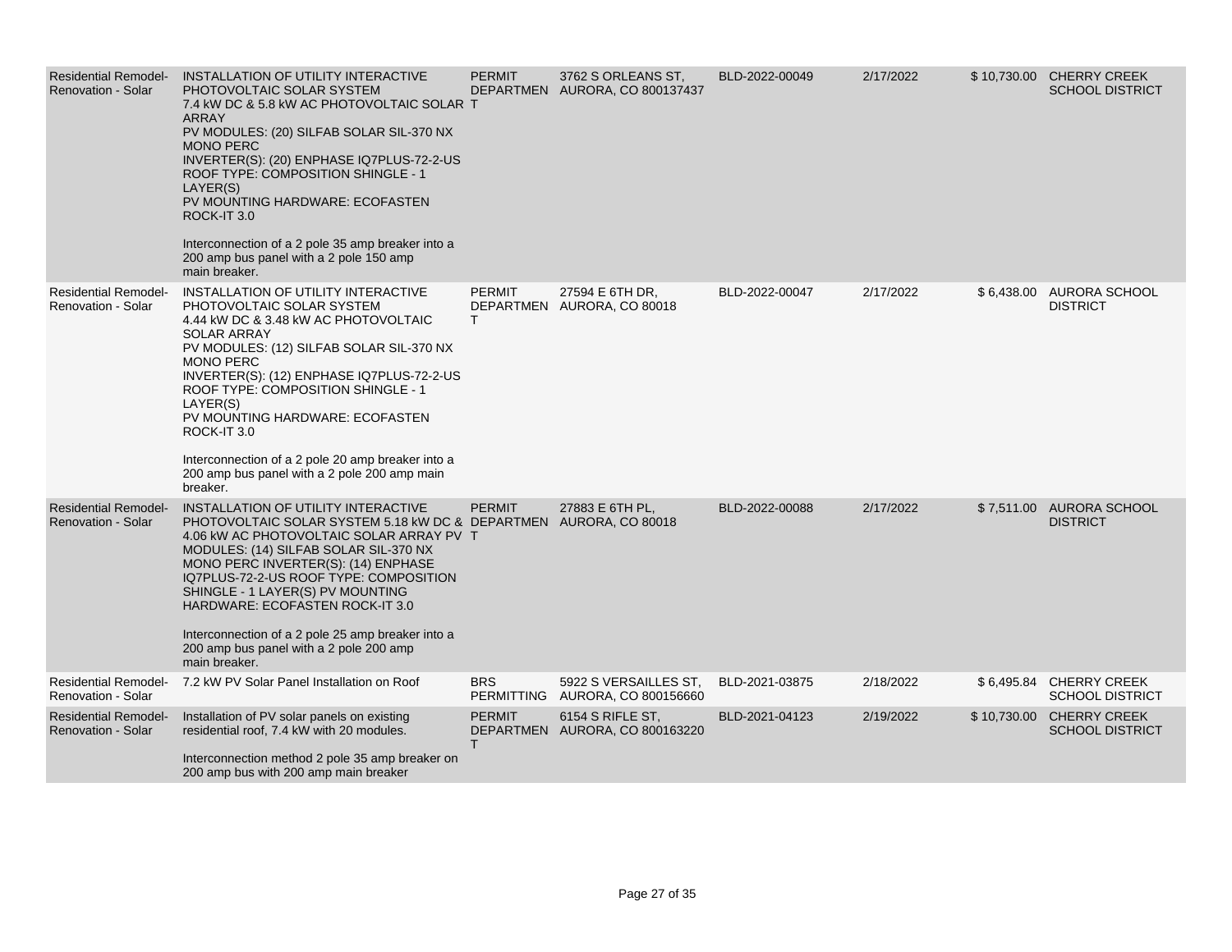| | | | | | | | |
|---|---|---|---|---|---|---|---|
| Residential Remodel-Renovation - Solar | INSTALLATION OF UTILITY INTERACTIVE PHOTOVOLTAIC SOLAR SYSTEM<br>7.4 kW DC & 5.8 kW AC PHOTOVOLTAIC SOLAR ARRAY<br>PV MODULES: (20) SILFAB SOLAR SIL-370 NX MONO PERC<br>INVERTER(S): (20) ENPHASE IQ7PLUS-72-2-US<br>ROOF TYPE: COMPOSITION SHINGLE - 1 LAYER(S)<br>PV MOUNTING HARDWARE: ECOFASTEN ROCK-IT 3.0<br><br>Interconnection of a 2 pole 35 amp breaker into a 200 amp bus panel with a 2 pole 150 amp main breaker. | PERMIT DEPARTMENT | 3762 S ORLEANS ST, AURORA, CO 800137437 | BLD-2022-00049 | 2/17/2022 | $ 10,730.00 | CHERRY CREEK SCHOOL DISTRICT |
| Residential Remodel-Renovation - Solar | INSTALLATION OF UTILITY INTERACTIVE PHOTOVOLTAIC SOLAR SYSTEM<br>4.44 kW DC & 3.48 kW AC PHOTOVOLTAIC SOLAR ARRAY<br>PV MODULES: (12) SILFAB SOLAR SIL-370 NX MONO PERC<br>INVERTER(S): (12) ENPHASE IQ7PLUS-72-2-US<br>ROOF TYPE: COMPOSITION SHINGLE - 1 LAYER(S)<br>PV MOUNTING HARDWARE: ECOFASTEN ROCK-IT 3.0<br><br>Interconnection of a 2 pole 20 amp breaker into a 200 amp bus panel with a 2 pole 200 amp main breaker. | PERMIT DEPARTMENT | 27594 E 6TH DR, AURORA, CO 80018 | BLD-2022-00047 | 2/17/2022 | $ 6,438.00 | AURORA SCHOOL DISTRICT |
| Residential Remodel-Renovation - Solar | INSTALLATION OF UTILITY INTERACTIVE PHOTOVOLTAIC SOLAR SYSTEM 5.18 kW DC & 4.06 kW AC PHOTOVOLTAIC SOLAR ARRAY PV MODULES: (14) SILFAB SOLAR SIL-370 NX MONO PERC INVERTER(S): (14) ENPHASE IQ7PLUS-72-2-US ROOF TYPE: COMPOSITION SHINGLE - 1 LAYER(S) PV MOUNTING HARDWARE: ECOFASTEN ROCK-IT 3.0<br><br>Interconnection of a 2 pole 25 amp breaker into a 200 amp bus panel with a 2 pole 200 amp main breaker. | PERMIT DEPARTMENT | 27883 E 6TH PL, AURORA, CO 80018 | BLD-2022-00088 | 2/17/2022 | $ 7,511.00 | AURORA SCHOOL DISTRICT |
| Residential Remodel-Renovation - Solar | 7.2 kW PV Solar Panel Installation on Roof | BRS PERMITTING | 5922 S VERSAILLES ST, AURORA, CO 800156660 | BLD-2021-03875 | 2/18/2022 | $ 6,495.84 | CHERRY CREEK SCHOOL DISTRICT |
| Residential Remodel-Renovation - Solar | Installation of PV solar panels on existing residential roof, 7.4 kW with 20 modules.<br><br>Interconnection method 2 pole 35 amp breaker on 200 amp bus with 200 amp main breaker | PERMIT DEPARTMENT | 6154 S RIFLE ST, AURORA, CO 800163220 | BLD-2021-04123 | 2/19/2022 | $ 10,730.00 | CHERRY CREEK SCHOOL DISTRICT |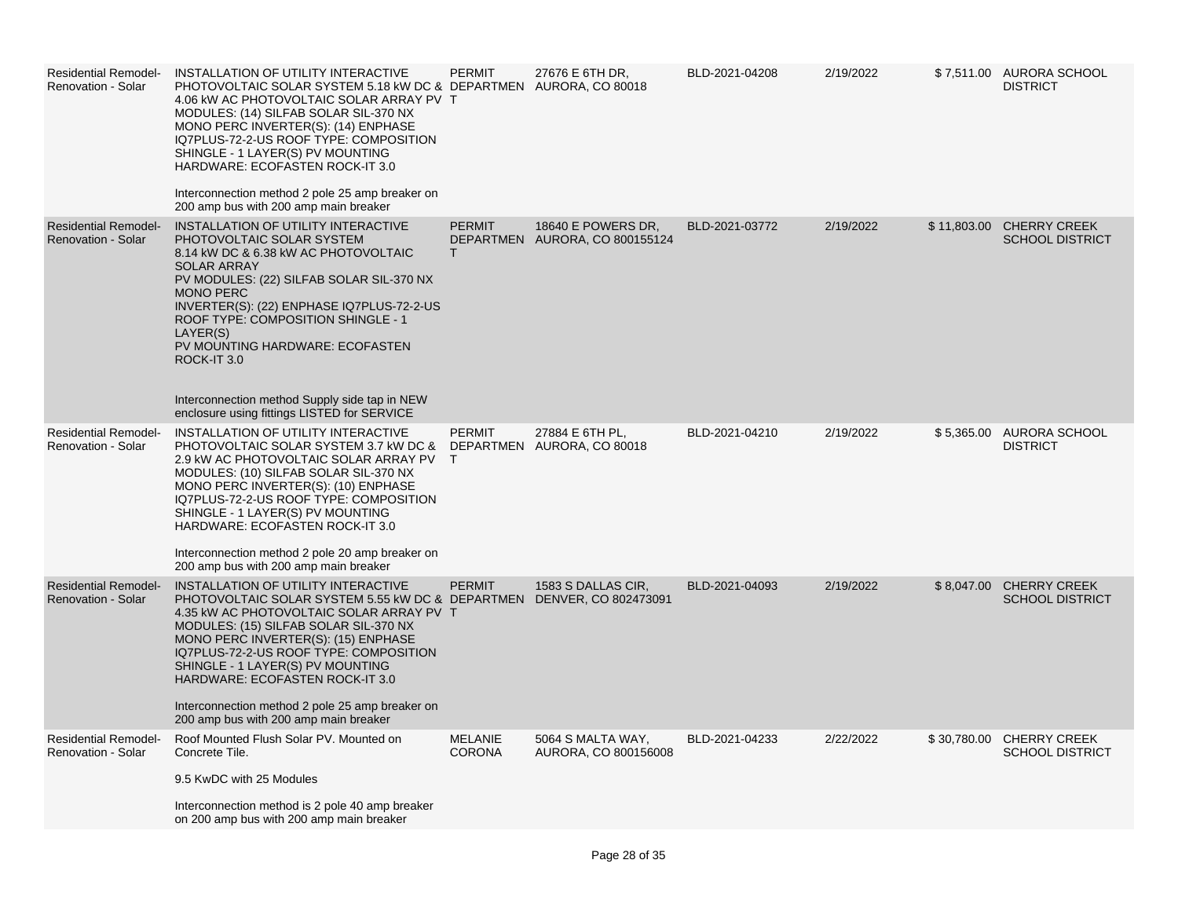| | | | | | | | |
|---|---|---|---|---|---|---|---|
| Residential Remodel-Renovation - Solar | INSTALLATION OF UTILITY INTERACTIVE PHOTOVOLTAIC SOLAR SYSTEM 5.18 kW DC & 4.06 kW AC PHOTOVOLTAIC SOLAR ARRAY PV MODULES: (14) SILFAB SOLAR SIL-370 NX MONO PERC INVERTER(S): (14) ENPHASE IQ7PLUS-72-2-US ROOF TYPE: COMPOSITION SHINGLE - 1 LAYER(S) PV MOUNTING HARDWARE: ECOFASTEN ROCK-IT 3.0<br><br>Interconnection method 2 pole 25 amp breaker on 200 amp bus with 200 amp main breaker | PERMIT DEPARTMENT | 27676 E 6TH DR, AURORA, CO 80018 | BLD-2021-04208 | 2/19/2022 | $ 7,511.00 | AURORA SCHOOL DISTRICT |
| Residential Remodel-Renovation - Solar | INSTALLATION OF UTILITY INTERACTIVE PHOTOVOLTAIC SOLAR SYSTEM<br>8.14 kW DC & 6.38 kW AC PHOTOVOLTAIC SOLAR ARRAY<br>PV MODULES: (22) SILFAB SOLAR SIL-370 NX MONO PERC<br>INVERTER(S): (22) ENPHASE IQ7PLUS-72-2-US<br>ROOF TYPE: COMPOSITION SHINGLE - 1 LAYER(S)<br>PV MOUNTING HARDWARE: ECOFASTEN ROCK-IT 3.0<br><br>Interconnection method Supply side tap in NEW enclosure using fittings LISTED for SERVICE | PERMIT DEPARTMENT | 18640 E POWERS DR, AURORA, CO 800155124 | BLD-2021-03772 | 2/19/2022 | $ 11,803.00 | CHERRY CREEK SCHOOL DISTRICT |
| Residential Remodel-Renovation - Solar | INSTALLATION OF UTILITY INTERACTIVE PHOTOVOLTAIC SOLAR SYSTEM 3.7 kW DC & 2.9 kW AC PHOTOVOLTAIC SOLAR ARRAY PV MODULES: (10) SILFAB SOLAR SIL-370 NX MONO PERC INVERTER(S): (10) ENPHASE IQ7PLUS-72-2-US ROOF TYPE: COMPOSITION SHINGLE - 1 LAYER(S) PV MOUNTING HARDWARE: ECOFASTEN ROCK-IT 3.0<br><br>Interconnection method 2 pole 20 amp breaker on 200 amp bus with 200 amp main breaker | PERMIT DEPARTMENT | 27884 E 6TH PL, AURORA, CO 80018 | BLD-2021-04210 | 2/19/2022 | $ 5,365.00 | AURORA SCHOOL DISTRICT |
| Residential Remodel-Renovation - Solar | INSTALLATION OF UTILITY INTERACTIVE PHOTOVOLTAIC SOLAR SYSTEM 5.55 kW DC & 4.35 kW AC PHOTOVOLTAIC SOLAR ARRAY PV MODULES: (15) SILFAB SOLAR SIL-370 NX MONO PERC INVERTER(S): (15) ENPHASE IQ7PLUS-72-2-US ROOF TYPE: COMPOSITION SHINGLE - 1 LAYER(S) PV MOUNTING HARDWARE: ECOFASTEN ROCK-IT 3.0<br><br>Interconnection method 2 pole 25 amp breaker on 200 amp bus with 200 amp main breaker | PERMIT DEPARTMENT | 1583 S DALLAS CIR, DENVER, CO 802473091 | BLD-2021-04093 | 2/19/2022 | $ 8,047.00 | CHERRY CREEK SCHOOL DISTRICT |
| Residential Remodel-Renovation - Solar | Roof Mounted Flush Solar PV. Mounted on Concrete Tile.<br><br>9.5 KwDC with 25 Modules<br><br>Interconnection method is 2 pole 40 amp breaker on 200 amp bus with 200 amp main breaker | MELANIE CORONA | 5064 S MALTA WAY, AURORA, CO 800156008 | BLD-2021-04233 | 2/22/2022 | $ 30,780.00 | CHERRY CREEK SCHOOL DISTRICT |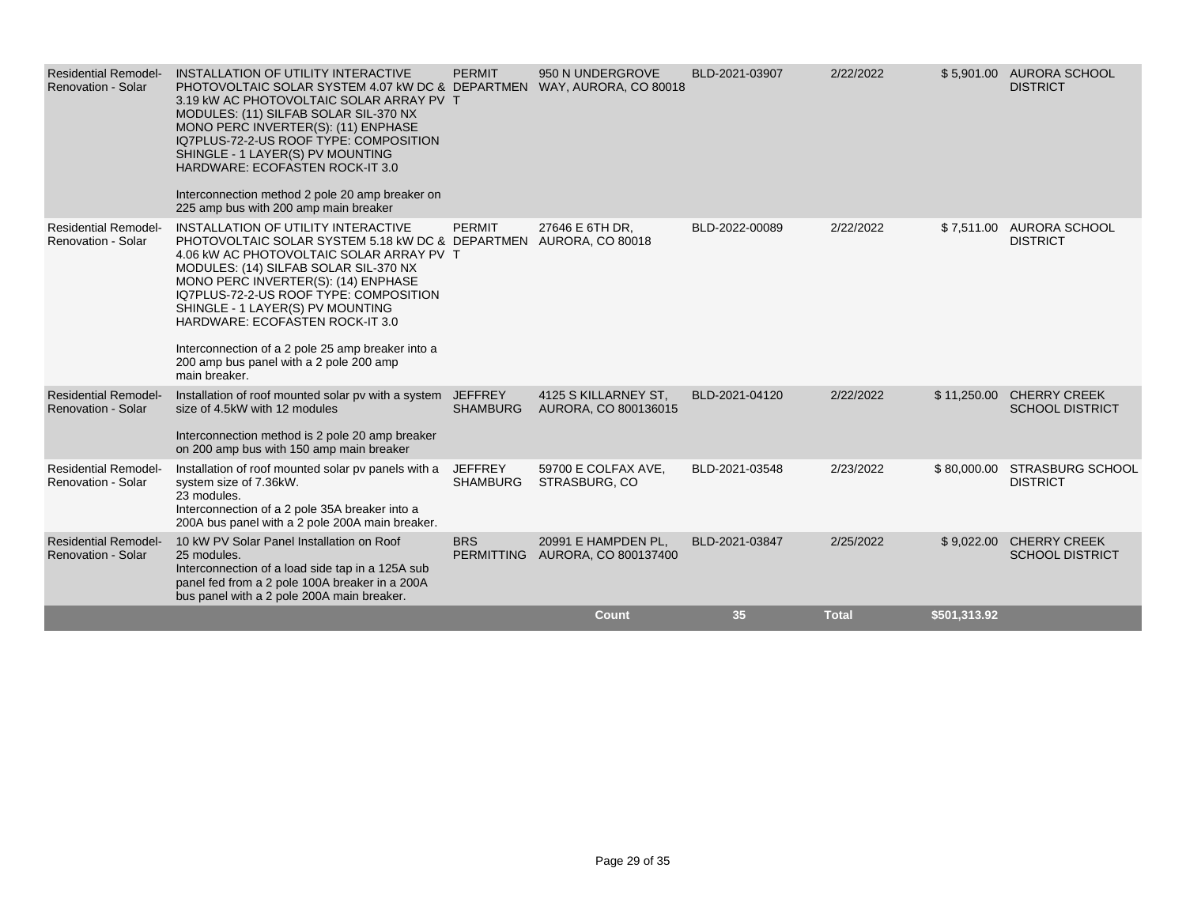| | | | | | | | |
|---|---|---|---|---|---|---|---|
| Residential Remodel-Renovation - Solar | INSTALLATION OF UTILITY INTERACTIVE PHOTOVOLTAIC SOLAR SYSTEM 4.07 kW DC & 3.19 kW AC PHOTOVOLTAIC SOLAR ARRAY PV MODULES: (11) SILFAB SOLAR SIL-370 NX MONO PERC INVERTER(S): (11) ENPHASE IQ7PLUS-72-2-US ROOF TYPE: COMPOSITION SHINGLE - 1 LAYER(S) PV MOUNTING HARDWARE: ECOFASTEN ROCK-IT 3.0<br><br>Interconnection method 2 pole 20 amp breaker on 225 amp bus with 200 amp main breaker | PERMIT DEPARTMENT | 950 N UNDERGROVE WAY, AURORA, CO 80018 | BLD-2021-03907 | 2/22/2022 | $ 5,901.00 | AURORA SCHOOL DISTRICT |
| Residential Remodel-Renovation - Solar | INSTALLATION OF UTILITY INTERACTIVE PHOTOVOLTAIC SOLAR SYSTEM 5.18 kW DC & 4.06 kW AC PHOTOVOLTAIC SOLAR ARRAY PV MODULES: (14) SILFAB SOLAR SIL-370 NX MONO PERC INVERTER(S): (14) ENPHASE IQ7PLUS-72-2-US ROOF TYPE: COMPOSITION SHINGLE - 1 LAYER(S) PV MOUNTING HARDWARE: ECOFASTEN ROCK-IT 3.0<br><br>Interconnection of a 2 pole 25 amp breaker into a 200 amp bus panel with a 2 pole 200 amp main breaker. | PERMIT DEPARTMENT | 27646 E 6TH DR, AURORA, CO 80018 | BLD-2022-00089 | 2/22/2022 | $ 7,511.00 | AURORA SCHOOL DISTRICT |
| Residential Remodel-Renovation - Solar | Installation of roof mounted solar pv with a system size of 4.5kW with 12 modules<br><br>Interconnection method is 2 pole 20 amp breaker on 200 amp bus with 150 amp main breaker | JEFFREY SHAMBURG | 4125 S KILLARNEY ST, AURORA, CO 800136015 | BLD-2021-04120 | 2/22/2022 | $ 11,250.00 | CHERRY CREEK SCHOOL DISTRICT |
| Residential Remodel-Renovation - Solar | Installation of roof mounted solar pv panels with a system size of 7.36kW.<br>23 modules.<br>Interconnection of a 2 pole 35A breaker into a 200A bus panel with a 2 pole 200A main breaker. | JEFFREY SHAMBURG | 59700 E COLFAX AVE, STRASBURG, CO | BLD-2021-03548 | 2/23/2022 | $ 80,000.00 | STRASBURG SCHOOL DISTRICT |
| Residential Remodel-Renovation - Solar | 10 kW PV Solar Panel Installation on Roof<br>25 modules.<br>Interconnection of a load side tap in a 125A sub panel fed from a 2 pole 100A breaker in a 200A bus panel with a 2 pole 200A main breaker. | BRS PERMITTING | 20991 E HAMPDEN PL, AURORA, CO 800137400 | BLD-2021-03847 | 2/25/2022 | $ 9,022.00 | CHERRY CREEK SCHOOL DISTRICT |
| | | | **Count** | **35** | **Total** | **$501,313.92** | |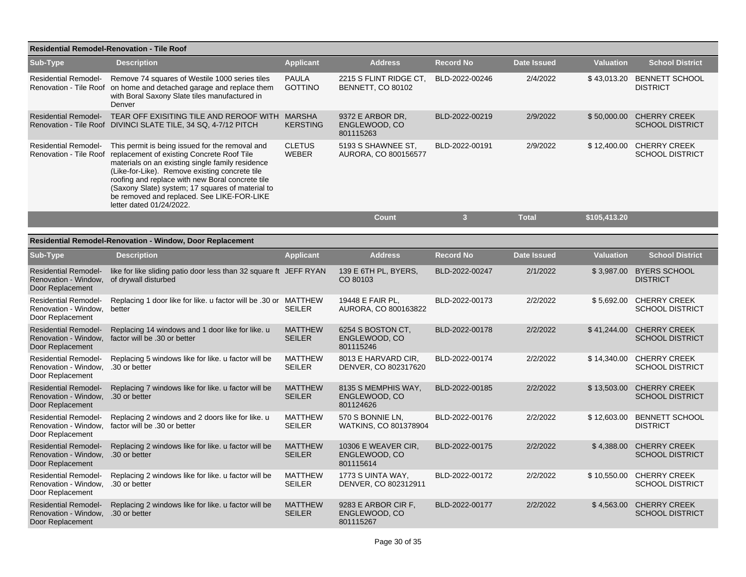**Residential Remodel-Renovation - Tile Roof**

| Sub-Type | Description | Applicant | Address | Record No | Date Issued | Valuation | School District |
|---|---|---|---|---|---|---|---|
| Residential Remodel-Renovation - Tile Roof | Remove 74 squares of Westile 1000 series tiles on home and detached garage and replace them with Boral Saxony Slate tiles manufactured in Denver | PAULA GOTTINO | 2215 S FLINT RIDGE CT, BENNETT, CO 80102 | BLD-2022-00246 | 2/4/2022 | $ 43,013.20 | BENNETT SCHOOL DISTRICT |
| Residential Remodel-Renovation - Tile Roof | TEAR OFF EXISITING TILE AND REROOF WITH DIVINCI SLATE TILE, 34 SQ, 4-7/12 PITCH | MARSHA KERSTING | 9372 E ARBOR DR, ENGLEWOOD, CO 801115263 | BLD-2022-00219 | 2/9/2022 | $ 50,000.00 | CHERRY CREEK SCHOOL DISTRICT |
| Residential Remodel-Renovation - Tile Roof | This permit is being issued for the removal and replacement of existing Concrete Roof Tile materials on an existing single family residence (Like-for-Like). Remove existing concrete tile roofing and replace with new Boral concrete tile (Saxony Slate) system; 17 squares of material to be removed and replaced. See LIKE-FOR-LIKE letter dated 01/24/2022. | CLETUS WEBER | 5193 S SHAWNEE ST, AURORA, CO 800156577 | BLD-2022-00191 | 2/9/2022 | $ 12,400.00 | CHERRY CREEK SCHOOL DISTRICT |
| | | | **Count** | **3** | **Total** | **$105,413.20** | |

**Residential Remodel-Renovation - Window, Door Replacement**

| Sub-Type | Description | Applicant | Address | Record No | Date Issued | Valuation | School District |
|---|---|---|---|---|---|---|---|
| Residential Remodel-Renovation - Window, Door Replacement | like for like sliding patio door less than 32 square ft of drywall disturbed | JEFF RYAN | 139 E 6TH PL, BYERS, CO 80103 | BLD-2022-00247 | 2/1/2022 | $ 3,987.00 | BYERS SCHOOL DISTRICT |
| Residential Remodel-Renovation - Window, Door Replacement | Replacing 1 door like for like. u factor will be .30 or better | MATTHEW SEILER | 19448 E FAIR PL, AURORA, CO 800163822 | BLD-2022-00173 | 2/2/2022 | $ 5,692.00 | CHERRY CREEK SCHOOL DISTRICT |
| Residential Remodel-Renovation - Window, Door Replacement | Replacing 14 windows and 1 door like for like. u factor will be .30 or better | MATTHEW SEILER | 6254 S BOSTON CT, ENGLEWOOD, CO 801115246 | BLD-2022-00178 | 2/2/2022 | $ 41,244.00 | CHERRY CREEK SCHOOL DISTRICT |
| Residential Remodel-Renovation - Window, Door Replacement | Replacing 5 windows like for like. u factor will be .30 or better | MATTHEW SEILER | 8013 E HARVARD CIR, DENVER, CO 802317620 | BLD-2022-00174 | 2/2/2022 | $ 14,340.00 | CHERRY CREEK SCHOOL DISTRICT |
| Residential Remodel-Renovation - Window, Door Replacement | Replacing 7 windows like for like. u factor will be .30 or better | MATTHEW SEILER | 8135 S MEMPHIS WAY, ENGLEWOOD, CO 801124626 | BLD-2022-00185 | 2/2/2022 | $ 13,503.00 | CHERRY CREEK SCHOOL DISTRICT |
| Residential Remodel-Renovation - Window, Door Replacement | Replacing 2 windows and 2 doors like for like. u factor will be .30 or better | MATTHEW SEILER | 570 S BONNIE LN, WATKINS, CO 801378904 | BLD-2022-00176 | 2/2/2022 | $ 12,603.00 | BENNETT SCHOOL DISTRICT |
| Residential Remodel-Renovation - Window, Door Replacement | Replacing 2 windows like for like. u factor will be .30 or better | MATTHEW SEILER | 10306 E WEAVER CIR, ENGLEWOOD, CO 801115614 | BLD-2022-00175 | 2/2/2022 | $ 4,388.00 | CHERRY CREEK SCHOOL DISTRICT |
| Residential Remodel-Renovation - Window, Door Replacement | Replacing 2 windows like for like. u factor will be .30 or better | MATTHEW SEILER | 1773 S UINTA WAY, DENVER, CO 802312911 | BLD-2022-00172 | 2/2/2022 | $ 10,550.00 | CHERRY CREEK SCHOOL DISTRICT |
| Residential Remodel-Renovation - Window, Door Replacement | Replacing 2 windows like for like. u factor will be .30 or better | MATTHEW SEILER | 9283 E ARBOR CIR F, ENGLEWOOD, CO 801115267 | BLD-2022-00177 | 2/2/2022 | $ 4,563.00 | CHERRY CREEK SCHOOL DISTRICT |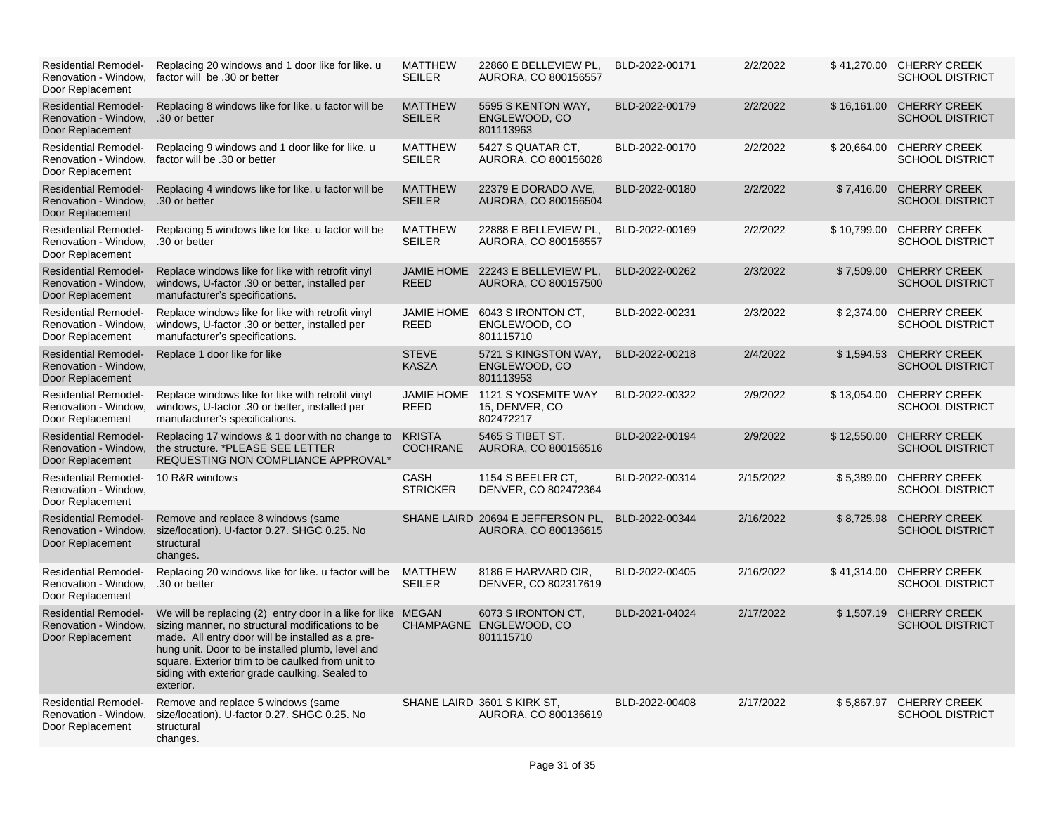| | | | | | | | |
|---|---|---|---|---|---|---|---|
| Residential Remodel-Renovation - Window, Door Replacement | Replacing 20 windows and 1 door like for like. u factor will be .30 or better | MATTHEW SEILER | 22860 E BELLEVIEW PL, AURORA, CO 800156557 | BLD-2022-00171 | 2/2/2022 | $ 41,270.00 | CHERRY CREEK SCHOOL DISTRICT |
| Residential Remodel-Renovation - Window, Door Replacement | Replacing 8 windows like for like. u factor will be .30 or better | MATTHEW SEILER | 5595 S KENTON WAY, ENGLEWOOD, CO 801113963 | BLD-2022-00179 | 2/2/2022 | $ 16,161.00 | CHERRY CREEK SCHOOL DISTRICT |
| Residential Remodel-Renovation - Window, Door Replacement | Replacing 9 windows and 1 door like for like. u factor will be .30 or better | MATTHEW SEILER | 5427 S QUATAR CT, AURORA, CO 800156028 | BLD-2022-00170 | 2/2/2022 | $ 20,664.00 | CHERRY CREEK SCHOOL DISTRICT |
| Residential Remodel-Renovation - Window, Door Replacement | Replacing 4 windows like for like. u factor will be .30 or better | MATTHEW SEILER | 22379 E DORADO AVE, AURORA, CO 800156504 | BLD-2022-00180 | 2/2/2022 | $ 7,416.00 | CHERRY CREEK SCHOOL DISTRICT |
| Residential Remodel-Renovation - Window, Door Replacement | Replacing 5 windows like for like. u factor will be .30 or better | MATTHEW SEILER | 22888 E BELLEVIEW PL, AURORA, CO 800156557 | BLD-2022-00169 | 2/2/2022 | $ 10,799.00 | CHERRY CREEK SCHOOL DISTRICT |
| Residential Remodel-Renovation - Window, Door Replacement | Replace windows like for like with retrofit vinyl windows, U-factor .30 or better, installed per manufacturer's specifications. | JAMIE HOME REED | 22243 E BELLEVIEW PL, AURORA, CO 800157500 | BLD-2022-00262 | 2/3/2022 | $ 7,509.00 | CHERRY CREEK SCHOOL DISTRICT |
| Residential Remodel-Renovation - Window, Door Replacement | Replace windows like for like with retrofit vinyl windows, U-factor .30 or better, installed per manufacturer's specifications. | JAMIE HOME REED | 6043 S IRONTON CT, ENGLEWOOD, CO 801115710 | BLD-2022-00231 | 2/3/2022 | $ 2,374.00 | CHERRY CREEK SCHOOL DISTRICT |
| Residential Remodel-Renovation - Window, Door Replacement | Replace 1 door like for like | STEVE KASZA | 5721 S KINGSTON WAY, ENGLEWOOD, CO 801113953 | BLD-2022-00218 | 2/4/2022 | $ 1,594.53 | CHERRY CREEK SCHOOL DISTRICT |
| Residential Remodel-Renovation - Window, Door Replacement | Replace windows like for like with retrofit vinyl windows, U-factor .30 or better, installed per manufacturer's specifications. | JAMIE HOME REED | 1121 S YOSEMITE WAY 15, DENVER, CO 802472217 | BLD-2022-00322 | 2/9/2022 | $ 13,054.00 | CHERRY CREEK SCHOOL DISTRICT |
| Residential Remodel-Renovation - Window, Door Replacement | Replacing 17 windows & 1 door with no change to the structure. *PLEASE SEE LETTER REQUESTING NON COMPLIANCE APPROVAL* | KRISTA COCHRANE | 5465 S TIBET ST, AURORA, CO 800156516 | BLD-2022-00194 | 2/9/2022 | $ 12,550.00 | CHERRY CREEK SCHOOL DISTRICT |
| Residential Remodel-Renovation - Window, Door Replacement | 10 R&R windows | CASH STRICKER | 1154 S BEELER CT, DENVER, CO 802472364 | BLD-2022-00314 | 2/15/2022 | $ 5,389.00 | CHERRY CREEK SCHOOL DISTRICT |
| Residential Remodel-Renovation - Window, Door Replacement | Remove and replace 8 windows (same size/location). U-factor 0.27. SHGC 0.25. No structural changes. | SHANE LAIRD | 20694 E JEFFERSON PL, AURORA, CO 800136615 | BLD-2022-00344 | 2/16/2022 | $ 8,725.98 | CHERRY CREEK SCHOOL DISTRICT |
| Residential Remodel-Renovation - Window, Door Replacement | Replacing 20 windows like for like. u factor will be .30 or better | MATTHEW SEILER | 8186 E HARVARD CIR, DENVER, CO 802317619 | BLD-2022-00405 | 2/16/2022 | $ 41,314.00 | CHERRY CREEK SCHOOL DISTRICT |
| Residential Remodel-Renovation - Window, Door Replacement | We will be replacing (2) entry door in a like for like sizing manner, no structural modifications to be made. All entry door will be installed as a pre-hung unit. Door to be installed plumb, level and square. Exterior trim to be caulked from unit to siding with exterior grade caulking. Sealed to exterior. | MEGAN CHAMPAGNE | 6073 S IRONTON CT, ENGLEWOOD, CO 801115710 | BLD-2021-04024 | 2/17/2022 | $ 1,507.19 | CHERRY CREEK SCHOOL DISTRICT |
| Residential Remodel-Renovation - Window, Door Replacement | Remove and replace 5 windows (same size/location). U-factor 0.27. SHGC 0.25. No structural changes. | SHANE LAIRD | 3601 S KIRK ST, AURORA, CO 800136619 | BLD-2022-00408 | 2/17/2022 | $ 5,867.97 | CHERRY CREEK SCHOOL DISTRICT |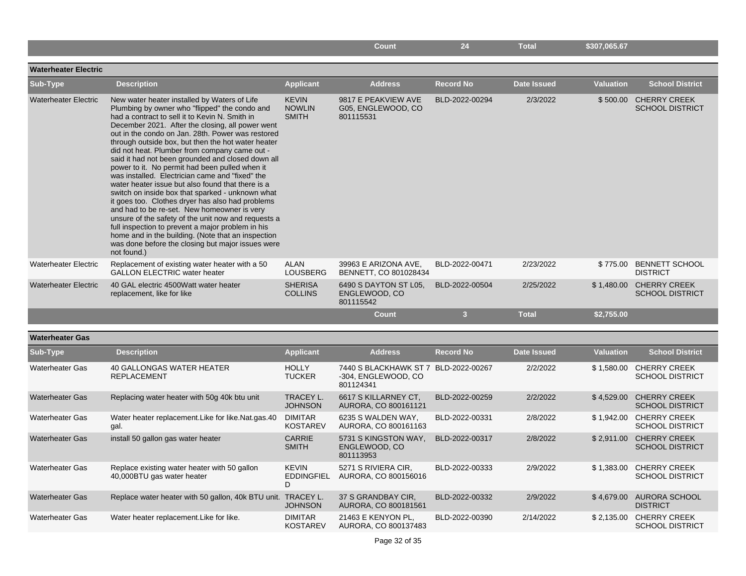| | | | Count | 24 | Total | $307,065.67 | |
|---|---|---|---|---|---|---|---|

## Waterheater Electric

| Sub-Type | Description | Applicant | Address | Record No | Date Issued | Valuation | School District |
|---|---|---|---|---|---|---|---|
| Waterheater Electric | New water heater installed by Waters of Life Plumbing by owner who "flipped" the condo and had a contract to sell it to Kevin N. Smith in December 2021. After the closing, all power went out in the condo on Jan. 28th. Power was restored through outside box, but then the hot water heater did not heat. Plumber from company came out - said it had not been grounded and closed down all power to it. No permit had been pulled when it was installed. Electrician came and "fixed" the water heater issue but also found that there is a switch on inside box that sparked - unknown what it goes too. Clothes dryer has also had problems and had to be re-set. New homeowner is very unsure of the safety of the unit now and requests a full inspection to prevent a major problem in his home and in the building. (Note that an inspection was done before the closing but major issues were not found.) | KEVIN NOWLIN SMITH | 9817 E PEAKVIEW AVE G05, ENGLEWOOD, CO 801115531 | BLD-2022-00294 | 2/3/2022 | $ 500.00 | CHERRY CREEK SCHOOL DISTRICT |
| Waterheater Electric | Replacement of existing water heater with a 50 GALLON ELECTRIC water heater | ALAN LOUSBERG | 39963 E ARIZONA AVE, BENNETT, CO 801028434 | BLD-2022-00471 | 2/23/2022 | $ 775.00 | BENNETT SCHOOL DISTRICT |
| Waterheater Electric | 40 GAL electric 4500Watt water heater replacement, like for like | SHERISA COLLINS | 6490 S DAYTON ST L05, ENGLEWOOD, CO 801115542 | BLD-2022-00504 | 2/25/2022 | $ 1,480.00 | CHERRY CREEK SCHOOL DISTRICT |
| | | | Count | 3 | Total | $2,755.00 | |

## Waterheater Gas

| Sub-Type | Description | Applicant | Address | Record No | Date Issued | Valuation | School District |
|---|---|---|---|---|---|---|---|
| Waterheater Gas | 40 GALLONGAS WATER HEATER REPLACEMENT | HOLLY TUCKER | 7440 S BLACKHAWK ST 7-304, ENGLEWOOD, CO 801124341 | BLD-2022-00267 | 2/2/2022 | $ 1,580.00 | CHERRY CREEK SCHOOL DISTRICT |
| Waterheater Gas | Replacing water heater with 50g 40k btu unit | TRACEY L. JOHNSON | 6617 S KILLARNEY CT, AURORA, CO 800161121 | BLD-2022-00259 | 2/2/2022 | $ 4,529.00 | CHERRY CREEK SCHOOL DISTRICT |
| Waterheater Gas | Water heater replacement.Like for like.Nat.gas.40 gal. | DIMITAR KOSTAREV | 6235 S WALDEN WAY, AURORA, CO 800161163 | BLD-2022-00331 | 2/8/2022 | $ 1,942.00 | CHERRY CREEK SCHOOL DISTRICT |
| Waterheater Gas | install 50 gallon gas water heater | CARRIE SMITH | 5731 S KINGSTON WAY, ENGLEWOOD, CO 801113953 | BLD-2022-00317 | 2/8/2022 | $ 2,911.00 | CHERRY CREEK SCHOOL DISTRICT |
| Waterheater Gas | Replace existing water heater with 50 gallon 40,000BTU gas water heater | KEVIN EDDINGFIELD | 5271 S RIVIERA CIR, AURORA, CO 800156016 | BLD-2022-00333 | 2/9/2022 | $ 1,383.00 | CHERRY CREEK SCHOOL DISTRICT |
| Waterheater Gas | Replace water heater with 50 gallon, 40k BTU unit. | TRACEY L. JOHNSON | 37 S GRANDBAY CIR, AURORA, CO 800181561 | BLD-2022-00332 | 2/9/2022 | $ 4,679.00 | AURORA SCHOOL DISTRICT |
| Waterheater Gas | Water heater replacement.Like for like. | DIMITAR KOSTAREV | 21463 E KENYON PL, AURORA, CO 800137483 | BLD-2022-00390 | 2/14/2022 | $ 2,135.00 | CHERRY CREEK SCHOOL DISTRICT |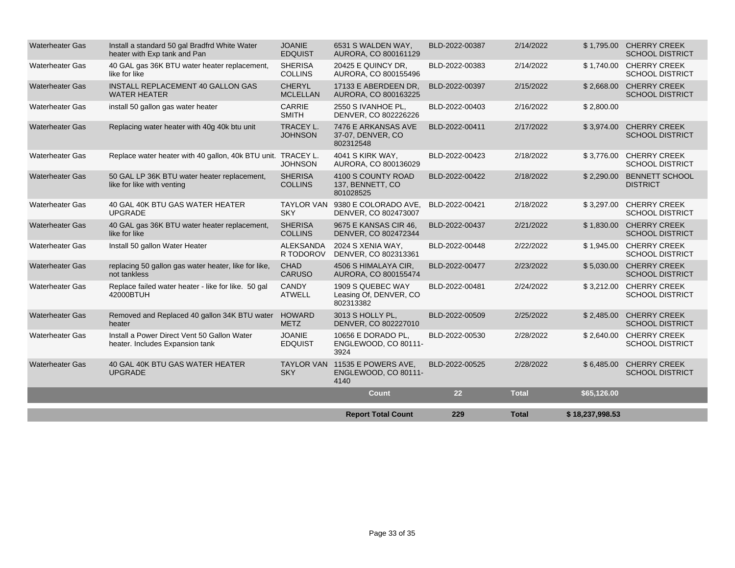| | | | | | | | |
|---|---|---|---|---|---|---|---|
| Waterheater Gas | Install a standard 50 gal Bradfrd White Water heater with Exp tank and Pan | JOANIE EDQUIST | 6531 S WALDEN WAY, AURORA, CO 800161129 | BLD-2022-00387 | 2/14/2022 | $ 1,795.00 | CHERRY CREEK SCHOOL DISTRICT |
| Waterheater Gas | 40 GAL gas 36K BTU water heater replacement, like for like | SHERISA COLLINS | 20425 E QUINCY DR, AURORA, CO 800155496 | BLD-2022-00383 | 2/14/2022 | $ 1,740.00 | CHERRY CREEK SCHOOL DISTRICT |
| Waterheater Gas | INSTALL REPLACEMENT 40 GALLON GAS WATER HEATER | CHERYL MCLELLAN | 17133 E ABERDEEN DR, AURORA, CO 800163225 | BLD-2022-00397 | 2/15/2022 | $ 2,668.00 | CHERRY CREEK SCHOOL DISTRICT |
| Waterheater Gas | install 50 gallon gas water heater | CARRIE SMITH | 2550 S IVANHOE PL, DENVER, CO 802226226 | BLD-2022-00403 | 2/16/2022 | $ 2,800.00 | |
| Waterheater Gas | Replacing water heater with 40g 40k btu unit | TRACEY L. JOHNSON | 7476 E ARKANSAS AVE 37-07, DENVER, CO 802312548 | BLD-2022-00411 | 2/17/2022 | $ 3,974.00 | CHERRY CREEK SCHOOL DISTRICT |
| Waterheater Gas | Replace water heater with 40 gallon, 40k BTU unit. | TRACEY L. JOHNSON | 4041 S KIRK WAY, AURORA, CO 800136029 | BLD-2022-00423 | 2/18/2022 | $ 3,776.00 | CHERRY CREEK SCHOOL DISTRICT |
| Waterheater Gas | 50 GAL LP 36K BTU water heater replacement, like for like with venting | SHERISA COLLINS | 4100 S COUNTY ROAD 137, BENNETT, CO 801028525 | BLD-2022-00422 | 2/18/2022 | $ 2,290.00 | BENNETT SCHOOL DISTRICT |
| Waterheater Gas | 40 GAL 40K BTU GAS WATER HEATER UPGRADE | TAYLOR VAN SKY | 9380 E COLORADO AVE, DENVER, CO 802473007 | BLD-2022-00421 | 2/18/2022 | $ 3,297.00 | CHERRY CREEK SCHOOL DISTRICT |
| Waterheater Gas | 40 GAL gas 36K BTU water heater replacement, like for like | SHERISA COLLINS | 9675 E KANSAS CIR 46, DENVER, CO 802472344 | BLD-2022-00437 | 2/21/2022 | $ 1,830.00 | CHERRY CREEK SCHOOL DISTRICT |
| Waterheater Gas | Install 50 gallon Water Heater | ALEKSANDAR TODOROV | 2024 S XENIA WAY, DENVER, CO 802313361 | BLD-2022-00448 | 2/22/2022 | $ 1,945.00 | CHERRY CREEK SCHOOL DISTRICT |
| Waterheater Gas | replacing 50 gallon gas water heater, like for like, not tankless | CHAD CARUSO | 4506 S HIMALAYA CIR, AURORA, CO 800155474 | BLD-2022-00477 | 2/23/2022 | $ 5,030.00 | CHERRY CREEK SCHOOL DISTRICT |
| Waterheater Gas | Replace failed water heater - like for like. 50 gal 42000BTUH | CANDY ATWELL | 1909 S QUEBEC WAY Leasing Of, DENVER, CO 802313382 | BLD-2022-00481 | 2/24/2022 | $ 3,212.00 | CHERRY CREEK SCHOOL DISTRICT |
| Waterheater Gas | Removed and Replaced 40 gallon 34K BTU water heater | HOWARD METZ | 3013 S HOLLY PL, DENVER, CO 802227010 | BLD-2022-00509 | 2/25/2022 | $ 2,485.00 | CHERRY CREEK SCHOOL DISTRICT |
| Waterheater Gas | Install a Power Direct Vent 50 Gallon Water heater. Includes Expansion tank | JOANIE EDQUIST | 10656 E DORADO PL, ENGLEWOOD, CO 80111-3924 | BLD-2022-00530 | 2/28/2022 | $ 2,640.00 | CHERRY CREEK SCHOOL DISTRICT |
| Waterheater Gas | 40 GAL 40K BTU GAS WATER HEATER UPGRADE | TAYLOR VAN SKY | 11535 E POWERS AVE, ENGLEWOOD, CO 80111-4140 | BLD-2022-00525 | 2/28/2022 | $ 6,485.00 | CHERRY CREEK SCHOOL DISTRICT |
| | | | **Count** | **22** | **Total** | **$65,126.00** | |
| | | | **Report Total Count** | **229** | **Total** | **$ 18,237,998.53** | |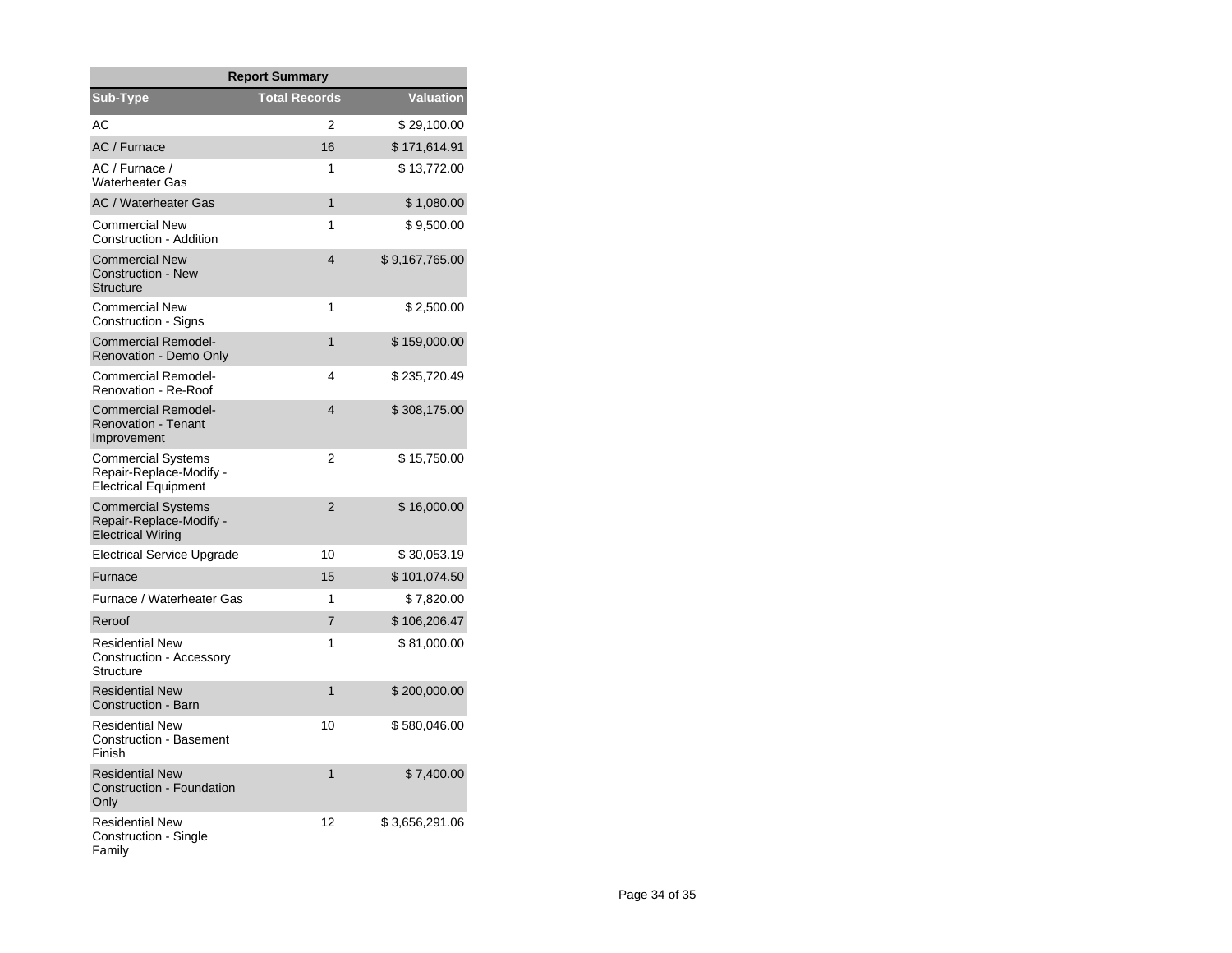| Report Summary | | |
|---|---|---|
| **Sub-Type** | **Total Records** | **Valuation** |
| AC | 2 | $ 29,100.00 |
| AC / Furnace | 16 | $ 171,614.91 |
| AC / Furnace / Waterheater Gas | 1 | $ 13,772.00 |
| AC / Waterheater Gas | 1 | $ 1,080.00 |
| Commercial New Construction - Addition | 1 | $ 9,500.00 |
| Commercial New Construction - New Structure | 4 | $ 9,167,765.00 |
| Commercial New Construction - Signs | 1 | $ 2,500.00 |
| Commercial Remodel-Renovation - Demo Only | 1 | $ 159,000.00 |
| Commercial Remodel-Renovation - Re-Roof | 4 | $ 235,720.49 |
| Commercial Remodel-Renovation - Tenant Improvement | 4 | $ 308,175.00 |
| Commercial Systems Repair-Replace-Modify - Electrical Equipment | 2 | $ 15,750.00 |
| Commercial Systems Repair-Replace-Modify - Electrical Wiring | 2 | $ 16,000.00 |
| Electrical Service Upgrade | 10 | $ 30,053.19 |
| Furnace | 15 | $ 101,074.50 |
| Furnace / Waterheater Gas | 1 | $ 7,820.00 |
| Reroof | 7 | $ 106,206.47 |
| Residential New Construction - Accessory Structure | 1 | $ 81,000.00 |
| Residential New Construction - Barn | 1 | $ 200,000.00 |
| Residential New Construction - Basement Finish | 10 | $ 580,046.00 |
| Residential New Construction - Foundation Only | 1 | $ 7,400.00 |
| Residential New Construction - Single Family | 12 | $ 3,656,291.06 |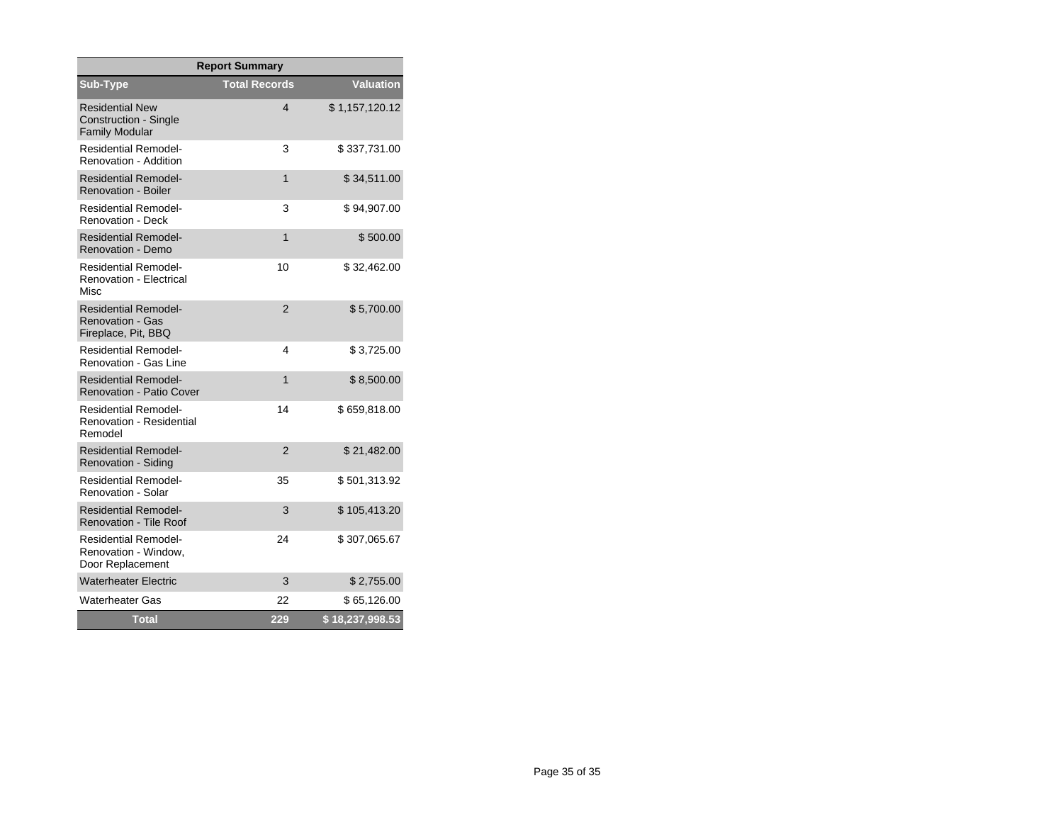| Report Summary | | |
|---|---|---|
| **Sub-Type** | **Total Records** | **Valuation** |
| Residential New Construction - Single Family Modular | 4 | $ 1,157,120.12 |
| Residential Remodel-Renovation - Addition | 3 | $ 337,731.00 |
| Residential Remodel-Renovation - Boiler | 1 | $ 34,511.00 |
| Residential Remodel-Renovation - Deck | 3 | $ 94,907.00 |
| Residential Remodel-Renovation - Demo | 1 | $ 500.00 |
| Residential Remodel-Renovation - Electrical Misc | 10 | $ 32,462.00 |
| Residential Remodel-Renovation - Gas Fireplace, Pit, BBQ | 2 | $ 5,700.00 |
| Residential Remodel-Renovation - Gas Line | 4 | $ 3,725.00 |
| Residential Remodel-Renovation - Patio Cover | 1 | $ 8,500.00 |
| Residential Remodel-Renovation - Residential Remodel | 14 | $ 659,818.00 |
| Residential Remodel-Renovation - Siding | 2 | $ 21,482.00 |
| Residential Remodel-Renovation - Solar | 35 | $ 501,313.92 |
| Residential Remodel-Renovation - Tile Roof | 3 | $ 105,413.20 |
| Residential Remodel-Renovation - Window, Door Replacement | 24 | $ 307,065.67 |
| Waterheater Electric | 3 | $ 2,755.00 |
| Waterheater Gas | 22 | $ 65,126.00 |
| **Total** | **229** | **$ 18,237,998.53** |